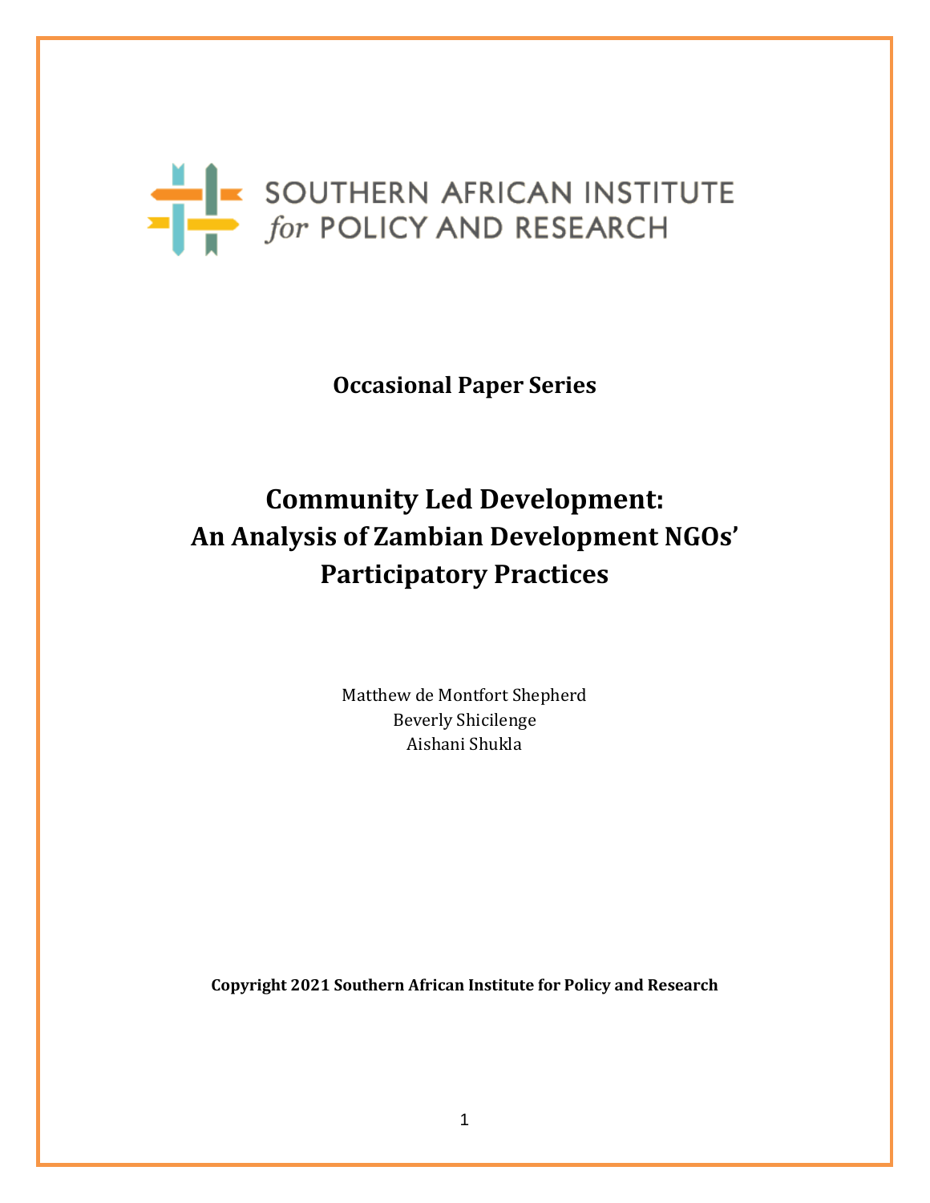SOUTHERN AFRICAN INSTITUTE *for* POLICY AND RESEARCH

**Occasional Paper Series**

# Community Led Development: An Analysis of Zambian Development NGOs' Participatory Practices

Matthew de Montfort Shepherd
Beverly Shicilenge
Aishani Shukla

**Copyright 2021 Southern African Institute for Policy and Research**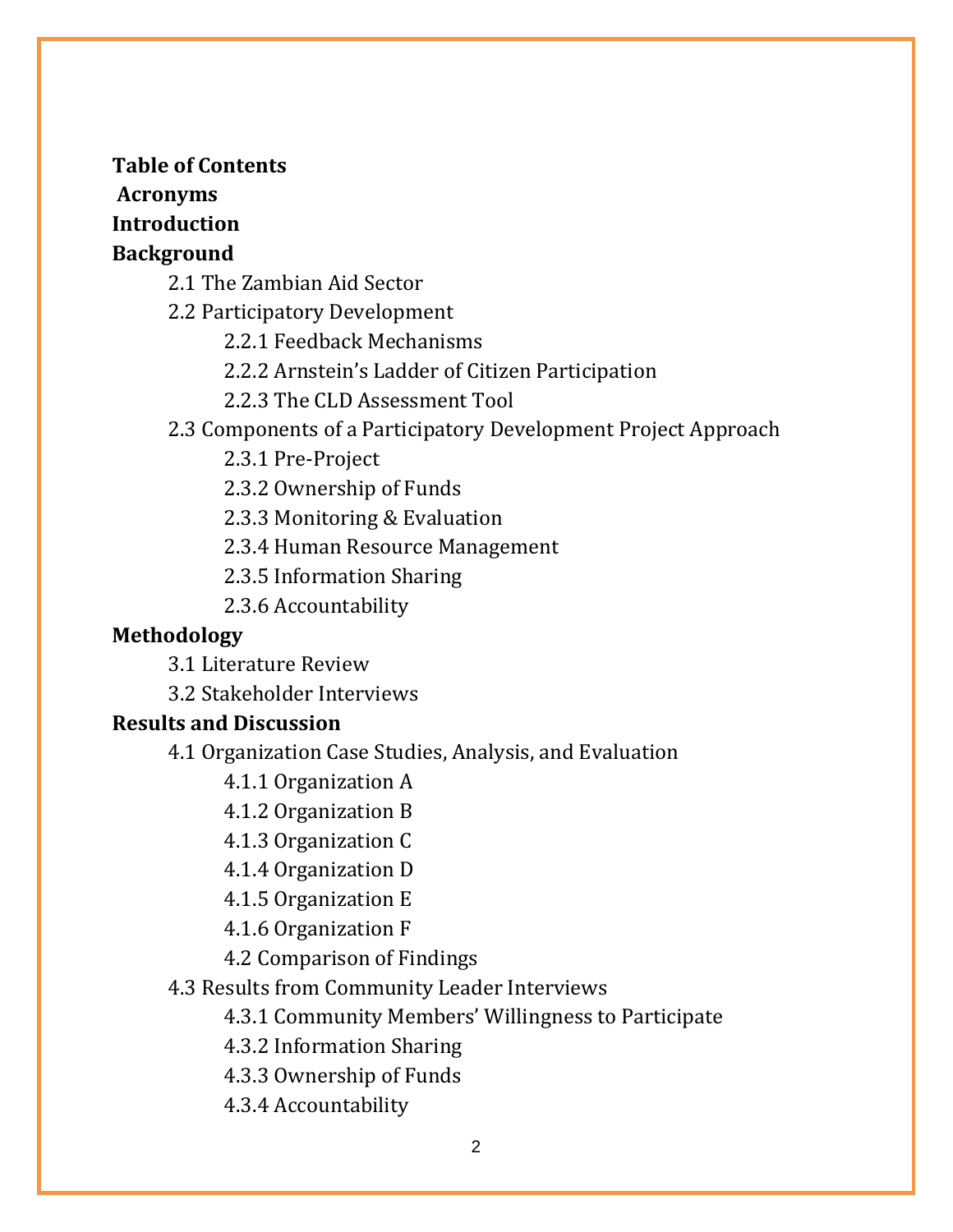**Table of Contents**

**Acronyms**

**Introduction**

**Background**

- 2.1 The Zambian Aid Sector
- 2.2 Participatory Development
  - 2.2.1 Feedback Mechanisms
  - 2.2.2 Arnstein's Ladder of Citizen Participation
  - 2.2.3 The CLD Assessment Tool
- 2.3 Components of a Participatory Development Project Approach
  - 2.3.1 Pre-Project
  - 2.3.2 Ownership of Funds
  - 2.3.3 Monitoring & Evaluation
  - 2.3.4 Human Resource Management
  - 2.3.5 Information Sharing
  - 2.3.6 Accountability

**Methodology**

- 3.1 Literature Review
- 3.2 Stakeholder Interviews

**Results and Discussion**

- 4.1 Organization Case Studies, Analysis, and Evaluation
  - 4.1.1 Organization A
  - 4.1.2 Organization B
  - 4.1.3 Organization C
  - 4.1.4 Organization D
  - 4.1.5 Organization E
  - 4.1.6 Organization F
  - 4.2 Comparison of Findings
- 4.3 Results from Community Leader Interviews
  - 4.3.1 Community Members' Willingness to Participate
  - 4.3.2 Information Sharing
  - 4.3.3 Ownership of Funds
  - 4.3.4 Accountability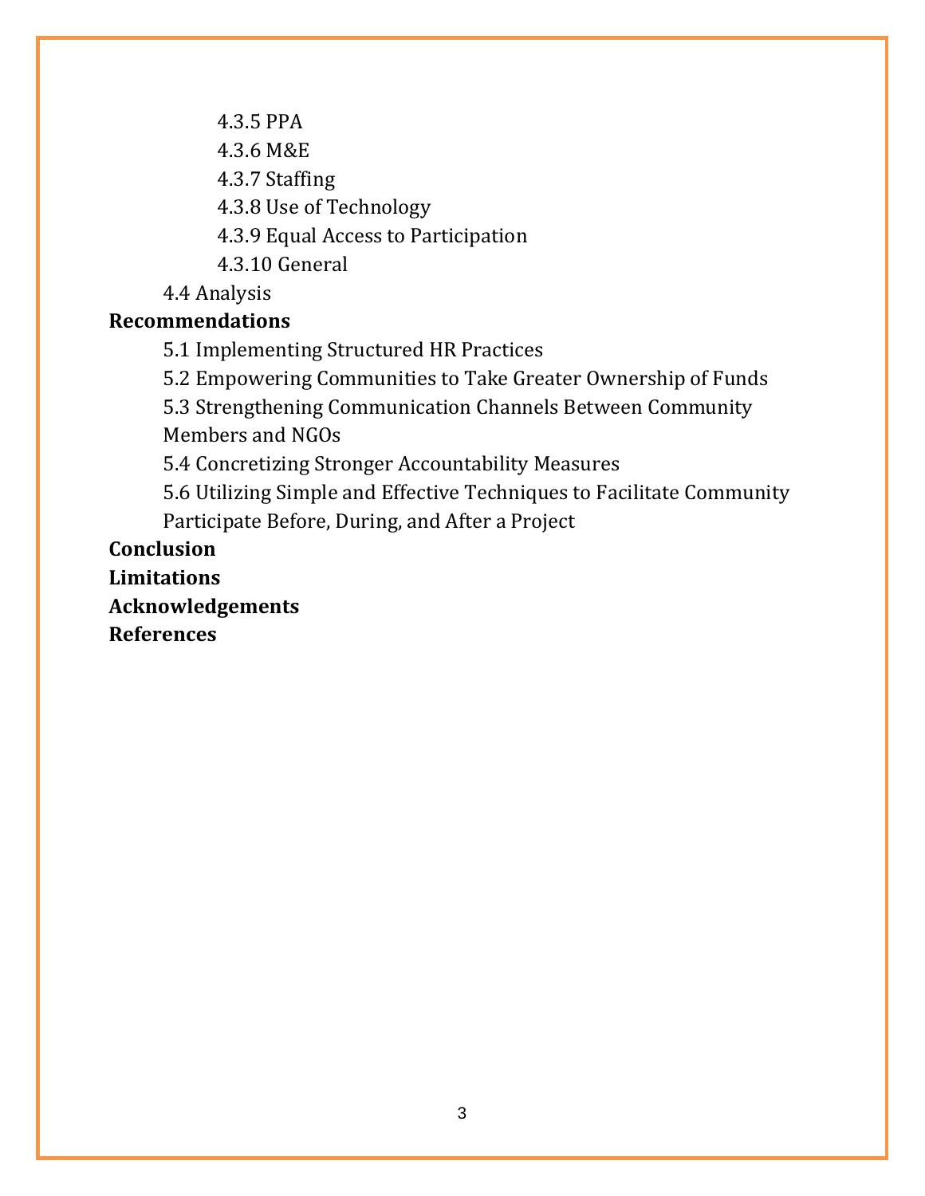4.3.5 PPA

4.3.6 M&E

4.3.7 Staffing

4.3.8 Use of Technology

4.3.9 Equal Access to Participation

4.3.10 General

4.4 Analysis

**Recommendations**

5.1 Implementing Structured HR Practices

5.2 Empowering Communities to Take Greater Ownership of Funds

5.3 Strengthening Communication Channels Between Community Members and NGOs

5.4 Concretizing Stronger Accountability Measures

5.6 Utilizing Simple and Effective Techniques to Facilitate Community Participate Before, During, and After a Project

**Conclusion**

**Limitations**

**Acknowledgements**

**References**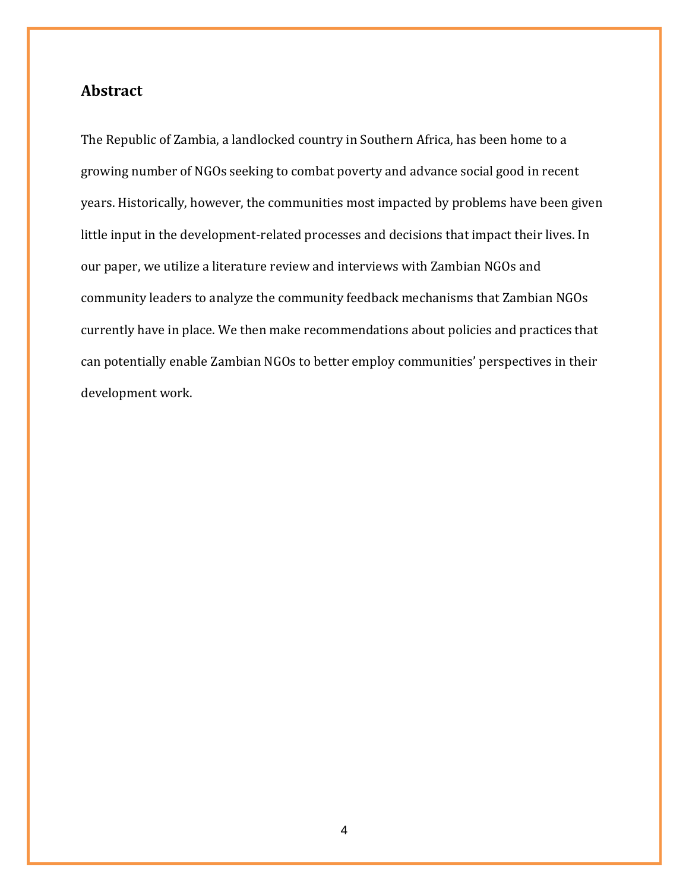## Abstract

The Republic of Zambia, a landlocked country in Southern Africa, has been home to a growing number of NGOs seeking to combat poverty and advance social good in recent years. Historically, however, the communities most impacted by problems have been given little input in the development-related processes and decisions that impact their lives. In our paper, we utilize a literature review and interviews with Zambian NGOs and community leaders to analyze the community feedback mechanisms that Zambian NGOs currently have in place. We then make recommendations about policies and practices that can potentially enable Zambian NGOs to better employ communities' perspectives in their development work.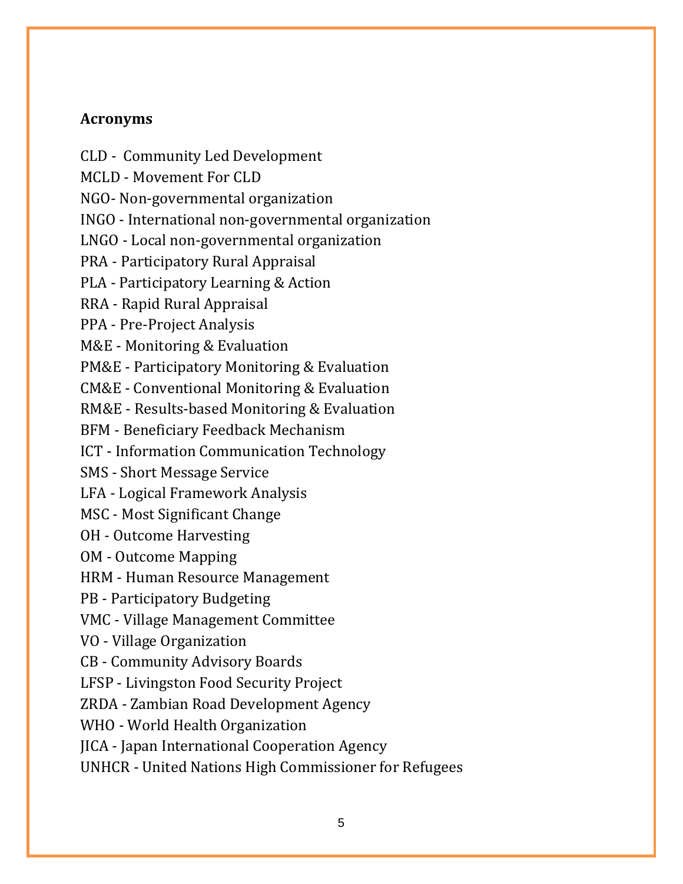**Acronyms**

CLD - Community Led Development  
MCLD - Movement For CLD  
NGO- Non-governmental organization  
INGO - International non-governmental organization  
LNGO - Local non-governmental organization  
PRA - Participatory Rural Appraisal  
PLA - Participatory Learning & Action  
RRA - Rapid Rural Appraisal  
PPA - Pre-Project Analysis  
M&E - Monitoring & Evaluation  
PM&E - Participatory Monitoring & Evaluation  
CM&E - Conventional Monitoring & Evaluation  
RM&E - Results-based Monitoring & Evaluation  
BFM - Beneficiary Feedback Mechanism  
ICT - Information Communication Technology  
SMS - Short Message Service  
LFA - Logical Framework Analysis  
MSC - Most Significant Change  
OH - Outcome Harvesting  
OM - Outcome Mapping  
HRM - Human Resource Management  
PB - Participatory Budgeting  
VMC - Village Management Committee  
VO - Village Organization  
CB - Community Advisory Boards  
LFSP - Livingston Food Security Project  
ZRDA - Zambian Road Development Agency  
WHO - World Health Organization  
JICA - Japan International Cooperation Agency  
UNHCR - United Nations High Commissioner for Refugees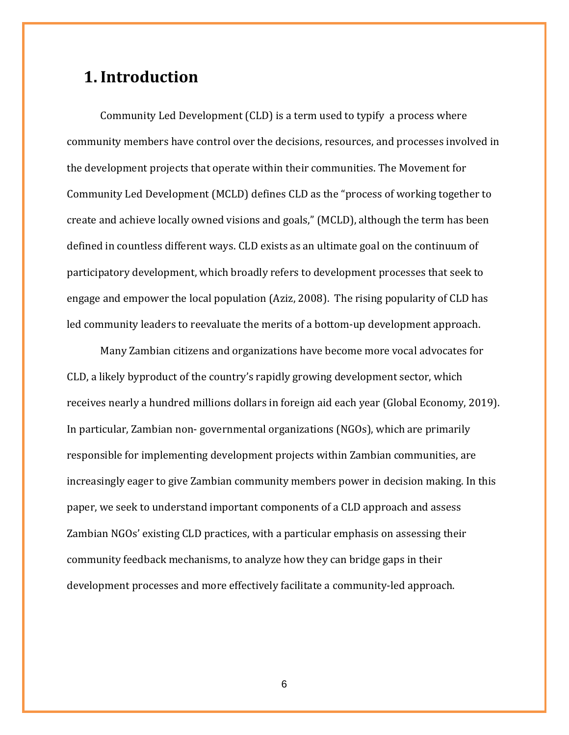# 1. Introduction

Community Led Development (CLD) is a term used to typify a process where community members have control over the decisions, resources, and processes involved in the development projects that operate within their communities. The Movement for Community Led Development (MCLD) defines CLD as the "process of working together to create and achieve locally owned visions and goals," (MCLD), although the term has been defined in countless different ways. CLD exists as an ultimate goal on the continuum of participatory development, which broadly refers to development processes that seek to engage and empower the local population (Aziz, 2008). The rising popularity of CLD has led community leaders to reevaluate the merits of a bottom-up development approach.

Many Zambian citizens and organizations have become more vocal advocates for CLD, a likely byproduct of the country's rapidly growing development sector, which receives nearly a hundred millions dollars in foreign aid each year (Global Economy, 2019). In particular, Zambian non- governmental organizations (NGOs), which are primarily responsible for implementing development projects within Zambian communities, are increasingly eager to give Zambian community members power in decision making. In this paper, we seek to understand important components of a CLD approach and assess Zambian NGOs' existing CLD practices, with a particular emphasis on assessing their community feedback mechanisms, to analyze how they can bridge gaps in their development processes and more effectively facilitate a community-led approach.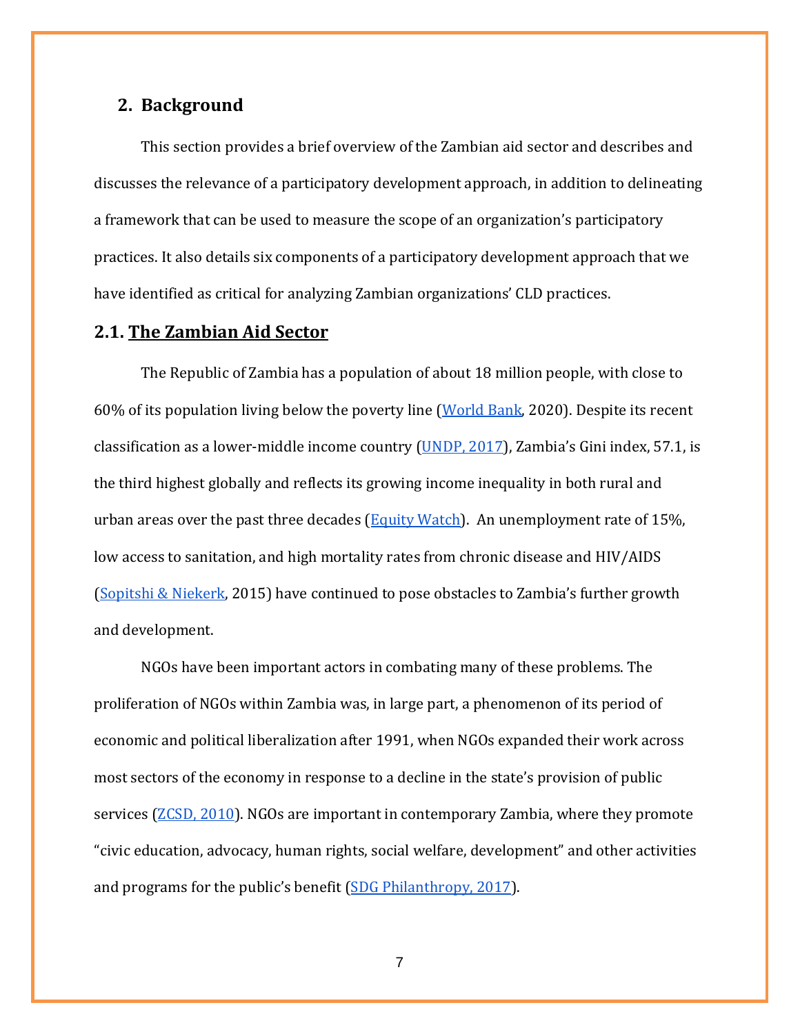## 2. Background

This section provides a brief overview of the Zambian aid sector and describes and discusses the relevance of a participatory development approach, in addition to delineating a framework that can be used to measure the scope of an organization's participatory practices. It also details six components of a participatory development approach that we have identified as critical for analyzing Zambian organizations' CLD practices.

### 2.1. The Zambian Aid Sector

The Republic of Zambia has a population of about 18 million people, with close to 60% of its population living below the poverty line (World Bank, 2020). Despite its recent classification as a lower-middle income country (UNDP, 2017), Zambia's Gini index, 57.1, is the third highest globally and reflects its growing income inequality in both rural and urban areas over the past three decades (Equity Watch). An unemployment rate of 15%, low access to sanitation, and high mortality rates from chronic disease and HIV/AIDS (Sopitshi & Niekerk, 2015) have continued to pose obstacles to Zambia's further growth and development.

NGOs have been important actors in combating many of these problems. The proliferation of NGOs within Zambia was, in large part, a phenomenon of its period of economic and political liberalization after 1991, when NGOs expanded their work across most sectors of the economy in response to a decline in the state's provision of public services (ZCSD, 2010). NGOs are important in contemporary Zambia, where they promote "civic education, advocacy, human rights, social welfare, development" and other activities and programs for the public's benefit (SDG Philanthropy, 2017).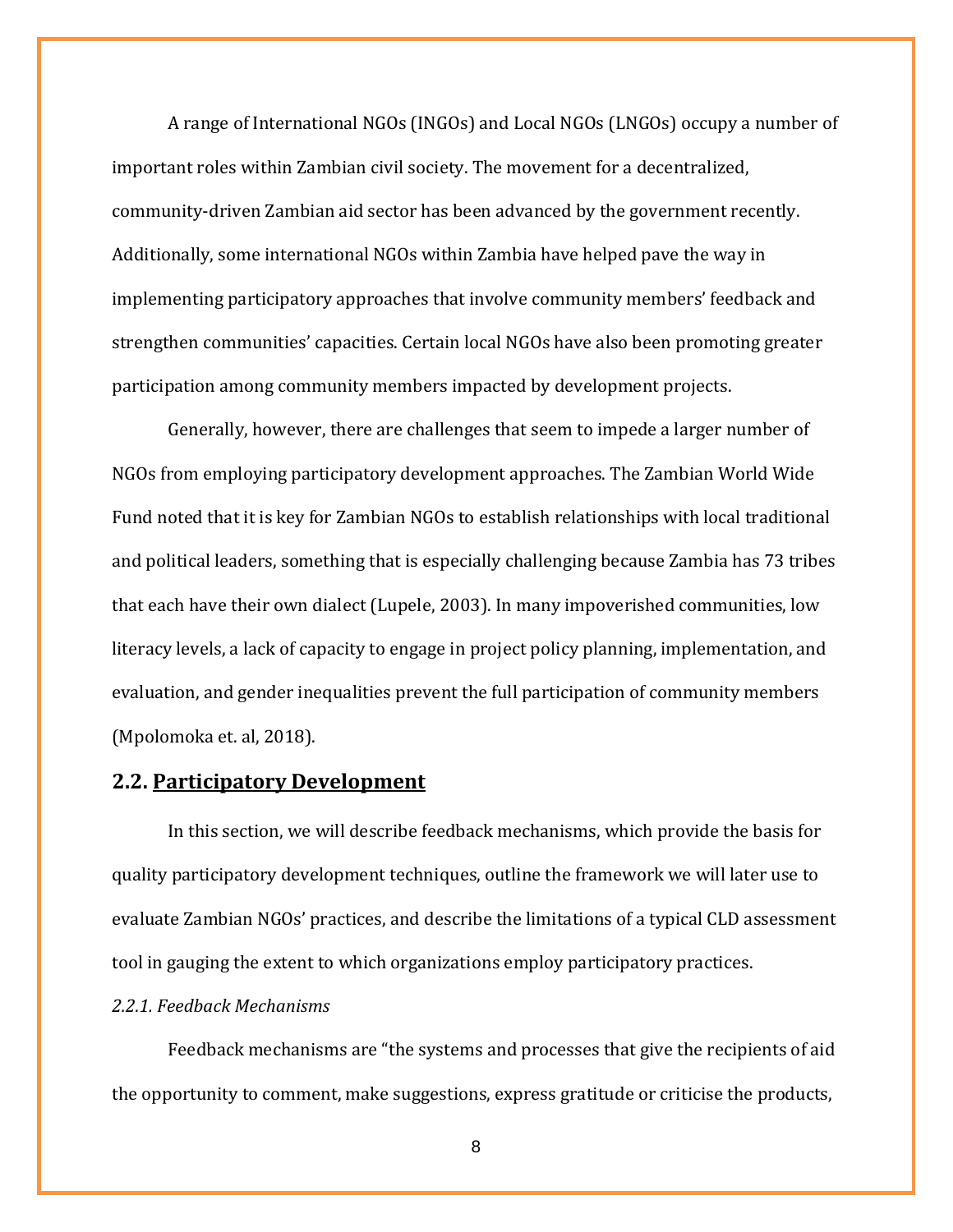A range of International NGOs (INGOs) and Local NGOs (LNGOs) occupy a number of important roles within Zambian civil society. The movement for a decentralized, community-driven Zambian aid sector has been advanced by the government recently. Additionally, some international NGOs within Zambia have helped pave the way in implementing participatory approaches that involve community members' feedback and strengthen communities' capacities. Certain local NGOs have also been promoting greater participation among community members impacted by development projects.

Generally, however, there are challenges that seem to impede a larger number of NGOs from employing participatory development approaches. The Zambian World Wide Fund noted that it is key for Zambian NGOs to establish relationships with local traditional and political leaders, something that is especially challenging because Zambia has 73 tribes that each have their own dialect (Lupele, 2003). In many impoverished communities, low literacy levels, a lack of capacity to engage in project policy planning, implementation, and evaluation, and gender inequalities prevent the full participation of community members (Mpolomoka et. al, 2018).

## 2.2. <u>Participatory Development</u>

In this section, we will describe feedback mechanisms, which provide the basis for quality participatory development techniques, outline the framework we will later use to evaluate Zambian NGOs' practices, and describe the limitations of a typical CLD assessment tool in gauging the extent to which organizations employ participatory practices.

### *2.2.1. Feedback Mechanisms*

Feedback mechanisms are "the systems and processes that give the recipients of aid the opportunity to comment, make suggestions, express gratitude or criticise the products,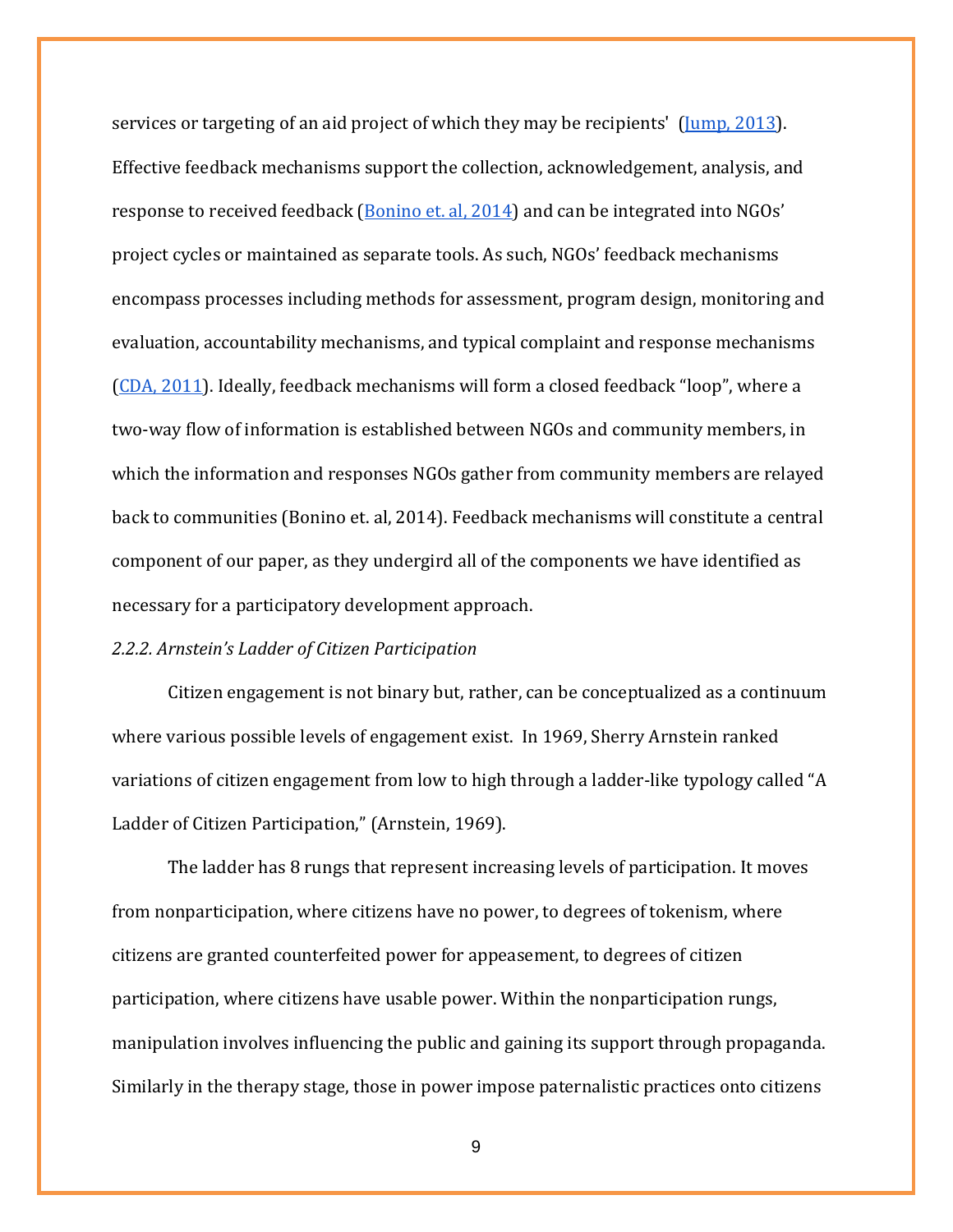services or targeting of an aid project of which they may be recipients' (Jump, 2013). Effective feedback mechanisms support the collection, acknowledgement, analysis, and response to received feedback (Bonino et. al, 2014) and can be integrated into NGOs' project cycles or maintained as separate tools. As such, NGOs' feedback mechanisms encompass processes including methods for assessment, program design, monitoring and evaluation, accountability mechanisms, and typical complaint and response mechanisms (CDA, 2011). Ideally, feedback mechanisms will form a closed feedback "loop", where a two-way flow of information is established between NGOs and community members, in which the information and responses NGOs gather from community members are relayed back to communities (Bonino et. al, 2014). Feedback mechanisms will constitute a central component of our paper, as they undergird all of the components we have identified as necessary for a participatory development approach.

*2.2.2. Arnstein's Ladder of Citizen Participation*

Citizen engagement is not binary but, rather, can be conceptualized as a continuum where various possible levels of engagement exist. In 1969, Sherry Arnstein ranked variations of citizen engagement from low to high through a ladder-like typology called "A Ladder of Citizen Participation," (Arnstein, 1969).

The ladder has 8 rungs that represent increasing levels of participation. It moves from nonparticipation, where citizens have no power, to degrees of tokenism, where citizens are granted counterfeited power for appeasement, to degrees of citizen participation, where citizens have usable power. Within the nonparticipation rungs, manipulation involves influencing the public and gaining its support through propaganda. Similarly in the therapy stage, those in power impose paternalistic practices onto citizens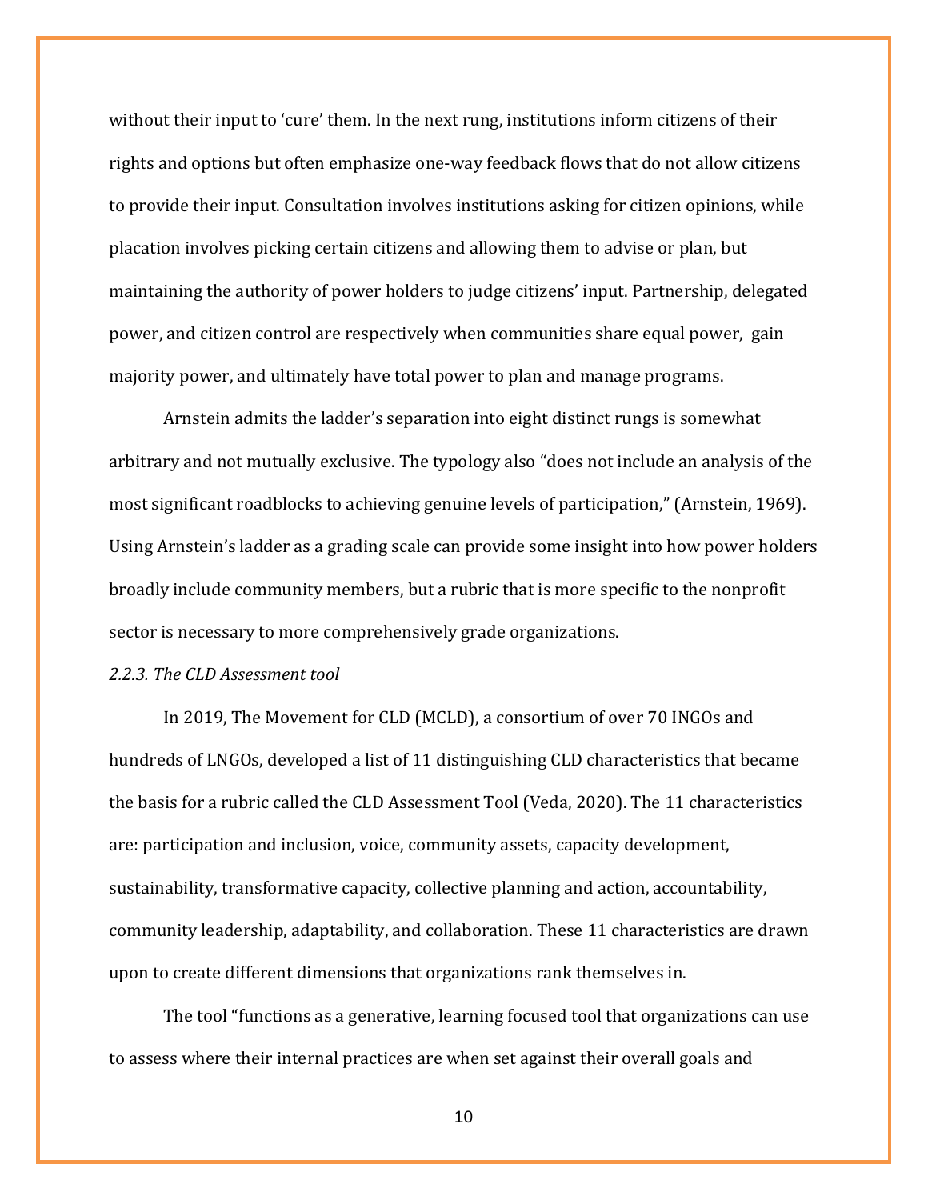without their input to 'cure' them. In the next rung, institutions inform citizens of their rights and options but often emphasize one-way feedback flows that do not allow citizens to provide their input. Consultation involves institutions asking for citizen opinions, while placation involves picking certain citizens and allowing them to advise or plan, but maintaining the authority of power holders to judge citizens' input. Partnership, delegated power, and citizen control are respectively when communities share equal power, gain majority power, and ultimately have total power to plan and manage programs.

Arnstein admits the ladder's separation into eight distinct rungs is somewhat arbitrary and not mutually exclusive. The typology also "does not include an analysis of the most significant roadblocks to achieving genuine levels of participation," (Arnstein, 1969). Using Arnstein's ladder as a grading scale can provide some insight into how power holders broadly include community members, but a rubric that is more specific to the nonprofit sector is necessary to more comprehensively grade organizations.

*2.2.3. The CLD Assessment tool*

In 2019, The Movement for CLD (MCLD), a consortium of over 70 INGOs and hundreds of LNGOs, developed a list of 11 distinguishing CLD characteristics that became the basis for a rubric called the CLD Assessment Tool (Veda, 2020). The 11 characteristics are: participation and inclusion, voice, community assets, capacity development, sustainability, transformative capacity, collective planning and action, accountability, community leadership, adaptability, and collaboration. These 11 characteristics are drawn upon to create different dimensions that organizations rank themselves in.

The tool "functions as a generative, learning focused tool that organizations can use to assess where their internal practices are when set against their overall goals and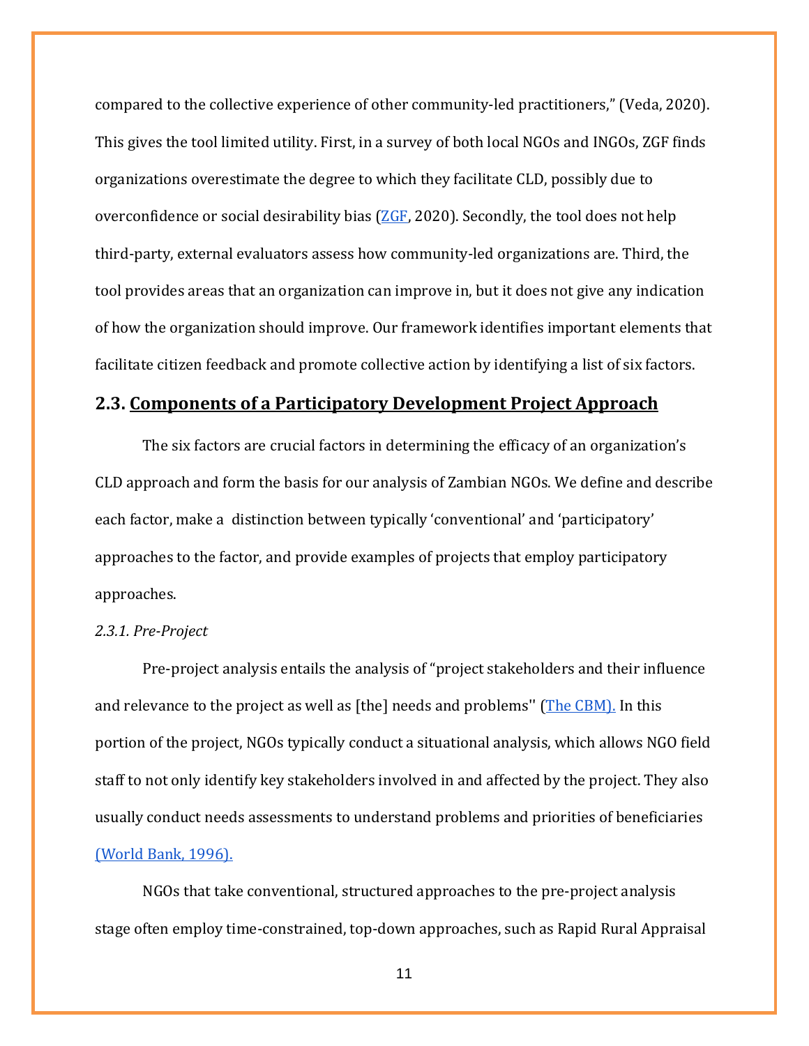compared to the collective experience of other community-led practitioners," (Veda, 2020). This gives the tool limited utility. First, in a survey of both local NGOs and INGOs, ZGF finds organizations overestimate the degree to which they facilitate CLD, possibly due to overconfidence or social desirability bias (ZGF, 2020). Secondly, the tool does not help third-party, external evaluators assess how community-led organizations are. Third, the tool provides areas that an organization can improve in, but it does not give any indication of how the organization should improve. Our framework identifies important elements that facilitate citizen feedback and promote collective action by identifying a list of six factors.

## 2.3. **Components of a Participatory Development Project Approach**

The six factors are crucial factors in determining the efficacy of an organization's CLD approach and form the basis for our analysis of Zambian NGOs. We define and describe each factor, make a distinction between typically 'conventional' and 'participatory' approaches to the factor, and provide examples of projects that employ participatory approaches.

*2.3.1. Pre-Project*

Pre-project analysis entails the analysis of "project stakeholders and their influence and relevance to the project as well as [the] needs and problems'' (The CBM). In this portion of the project, NGOs typically conduct a situational analysis, which allows NGO field staff to not only identify key stakeholders involved in and affected by the project. They also usually conduct needs assessments to understand problems and priorities of beneficiaries (World Bank, 1996).

NGOs that take conventional, structured approaches to the pre-project analysis stage often employ time-constrained, top-down approaches, such as Rapid Rural Appraisal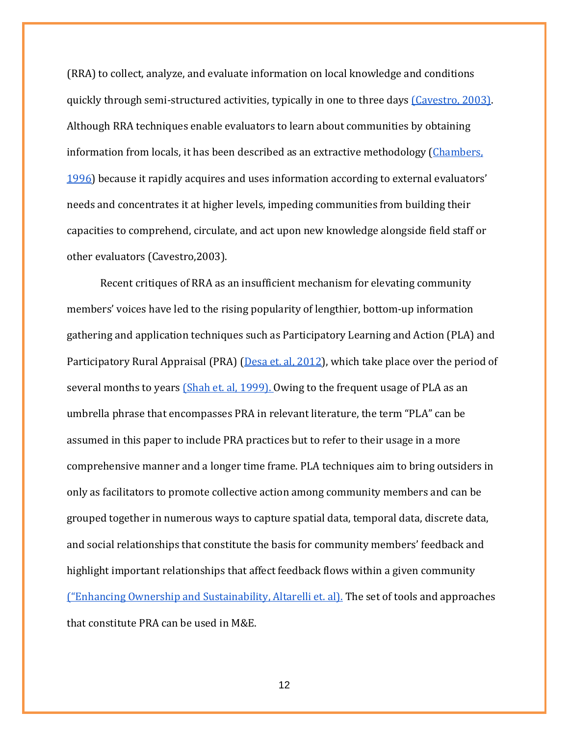(RRA) to collect, analyze, and evaluate information on local knowledge and conditions quickly through semi-structured activities, typically in one to three days (Cavestro, 2003). Although RRA techniques enable evaluators to learn about communities by obtaining information from locals, it has been described as an extractive methodology (Chambers, 1996) because it rapidly acquires and uses information according to external evaluators' needs and concentrates it at higher levels, impeding communities from building their capacities to comprehend, circulate, and act upon new knowledge alongside field staff or other evaluators (Cavestro,2003).

Recent critiques of RRA as an insufficient mechanism for elevating community members' voices have led to the rising popularity of lengthier, bottom-up information gathering and application techniques such as Participatory Learning and Action (PLA) and Participatory Rural Appraisal (PRA) (Desa et. al, 2012), which take place over the period of several months to years (Shah et. al, 1999). Owing to the frequent usage of PLA as an umbrella phrase that encompasses PRA in relevant literature, the term "PLA" can be assumed in this paper to include PRA practices but to refer to their usage in a more comprehensive manner and a longer time frame. PLA techniques aim to bring outsiders in only as facilitators to promote collective action among community members and can be grouped together in numerous ways to capture spatial data, temporal data, discrete data, and social relationships that constitute the basis for community members' feedback and highlight important relationships that affect feedback flows within a given community ("Enhancing Ownership and Sustainability, Altarelli et. al). The set of tools and approaches that constitute PRA can be used in M&E.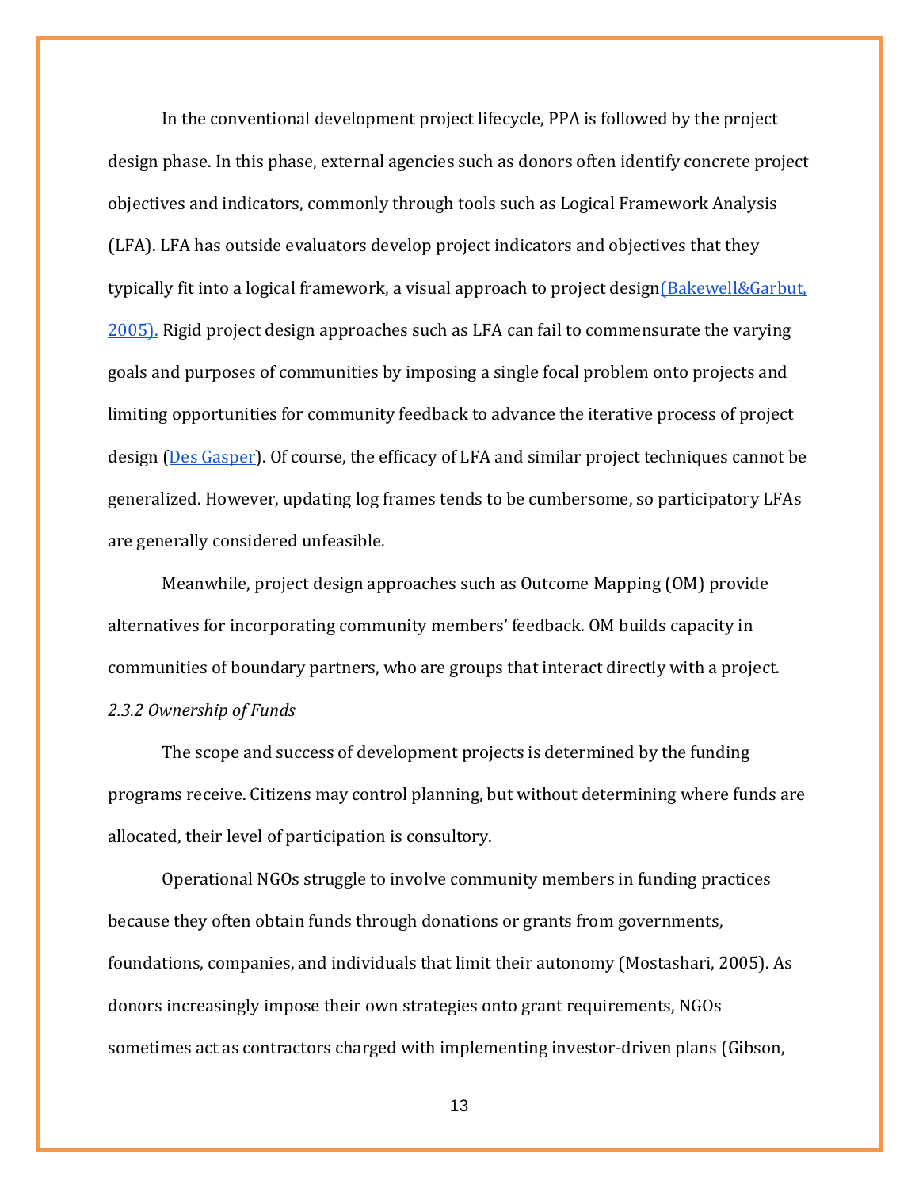In the conventional development project lifecycle, PPA is followed by the project design phase. In this phase, external agencies such as donors often identify concrete project objectives and indicators, commonly through tools such as Logical Framework Analysis (LFA). LFA has outside evaluators develop project indicators and objectives that they typically fit into a logical framework, a visual approach to project design(Bakewell&Garbut, 2005). Rigid project design approaches such as LFA can fail to commensurate the varying goals and purposes of communities by imposing a single focal problem onto projects and limiting opportunities for community feedback to advance the iterative process of project design (Des Gasper). Of course, the efficacy of LFA and similar project techniques cannot be generalized. However, updating log frames tends to be cumbersome, so participatory LFAs are generally considered unfeasible.

Meanwhile, project design approaches such as Outcome Mapping (OM) provide alternatives for incorporating community members' feedback. OM builds capacity in communities of boundary partners, who are groups that interact directly with a project.

*2.3.2 Ownership of Funds*

The scope and success of development projects is determined by the funding programs receive. Citizens may control planning, but without determining where funds are allocated, their level of participation is consultory.

Operational NGOs struggle to involve community members in funding practices because they often obtain funds through donations or grants from governments, foundations, companies, and individuals that limit their autonomy (Mostashari, 2005). As donors increasingly impose their own strategies onto grant requirements, NGOs sometimes act as contractors charged with implementing investor-driven plans (Gibson,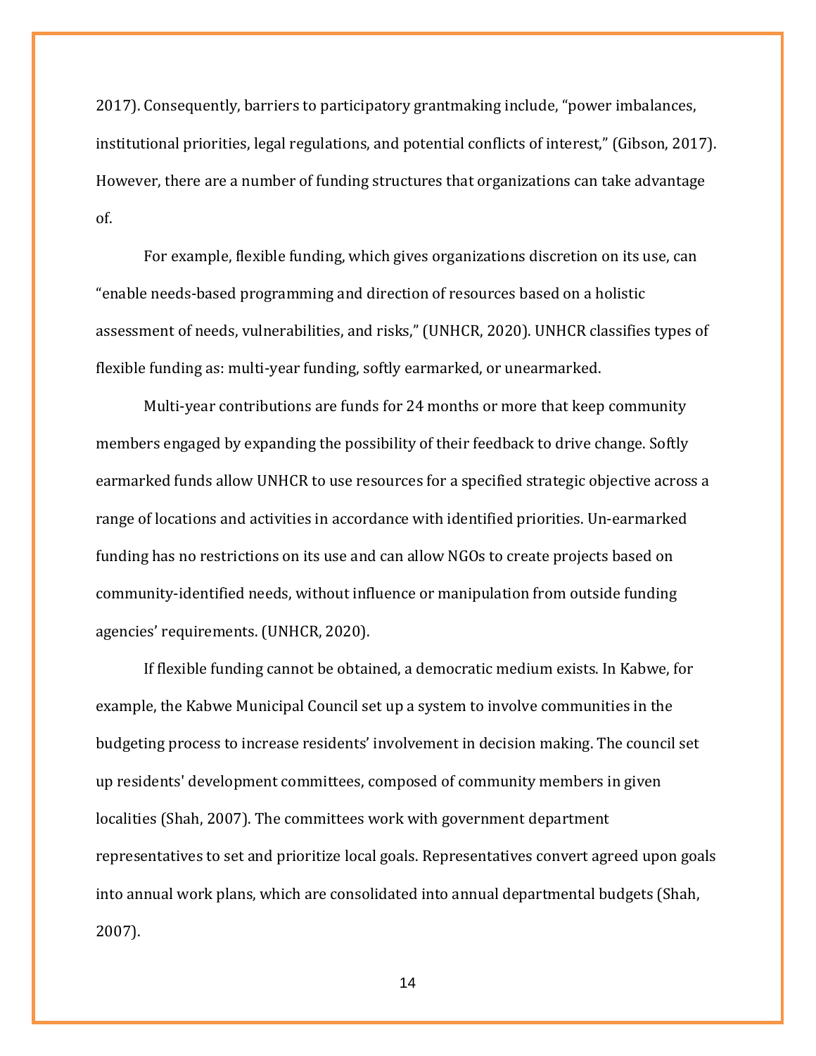2017). Consequently, barriers to participatory grantmaking include, "power imbalances, institutional priorities, legal regulations, and potential conflicts of interest," (Gibson, 2017). However, there are a number of funding structures that organizations can take advantage of.

For example, flexible funding, which gives organizations discretion on its use, can "enable needs-based programming and direction of resources based on a holistic assessment of needs, vulnerabilities, and risks," (UNHCR, 2020). UNHCR classifies types of flexible funding as: multi-year funding, softly earmarked, or unearmarked.

Multi-year contributions are funds for 24 months or more that keep community members engaged by expanding the possibility of their feedback to drive change. Softly earmarked funds allow UNHCR to use resources for a specified strategic objective across a range of locations and activities in accordance with identified priorities. Un-earmarked funding has no restrictions on its use and can allow NGOs to create projects based on community-identified needs, without influence or manipulation from outside funding agencies' requirements. (UNHCR, 2020).

If flexible funding cannot be obtained, a democratic medium exists. In Kabwe, for example, the Kabwe Municipal Council set up a system to involve communities in the budgeting process to increase residents' involvement in decision making. The council set up residents' development committees, composed of community members in given localities (Shah, 2007). The committees work with government department representatives to set and prioritize local goals. Representatives convert agreed upon goals into annual work plans, which are consolidated into annual departmental budgets (Shah, 2007).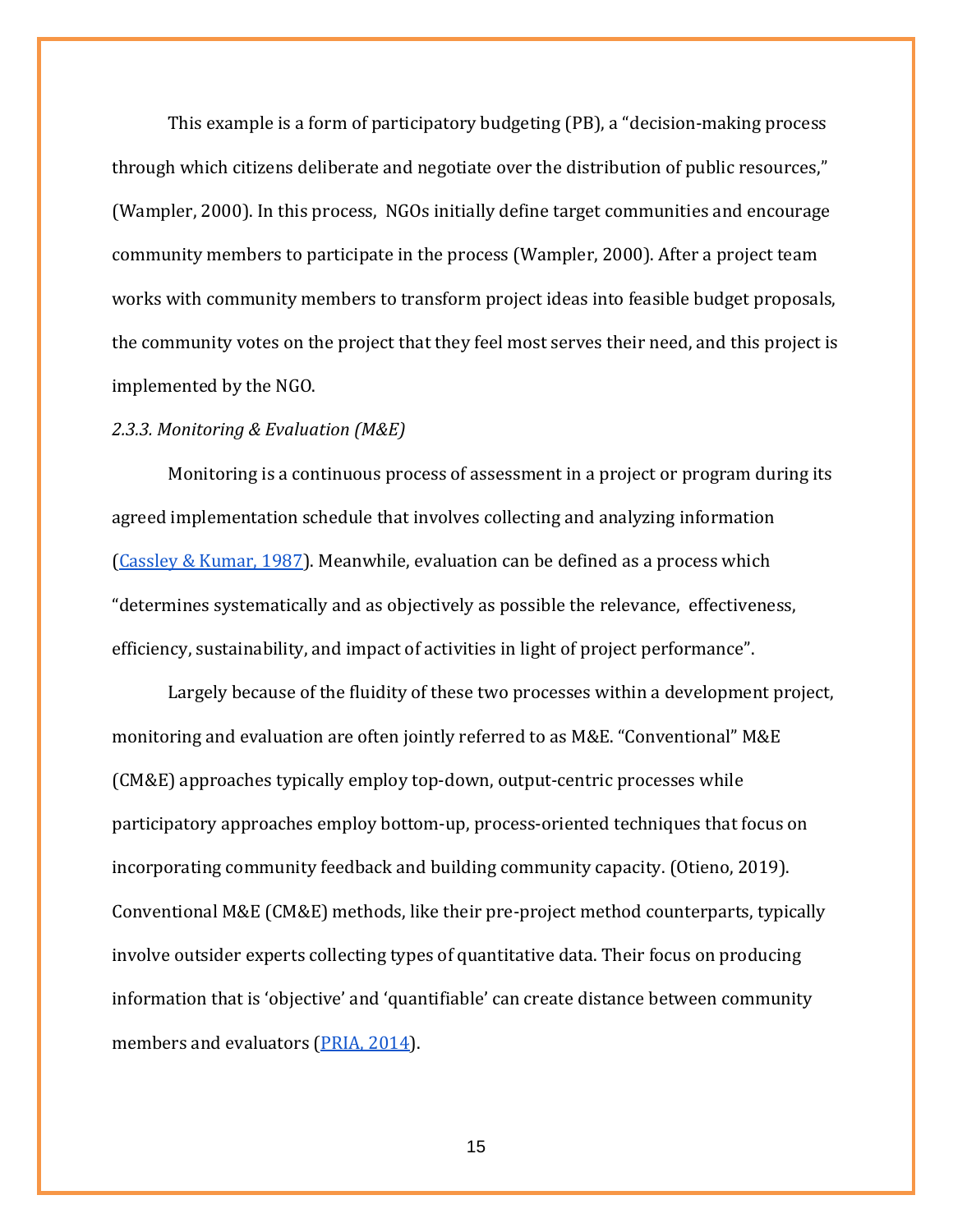This example is a form of participatory budgeting (PB), a "decision-making process through which citizens deliberate and negotiate over the distribution of public resources," (Wampler, 2000). In this process, NGOs initially define target communities and encourage community members to participate in the process (Wampler, 2000). After a project team works with community members to transform project ideas into feasible budget proposals, the community votes on the project that they feel most serves their need, and this project is implemented by the NGO.

*2.3.3. Monitoring & Evaluation (M&E)*

Monitoring is a continuous process of assessment in a project or program during its agreed implementation schedule that involves collecting and analyzing information (Cassley & Kumar, 1987). Meanwhile, evaluation can be defined as a process which "determines systematically and as objectively as possible the relevance, effectiveness, efficiency, sustainability, and impact of activities in light of project performance".

Largely because of the fluidity of these two processes within a development project, monitoring and evaluation are often jointly referred to as M&E. "Conventional" M&E (CM&E) approaches typically employ top-down, output-centric processes while participatory approaches employ bottom-up, process-oriented techniques that focus on incorporating community feedback and building community capacity. (Otieno, 2019). Conventional M&E (CM&E) methods, like their pre-project method counterparts, typically involve outsider experts collecting types of quantitative data. Their focus on producing information that is 'objective' and 'quantifiable' can create distance between community members and evaluators (PRIA, 2014).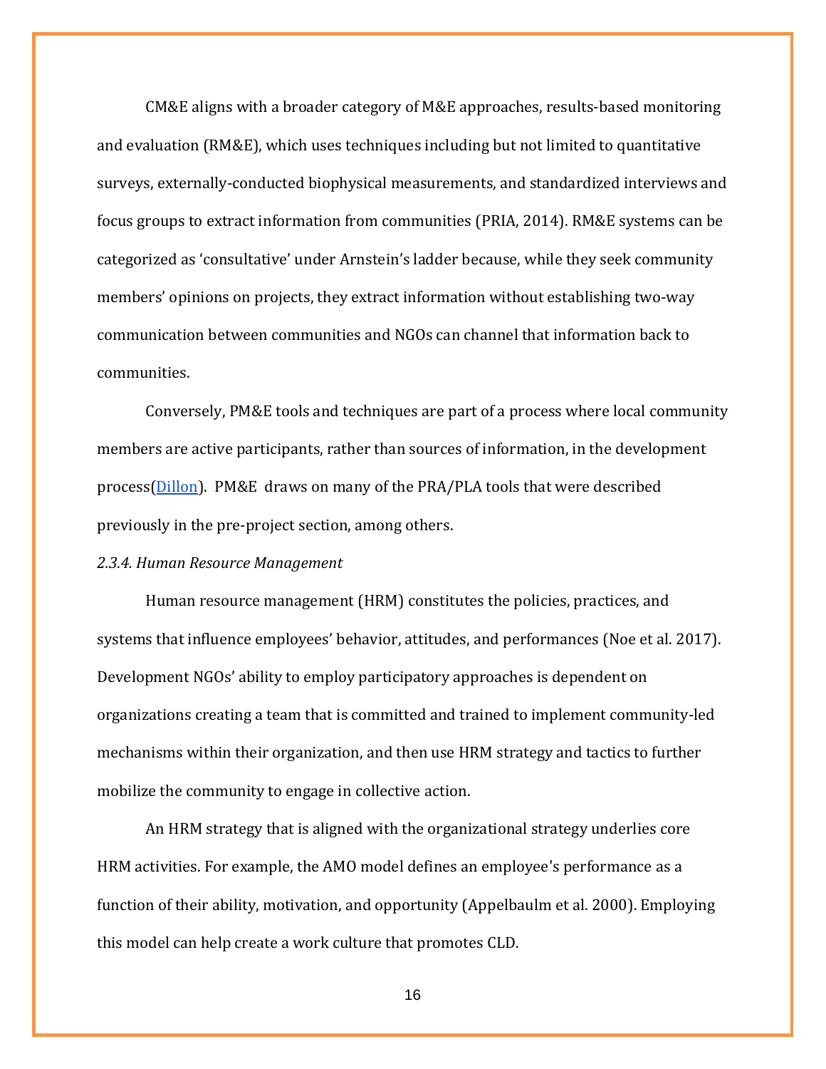CM&E aligns with a broader category of M&E approaches, results-based monitoring and evaluation (RM&E), which uses techniques including but not limited to quantitative surveys, externally-conducted biophysical measurements, and standardized interviews and focus groups to extract information from communities (PRIA, 2014). RM&E systems can be categorized as 'consultative' under Arnstein's ladder because, while they seek community members' opinions on projects, they extract information without establishing two-way communication between communities and NGOs can channel that information back to communities.

Conversely, PM&E tools and techniques are part of a process where local community members are active participants, rather than sources of information, in the development process(Dillon). PM&E draws on many of the PRA/PLA tools that were described previously in the pre-project section, among others.

*2.3.4. Human Resource Management*

Human resource management (HRM) constitutes the policies, practices, and systems that influence employees' behavior, attitudes, and performances (Noe et al. 2017). Development NGOs' ability to employ participatory approaches is dependent on organizations creating a team that is committed and trained to implement community-led mechanisms within their organization, and then use HRM strategy and tactics to further mobilize the community to engage in collective action.

An HRM strategy that is aligned with the organizational strategy underlies core HRM activities. For example, the AMO model defines an employee's performance as a function of their ability, motivation, and opportunity (Appelbaulm et al. 2000). Employing this model can help create a work culture that promotes CLD.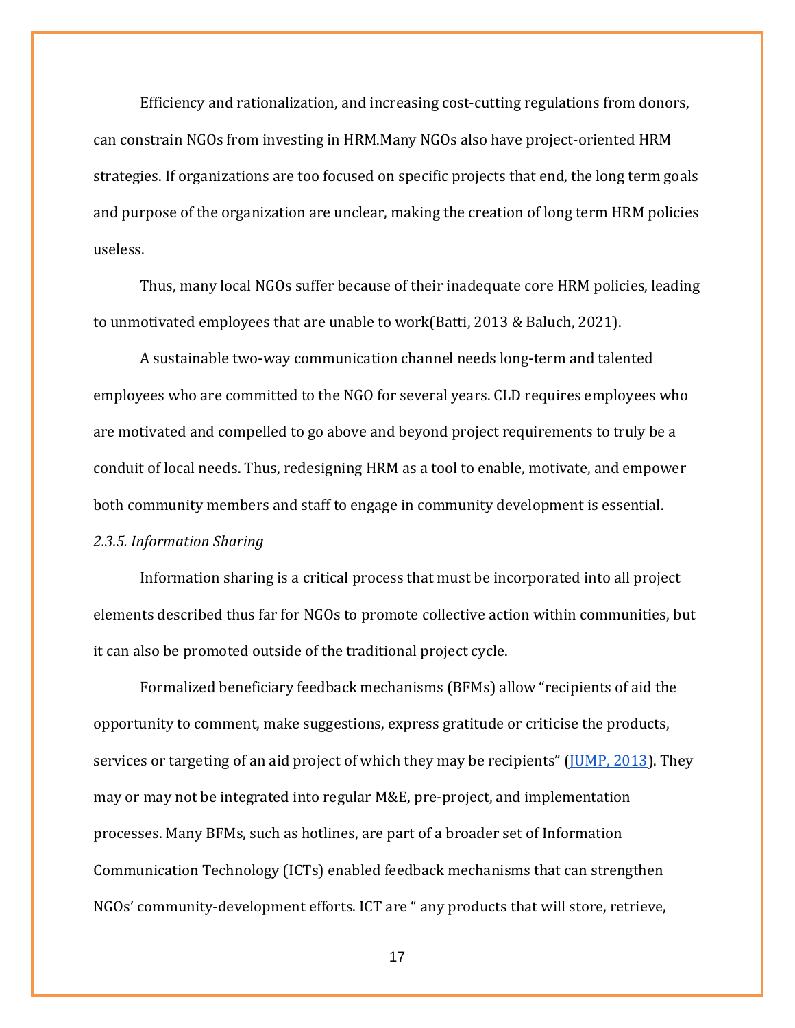Efficiency and rationalization, and increasing cost-cutting regulations from donors, can constrain NGOs from investing in HRM.Many NGOs also have project-oriented HRM strategies. If organizations are too focused on specific projects that end, the long term goals and purpose of the organization are unclear, making the creation of long term HRM policies useless.

Thus, many local NGOs suffer because of their inadequate core HRM policies, leading to unmotivated employees that are unable to work(Batti, 2013 & Baluch, 2021).

A sustainable two-way communication channel needs long-term and talented employees who are committed to the NGO for several years. CLD requires employees who are motivated and compelled to go above and beyond project requirements to truly be a conduit of local needs. Thus, redesigning HRM as a tool to enable, motivate, and empower both community members and staff to engage in community development is essential.

*2.3.5. Information Sharing*

Information sharing is a critical process that must be incorporated into all project elements described thus far for NGOs to promote collective action within communities, but it can also be promoted outside of the traditional project cycle.

Formalized beneficiary feedback mechanisms (BFMs) allow "recipients of aid the opportunity to comment, make suggestions, express gratitude or criticise the products, services or targeting of an aid project of which they may be recipients" (JUMP, 2013). They may or may not be integrated into regular M&E, pre-project, and implementation processes. Many BFMs, such as hotlines, are part of a broader set of Information Communication Technology (ICTs) enabled feedback mechanisms that can strengthen NGOs' community-development efforts. ICT are " any products that will store, retrieve,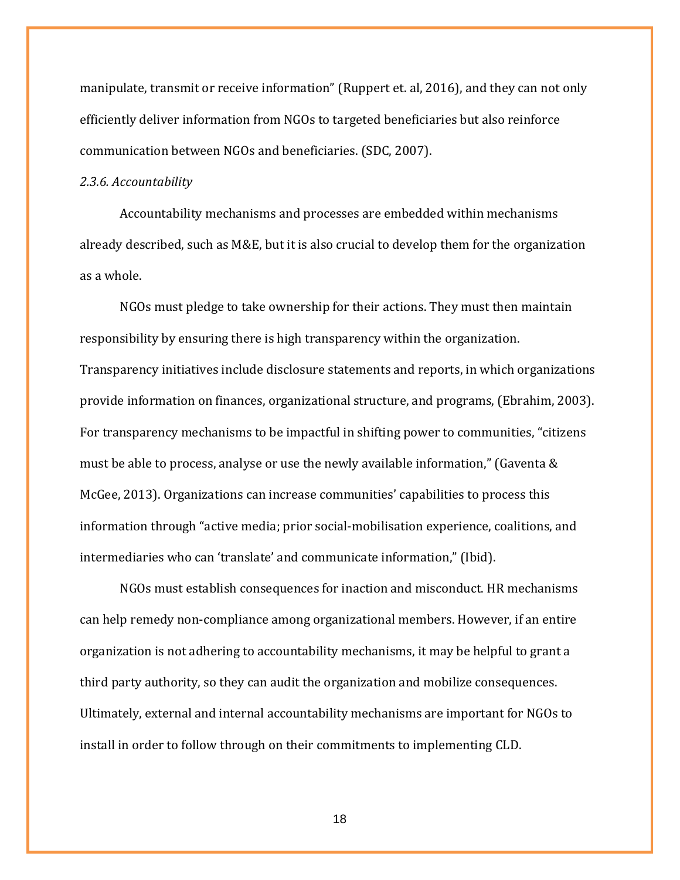manipulate, transmit or receive information" (Ruppert et. al, 2016), and they can not only efficiently deliver information from NGOs to targeted beneficiaries but also reinforce communication between NGOs and beneficiaries. (SDC, 2007).

### *2.3.6. Accountability*

Accountability mechanisms and processes are embedded within mechanisms already described, such as M&E, but it is also crucial to develop them for the organization as a whole.

NGOs must pledge to take ownership for their actions. They must then maintain responsibility by ensuring there is high transparency within the organization. Transparency initiatives include disclosure statements and reports, in which organizations provide information on finances, organizational structure, and programs, (Ebrahim, 2003). For transparency mechanisms to be impactful in shifting power to communities, "citizens must be able to process, analyse or use the newly available information," (Gaventa & McGee, 2013). Organizations can increase communities' capabilities to process this information through "active media; prior social-mobilisation experience, coalitions, and intermediaries who can 'translate' and communicate information," (Ibid).

NGOs must establish consequences for inaction and misconduct. HR mechanisms can help remedy non-compliance among organizational members. However, if an entire organization is not adhering to accountability mechanisms, it may be helpful to grant a third party authority, so they can audit the organization and mobilize consequences. Ultimately, external and internal accountability mechanisms are important for NGOs to install in order to follow through on their commitments to implementing CLD.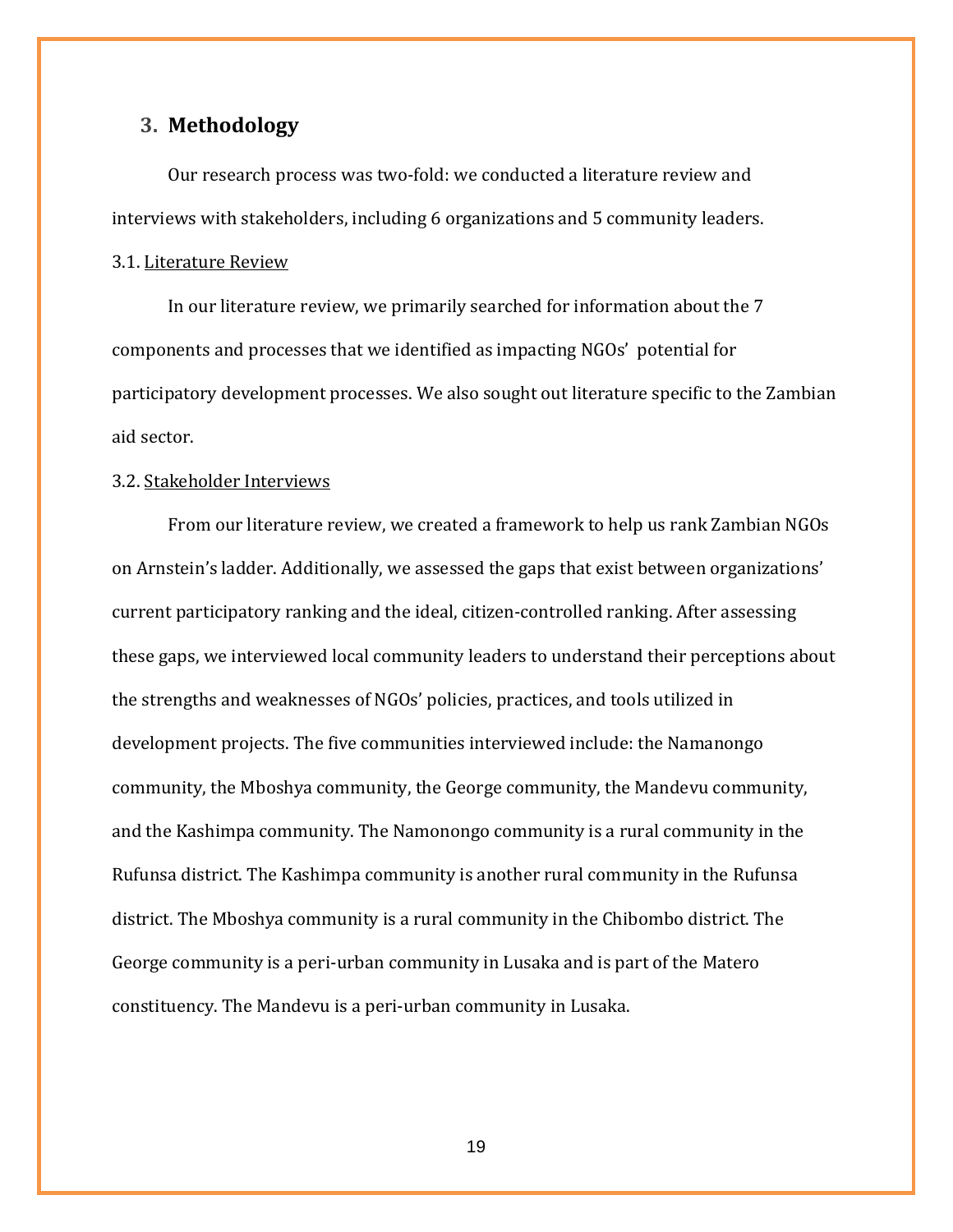## 3. Methodology

Our research process was two-fold: we conducted a literature review and interviews with stakeholders, including 6 organizations and 5 community leaders.

### 3.1. Literature Review

In our literature review, we primarily searched for information about the 7 components and processes that we identified as impacting NGOs' potential for participatory development processes. We also sought out literature specific to the Zambian aid sector.

### 3.2. Stakeholder Interviews

From our literature review, we created a framework to help us rank Zambian NGOs on Arnstein's ladder. Additionally, we assessed the gaps that exist between organizations' current participatory ranking and the ideal, citizen-controlled ranking. After assessing these gaps, we interviewed local community leaders to understand their perceptions about the strengths and weaknesses of NGOs' policies, practices, and tools utilized in development projects. The five communities interviewed include: the Namanongo community, the Mboshya community, the George community, the Mandevu community, and the Kashimpa community. The Namonongo community is a rural community in the Rufunsa district. The Kashimpa community is another rural community in the Rufunsa district. The Mboshya community is a rural community in the Chibombo district. The George community is a peri-urban community in Lusaka and is part of the Matero constituency. The Mandevu is a peri-urban community in Lusaka.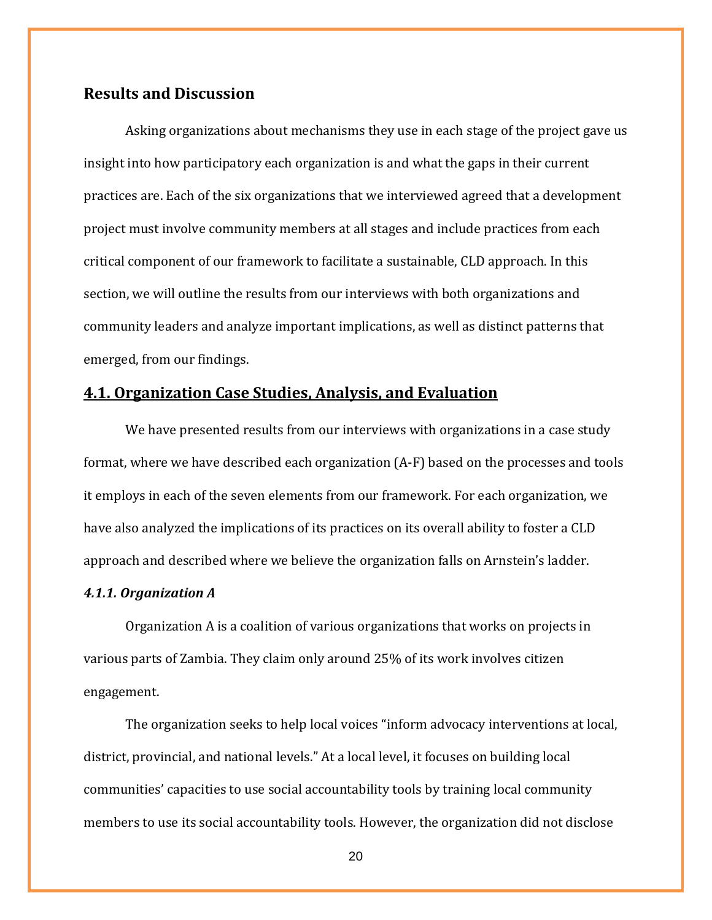## Results and Discussion

Asking organizations about mechanisms they use in each stage of the project gave us insight into how participatory each organization is and what the gaps in their current practices are. Each of the six organizations that we interviewed agreed that a development project must involve community members at all stages and include practices from each critical component of our framework to facilitate a sustainable, CLD approach. In this section, we will outline the results from our interviews with both organizations and community leaders and analyze important implications, as well as distinct patterns that emerged, from our findings.

### 4.1. Organization Case Studies, Analysis, and Evaluation

We have presented results from our interviews with organizations in a case study format, where we have described each organization (A-F) based on the processes and tools it employs in each of the seven elements from our framework. For each organization, we have also analyzed the implications of its practices on its overall ability to foster a CLD approach and described where we believe the organization falls on Arnstein's ladder.

#### *4.1.1. Organization A*

Organization A is a coalition of various organizations that works on projects in various parts of Zambia. They claim only around 25% of its work involves citizen engagement.

The organization seeks to help local voices "inform advocacy interventions at local, district, provincial, and national levels." At a local level, it focuses on building local communities' capacities to use social accountability tools by training local community members to use its social accountability tools. However, the organization did not disclose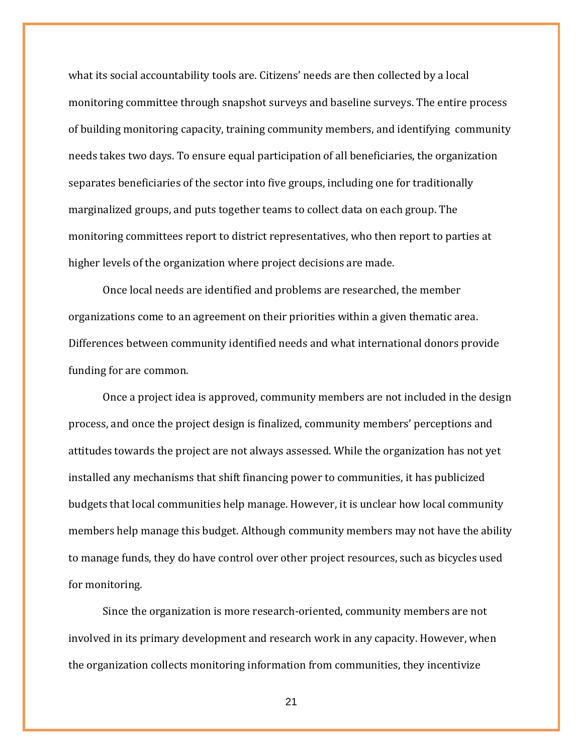what its social accountability tools are. Citizens' needs are then collected by a local monitoring committee through snapshot surveys and baseline surveys. The entire process of building monitoring capacity, training community members, and identifying community needs takes two days. To ensure equal participation of all beneficiaries, the organization separates beneficiaries of the sector into five groups, including one for traditionally marginalized groups, and puts together teams to collect data on each group. The monitoring committees report to district representatives, who then report to parties at higher levels of the organization where project decisions are made.

Once local needs are identified and problems are researched, the member organizations come to an agreement on their priorities within a given thematic area. Differences between community identified needs and what international donors provide funding for are common.

Once a project idea is approved, community members are not included in the design process, and once the project design is finalized, community members' perceptions and attitudes towards the project are not always assessed. While the organization has not yet installed any mechanisms that shift financing power to communities, it has publicized budgets that local communities help manage. However, it is unclear how local community members help manage this budget. Although community members may not have the ability to manage funds, they do have control over other project resources, such as bicycles used for monitoring.

Since the organization is more research-oriented, community members are not involved in its primary development and research work in any capacity. However, when the organization collects monitoring information from communities, they incentivize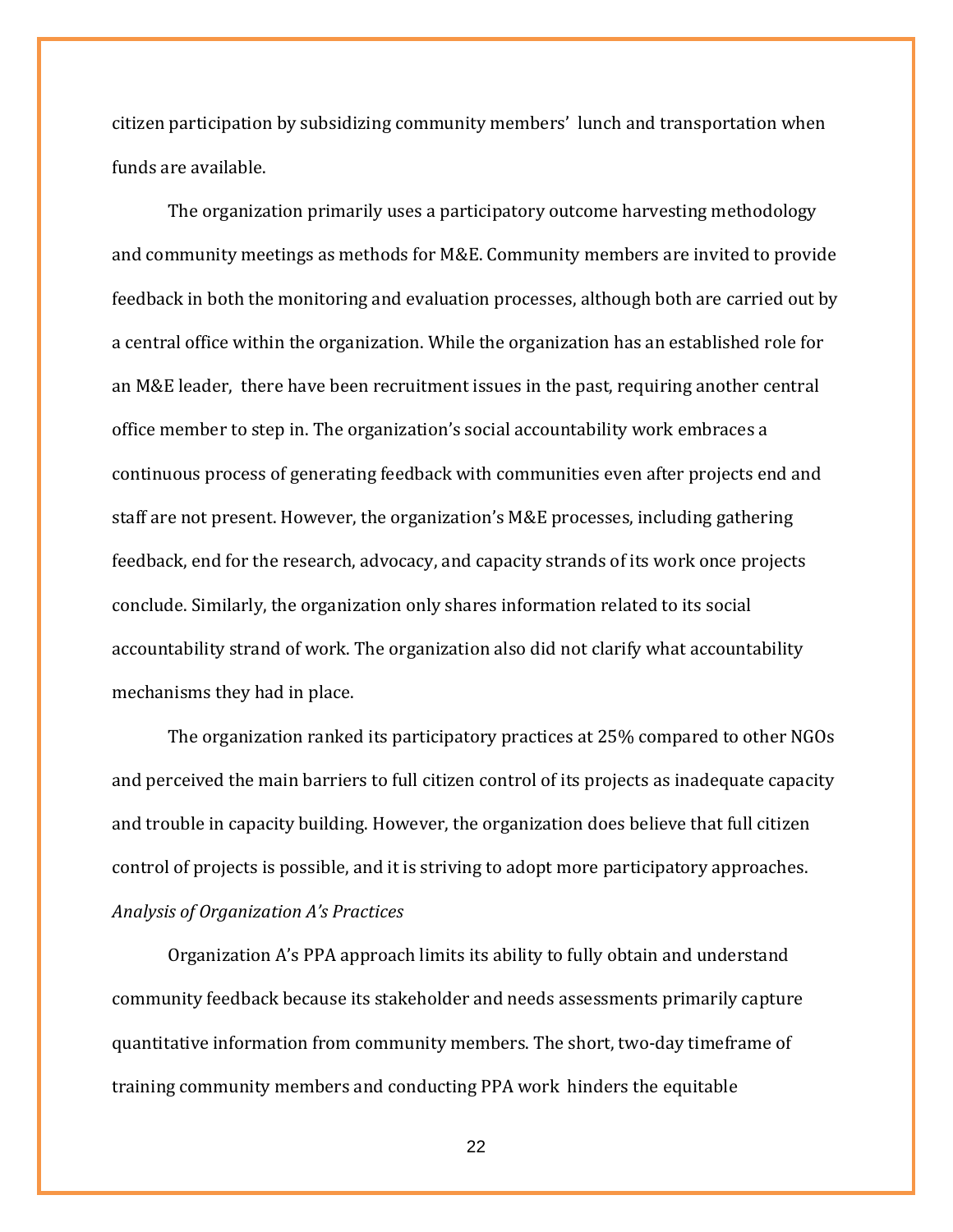citizen participation by subsidizing community members' lunch and transportation when funds are available.

The organization primarily uses a participatory outcome harvesting methodology and community meetings as methods for M&E. Community members are invited to provide feedback in both the monitoring and evaluation processes, although both are carried out by a central office within the organization. While the organization has an established role for an M&E leader, there have been recruitment issues in the past, requiring another central office member to step in. The organization's social accountability work embraces a continuous process of generating feedback with communities even after projects end and staff are not present. However, the organization's M&E processes, including gathering feedback, end for the research, advocacy, and capacity strands of its work once projects conclude. Similarly, the organization only shares information related to its social accountability strand of work. The organization also did not clarify what accountability mechanisms they had in place.

The organization ranked its participatory practices at 25% compared to other NGOs and perceived the main barriers to full citizen control of its projects as inadequate capacity and trouble in capacity building. However, the organization does believe that full citizen control of projects is possible, and it is striving to adopt more participatory approaches.

*Analysis of Organization A's Practices*

Organization A's PPA approach limits its ability to fully obtain and understand community feedback because its stakeholder and needs assessments primarily capture quantitative information from community members. The short, two-day timeframe of training community members and conducting PPA work hinders the equitable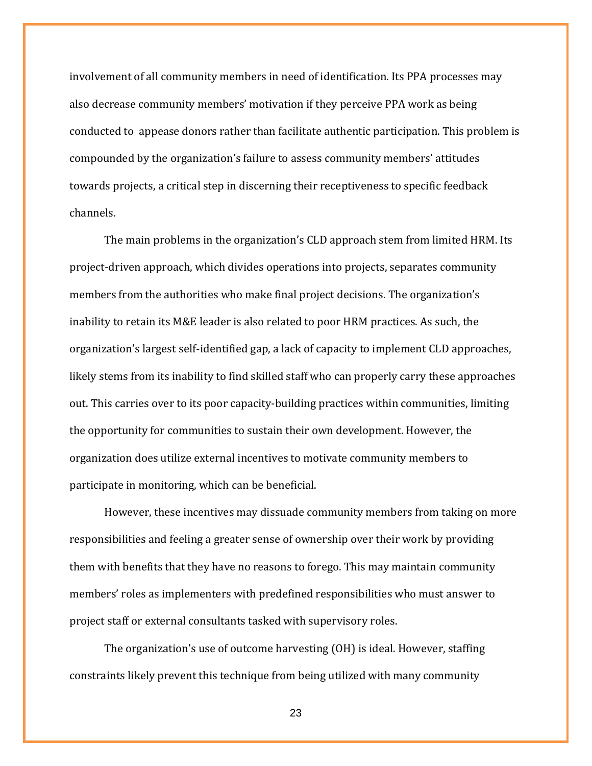involvement of all community members in need of identification. Its PPA processes may also decrease community members' motivation if they perceive PPA work as being conducted to appease donors rather than facilitate authentic participation. This problem is compounded by the organization's failure to assess community members' attitudes towards projects, a critical step in discerning their receptiveness to specific feedback channels.

The main problems in the organization's CLD approach stem from limited HRM. Its project-driven approach, which divides operations into projects, separates community members from the authorities who make final project decisions. The organization's inability to retain its M&E leader is also related to poor HRM practices. As such, the organization's largest self-identified gap, a lack of capacity to implement CLD approaches, likely stems from its inability to find skilled staff who can properly carry these approaches out. This carries over to its poor capacity-building practices within communities, limiting the opportunity for communities to sustain their own development. However, the organization does utilize external incentives to motivate community members to participate in monitoring, which can be beneficial.

However, these incentives may dissuade community members from taking on more responsibilities and feeling a greater sense of ownership over their work by providing them with benefits that they have no reasons to forego. This may maintain community members' roles as implementers with predefined responsibilities who must answer to project staff or external consultants tasked with supervisory roles.

The organization's use of outcome harvesting (OH) is ideal. However, staffing constraints likely prevent this technique from being utilized with many community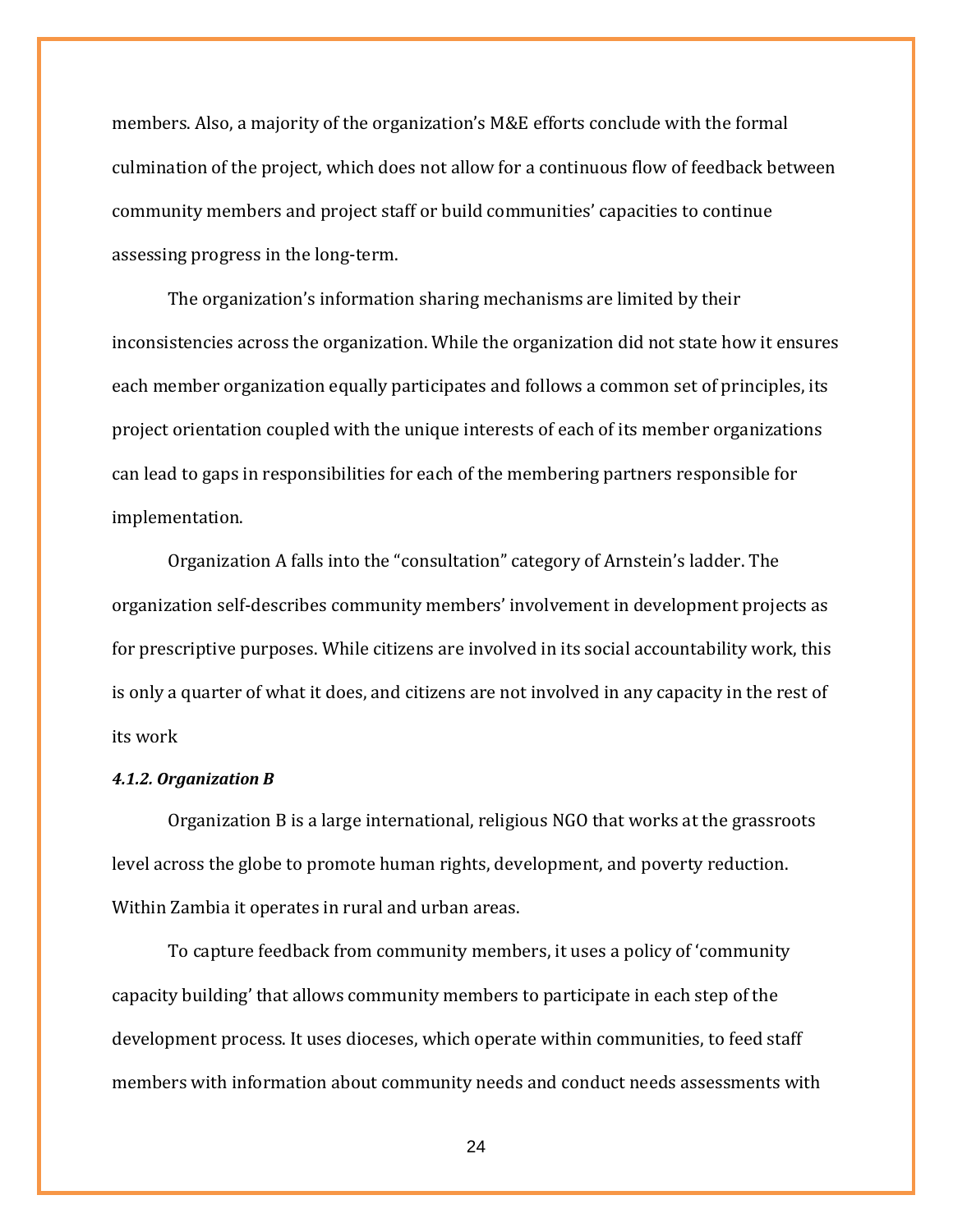members. Also, a majority of the organization's M&E efforts conclude with the formal culmination of the project, which does not allow for a continuous flow of feedback between community members and project staff or build communities' capacities to continue assessing progress in the long-term.

The organization's information sharing mechanisms are limited by their inconsistencies across the organization. While the organization did not state how it ensures each member organization equally participates and follows a common set of principles, its project orientation coupled with the unique interests of each of its member organizations can lead to gaps in responsibilities for each of the membering partners responsible for implementation.

Organization A falls into the "consultation" category of Arnstein's ladder. The organization self-describes community members' involvement in development projects as for prescriptive purposes. While citizens are involved in its social accountability work, this is only a quarter of what it does, and citizens are not involved in any capacity in the rest of its work

#### *4.1.2. Organization B*

Organization B is a large international, religious NGO that works at the grassroots level across the globe to promote human rights, development, and poverty reduction. Within Zambia it operates in rural and urban areas.

To capture feedback from community members, it uses a policy of 'community capacity building' that allows community members to participate in each step of the development process. It uses dioceses, which operate within communities, to feed staff members with information about community needs and conduct needs assessments with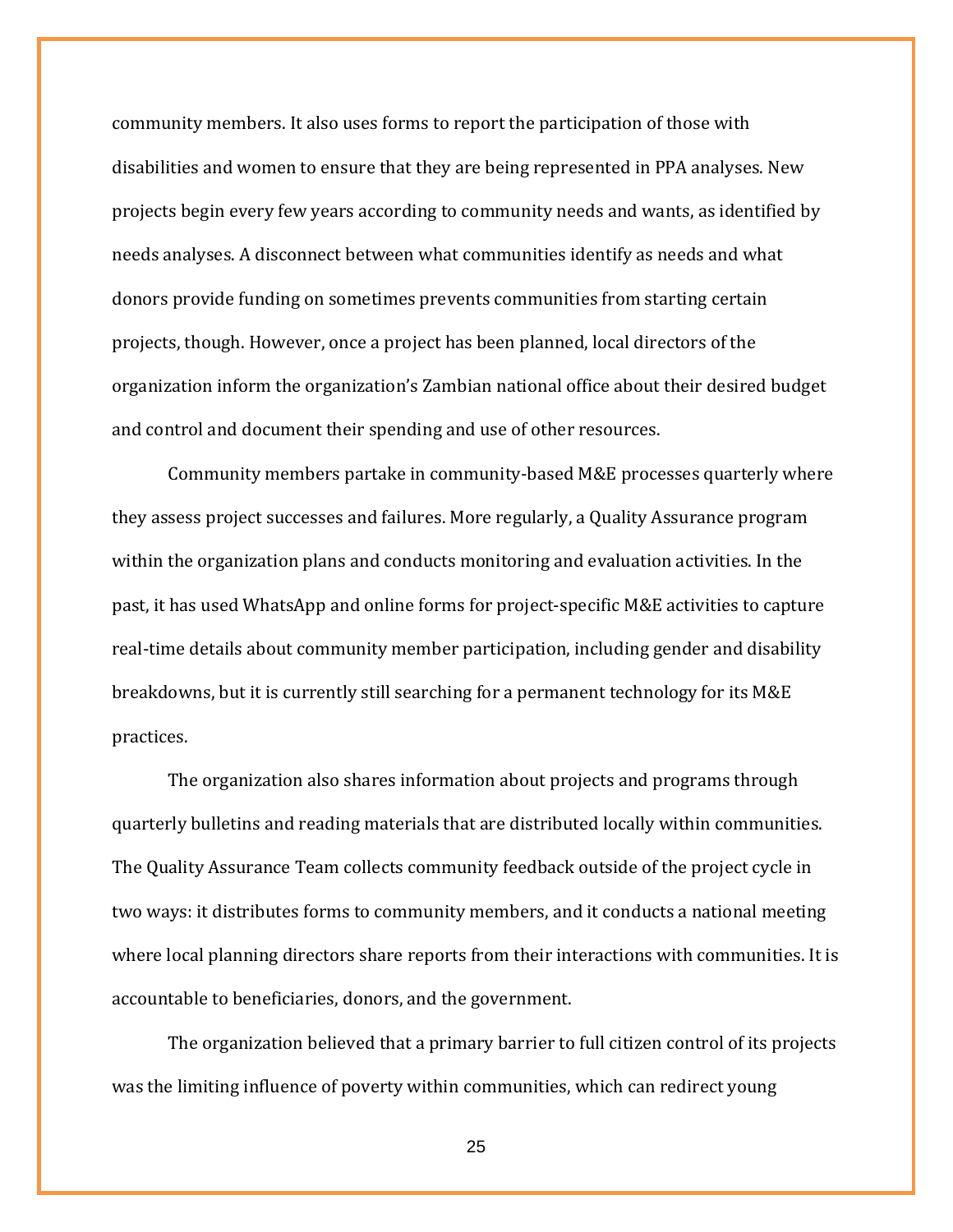community members. It also uses forms to report the participation of those with disabilities and women to ensure that they are being represented in PPA analyses. New projects begin every few years according to community needs and wants, as identified by needs analyses. A disconnect between what communities identify as needs and what donors provide funding on sometimes prevents communities from starting certain projects, though. However, once a project has been planned, local directors of the organization inform the organization's Zambian national office about their desired budget and control and document their spending and use of other resources.

Community members partake in community-based M&E processes quarterly where they assess project successes and failures. More regularly, a Quality Assurance program within the organization plans and conducts monitoring and evaluation activities. In the past, it has used WhatsApp and online forms for project-specific M&E activities to capture real-time details about community member participation, including gender and disability breakdowns, but it is currently still searching for a permanent technology for its M&E practices.

The organization also shares information about projects and programs through quarterly bulletins and reading materials that are distributed locally within communities. The Quality Assurance Team collects community feedback outside of the project cycle in two ways: it distributes forms to community members, and it conducts a national meeting where local planning directors share reports from their interactions with communities. It is accountable to beneficiaries, donors, and the government.

The organization believed that a primary barrier to full citizen control of its projects was the limiting influence of poverty within communities, which can redirect young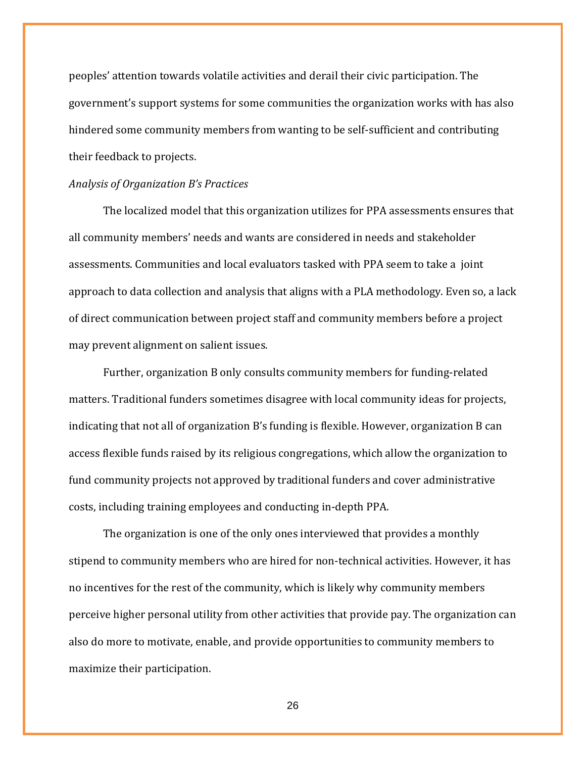peoples' attention towards volatile activities and derail their civic participation. The government's support systems for some communities the organization works with has also hindered some community members from wanting to be self-sufficient and contributing their feedback to projects.

*Analysis of Organization B's Practices*

The localized model that this organization utilizes for PPA assessments ensures that all community members' needs and wants are considered in needs and stakeholder assessments. Communities and local evaluators tasked with PPA seem to take a joint approach to data collection and analysis that aligns with a PLA methodology. Even so, a lack of direct communication between project staff and community members before a project may prevent alignment on salient issues.

Further, organization B only consults community members for funding-related matters. Traditional funders sometimes disagree with local community ideas for projects, indicating that not all of organization B's funding is flexible. However, organization B can access flexible funds raised by its religious congregations, which allow the organization to fund community projects not approved by traditional funders and cover administrative costs, including training employees and conducting in-depth PPA.

The organization is one of the only ones interviewed that provides a monthly stipend to community members who are hired for non-technical activities. However, it has no incentives for the rest of the community, which is likely why community members perceive higher personal utility from other activities that provide pay. The organization can also do more to motivate, enable, and provide opportunities to community members to maximize their participation.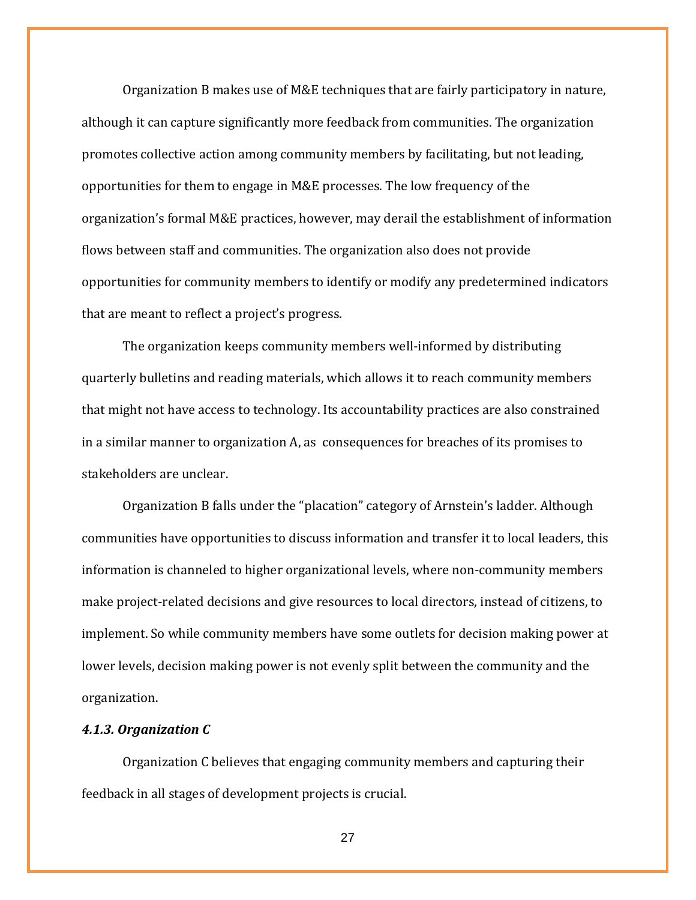Organization B makes use of M&E techniques that are fairly participatory in nature, although it can capture significantly more feedback from communities. The organization promotes collective action among community members by facilitating, but not leading, opportunities for them to engage in M&E processes. The low frequency of the organization's formal M&E practices, however, may derail the establishment of information flows between staff and communities. The organization also does not provide opportunities for community members to identify or modify any predetermined indicators that are meant to reflect a project's progress.

The organization keeps community members well-informed by distributing quarterly bulletins and reading materials, which allows it to reach community members that might not have access to technology. Its accountability practices are also constrained in a similar manner to organization A, as consequences for breaches of its promises to stakeholders are unclear.

Organization B falls under the "placation" category of Arnstein's ladder. Although communities have opportunities to discuss information and transfer it to local leaders, this information is channeled to higher organizational levels, where non-community members make project-related decisions and give resources to local directors, instead of citizens, to implement. So while community members have some outlets for decision making power at lower levels, decision making power is not evenly split between the community and the organization.

#### *4.1.3. Organization C*

Organization C believes that engaging community members and capturing their feedback in all stages of development projects is crucial.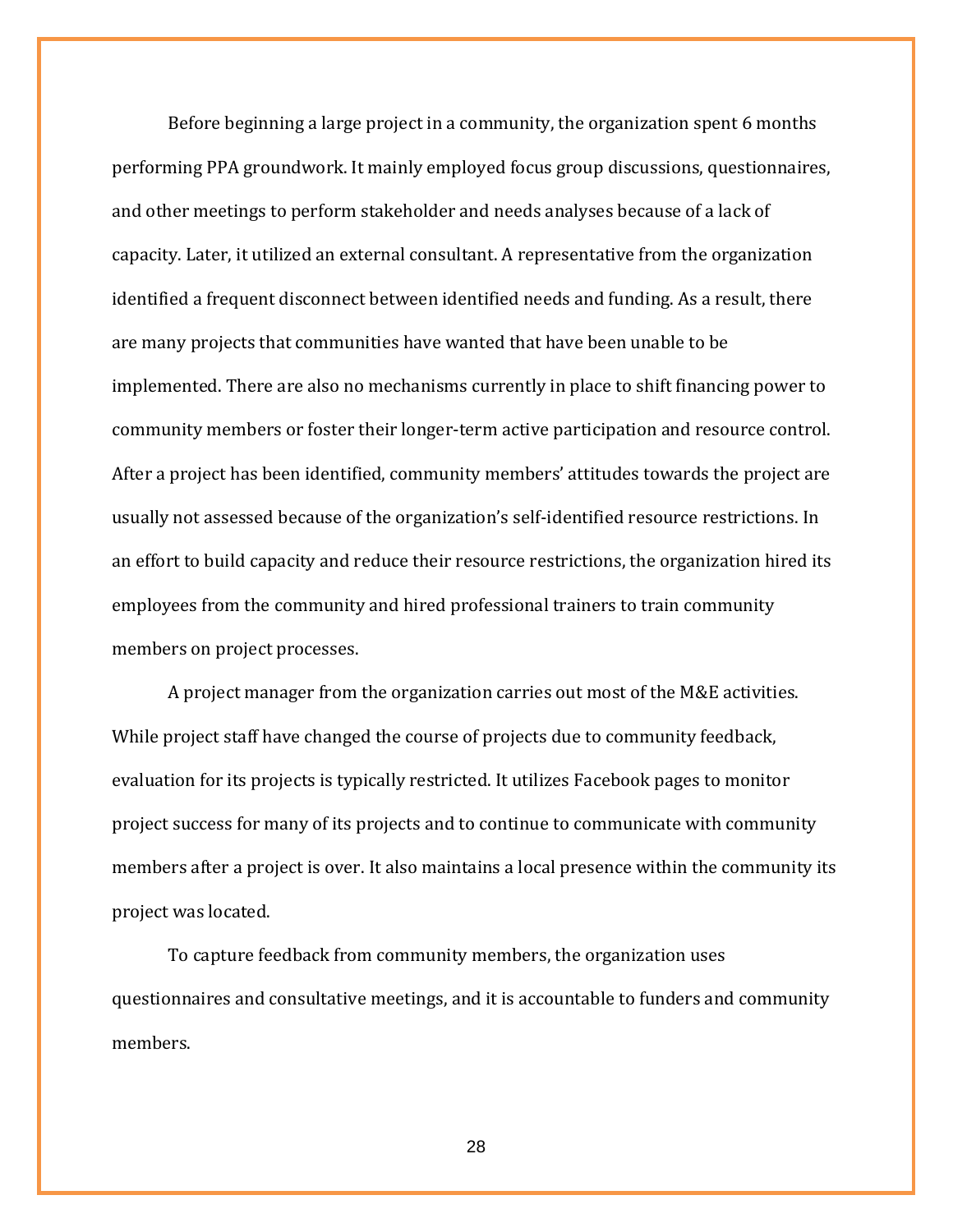Before beginning a large project in a community, the organization spent 6 months performing PPA groundwork. It mainly employed focus group discussions, questionnaires, and other meetings to perform stakeholder and needs analyses because of a lack of capacity. Later, it utilized an external consultant. A representative from the organization identified a frequent disconnect between identified needs and funding. As a result, there are many projects that communities have wanted that have been unable to be implemented. There are also no mechanisms currently in place to shift financing power to community members or foster their longer-term active participation and resource control. After a project has been identified, community members' attitudes towards the project are usually not assessed because of the organization's self-identified resource restrictions. In an effort to build capacity and reduce their resource restrictions, the organization hired its employees from the community and hired professional trainers to train community members on project processes.

A project manager from the organization carries out most of the M&E activities. While project staff have changed the course of projects due to community feedback, evaluation for its projects is typically restricted. It utilizes Facebook pages to monitor project success for many of its projects and to continue to communicate with community members after a project is over. It also maintains a local presence within the community its project was located.

To capture feedback from community members, the organization uses questionnaires and consultative meetings, and it is accountable to funders and community members.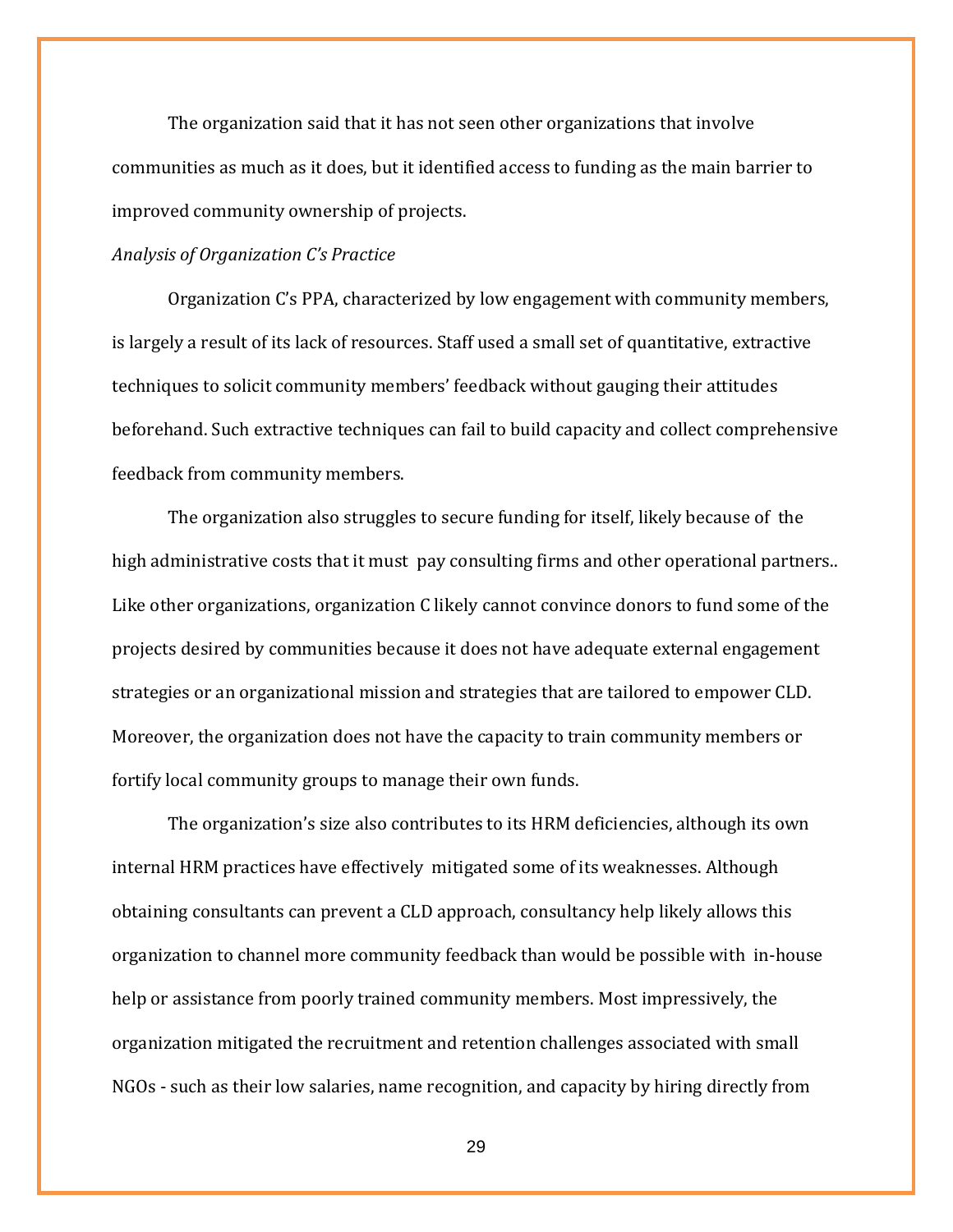The organization said that it has not seen other organizations that involve communities as much as it does, but it identified access to funding as the main barrier to improved community ownership of projects.

*Analysis of Organization C's Practice*

Organization C's PPA, characterized by low engagement with community members, is largely a result of its lack of resources. Staff used a small set of quantitative, extractive techniques to solicit community members' feedback without gauging their attitudes beforehand. Such extractive techniques can fail to build capacity and collect comprehensive feedback from community members.

The organization also struggles to secure funding for itself, likely because of the high administrative costs that it must pay consulting firms and other operational partners.. Like other organizations, organization C likely cannot convince donors to fund some of the projects desired by communities because it does not have adequate external engagement strategies or an organizational mission and strategies that are tailored to empower CLD. Moreover, the organization does not have the capacity to train community members or fortify local community groups to manage their own funds.

The organization's size also contributes to its HRM deficiencies, although its own internal HRM practices have effectively mitigated some of its weaknesses. Although obtaining consultants can prevent a CLD approach, consultancy help likely allows this organization to channel more community feedback than would be possible with in-house help or assistance from poorly trained community members. Most impressively, the organization mitigated the recruitment and retention challenges associated with small NGOs - such as their low salaries, name recognition, and capacity by hiring directly from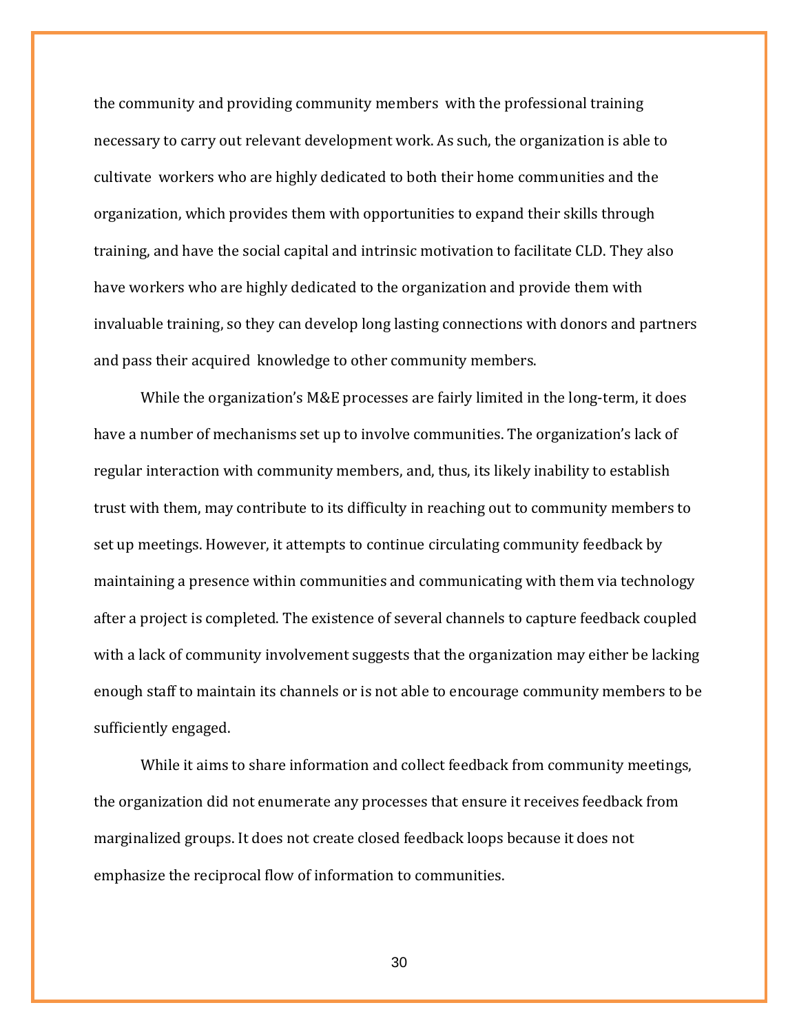the community and providing community members with the professional training necessary to carry out relevant development work. As such, the organization is able to cultivate workers who are highly dedicated to both their home communities and the organization, which provides them with opportunities to expand their skills through training, and have the social capital and intrinsic motivation to facilitate CLD. They also have workers who are highly dedicated to the organization and provide them with invaluable training, so they can develop long lasting connections with donors and partners and pass their acquired knowledge to other community members.

While the organization's M&E processes are fairly limited in the long-term, it does have a number of mechanisms set up to involve communities. The organization's lack of regular interaction with community members, and, thus, its likely inability to establish trust with them, may contribute to its difficulty in reaching out to community members to set up meetings. However, it attempts to continue circulating community feedback by maintaining a presence within communities and communicating with them via technology after a project is completed. The existence of several channels to capture feedback coupled with a lack of community involvement suggests that the organization may either be lacking enough staff to maintain its channels or is not able to encourage community members to be sufficiently engaged.

While it aims to share information and collect feedback from community meetings, the organization did not enumerate any processes that ensure it receives feedback from marginalized groups. It does not create closed feedback loops because it does not emphasize the reciprocal flow of information to communities.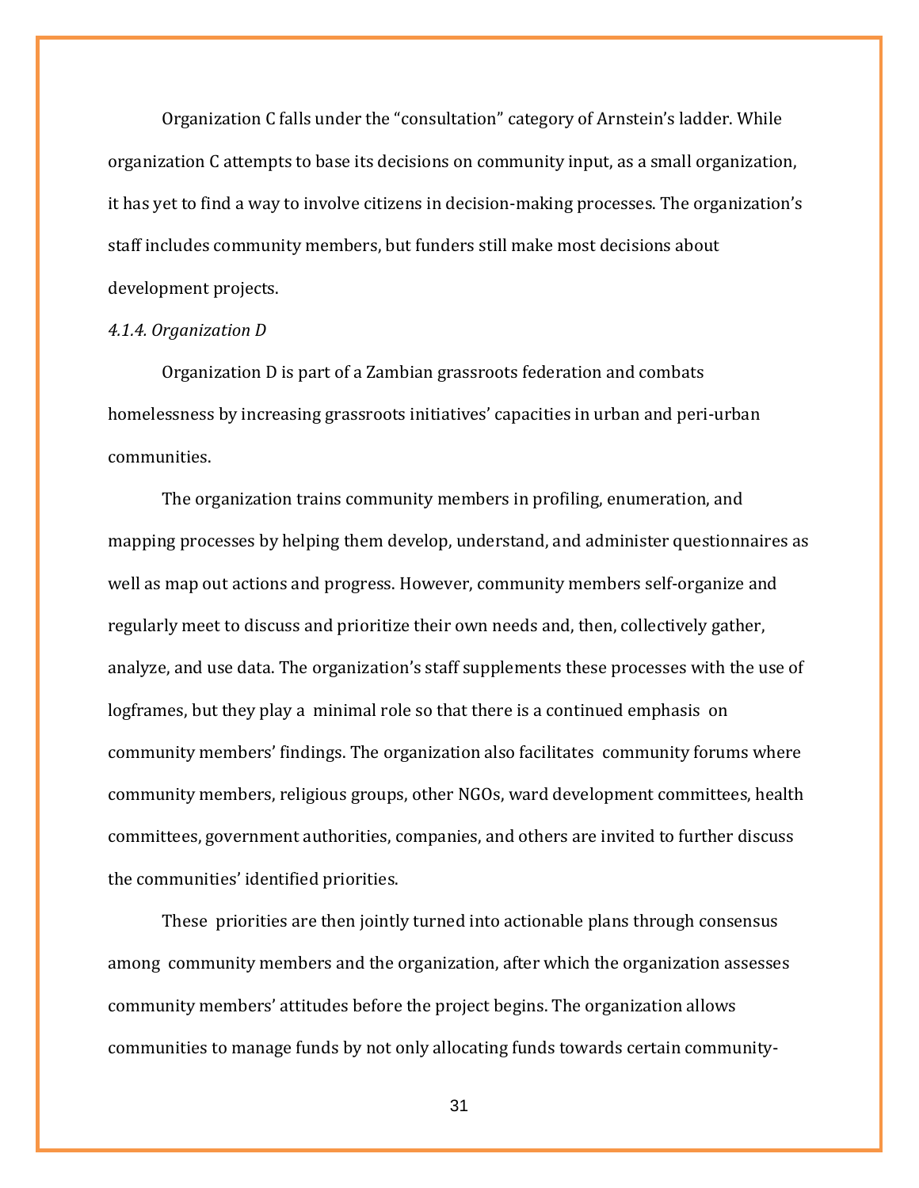Organization C falls under the “consultation” category of Arnstein’s ladder. While organization C attempts to base its decisions on community input, as a small organization, it has yet to find a way to involve citizens in decision-making processes. The organization’s staff includes community members, but funders still make most decisions about development projects.

*4.1.4. Organization D*

Organization D is part of a Zambian grassroots federation and combats homelessness by increasing grassroots initiatives’ capacities in urban and peri-urban communities.

The organization trains community members in profiling, enumeration, and mapping processes by helping them develop, understand, and administer questionnaires as well as map out actions and progress. However, community members self-organize and regularly meet to discuss and prioritize their own needs and, then, collectively gather, analyze, and use data. The organization’s staff supplements these processes with the use of logframes, but they play a minimal role so that there is a continued emphasis on community members’ findings. The organization also facilitates community forums where community members, religious groups, other NGOs, ward development committees, health committees, government authorities, companies, and others are invited to further discuss the communities’ identified priorities.

These priorities are then jointly turned into actionable plans through consensus among community members and the organization, after which the organization assesses community members’ attitudes before the project begins. The organization allows communities to manage funds by not only allocating funds towards certain community-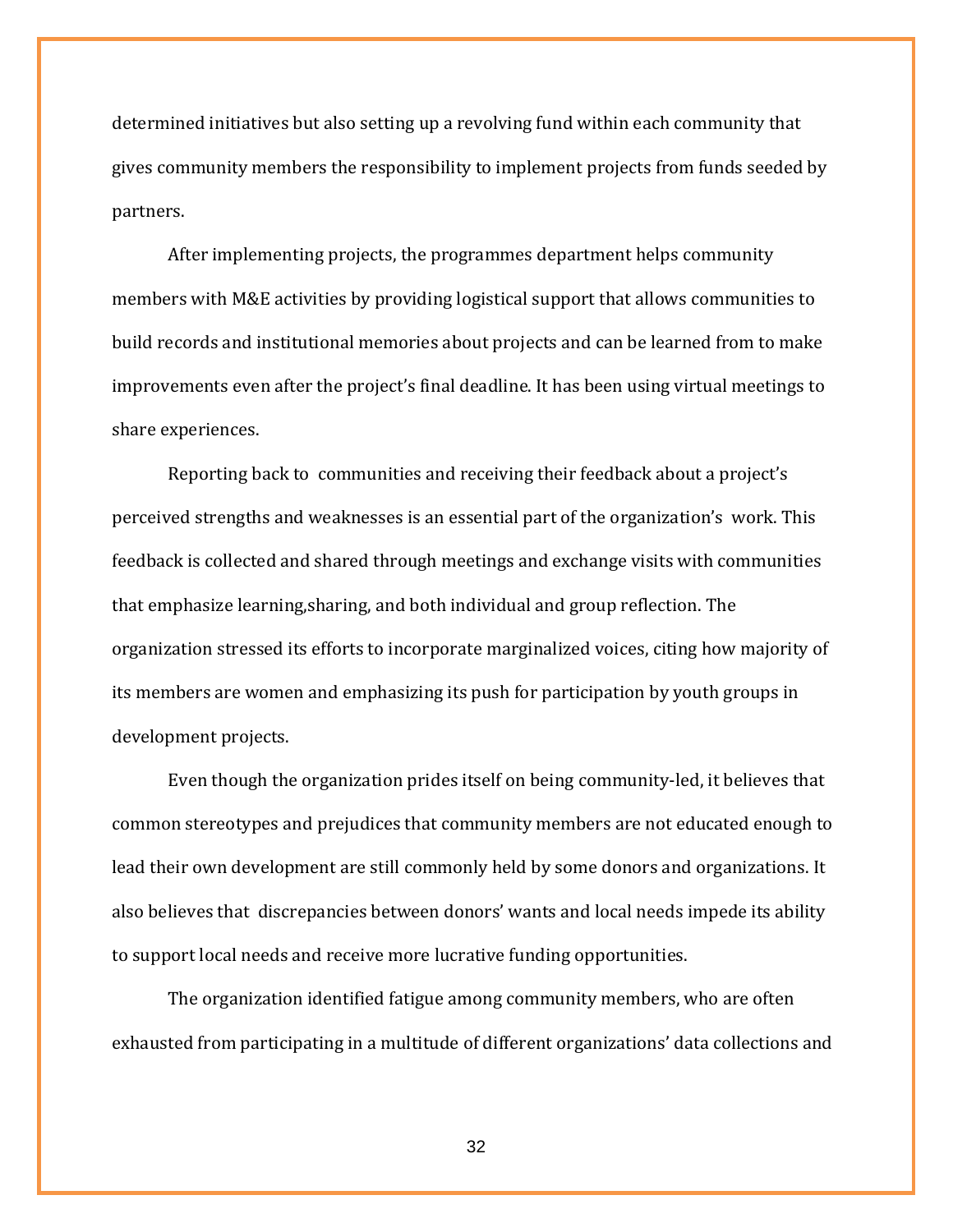determined initiatives but also setting up a revolving fund within each community that gives community members the responsibility to implement projects from funds seeded by partners.

After implementing projects, the programmes department helps community members with M&E activities by providing logistical support that allows communities to build records and institutional memories about projects and can be learned from to make improvements even after the project's final deadline. It has been using virtual meetings to share experiences.

Reporting back to communities and receiving their feedback about a project's perceived strengths and weaknesses is an essential part of the organization's work. This feedback is collected and shared through meetings and exchange visits with communities that emphasize learning,sharing, and both individual and group reflection. The organization stressed its efforts to incorporate marginalized voices, citing how majority of its members are women and emphasizing its push for participation by youth groups in development projects.

Even though the organization prides itself on being community-led, it believes that common stereotypes and prejudices that community members are not educated enough to lead their own development are still commonly held by some donors and organizations. It also believes that discrepancies between donors' wants and local needs impede its ability to support local needs and receive more lucrative funding opportunities.

The organization identified fatigue among community members, who are often exhausted from participating in a multitude of different organizations' data collections and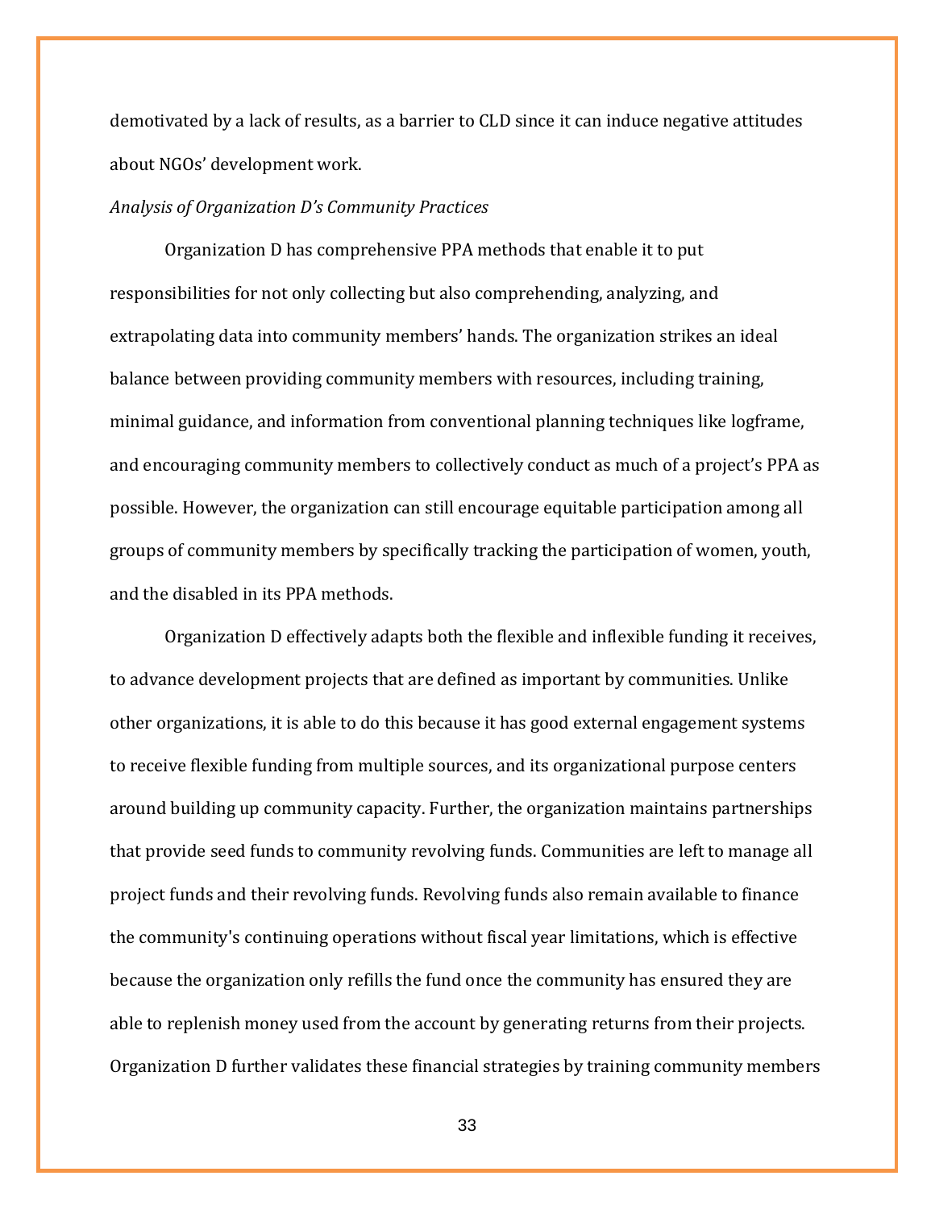demotivated by a lack of results, as a barrier to CLD since it can induce negative attitudes about NGOs' development work.

*Analysis of Organization D's Community Practices*

Organization D has comprehensive PPA methods that enable it to put responsibilities for not only collecting but also comprehending, analyzing, and extrapolating data into community members' hands. The organization strikes an ideal balance between providing community members with resources, including training, minimal guidance, and information from conventional planning techniques like logframe, and encouraging community members to collectively conduct as much of a project's PPA as possible. However, the organization can still encourage equitable participation among all groups of community members by specifically tracking the participation of women, youth, and the disabled in its PPA methods.

Organization D effectively adapts both the flexible and inflexible funding it receives, to advance development projects that are defined as important by communities. Unlike other organizations, it is able to do this because it has good external engagement systems to receive flexible funding from multiple sources, and its organizational purpose centers around building up community capacity. Further, the organization maintains partnerships that provide seed funds to community revolving funds. Communities are left to manage all project funds and their revolving funds. Revolving funds also remain available to finance the community's continuing operations without fiscal year limitations, which is effective because the organization only refills the fund once the community has ensured they are able to replenish money used from the account by generating returns from their projects. Organization D further validates these financial strategies by training community members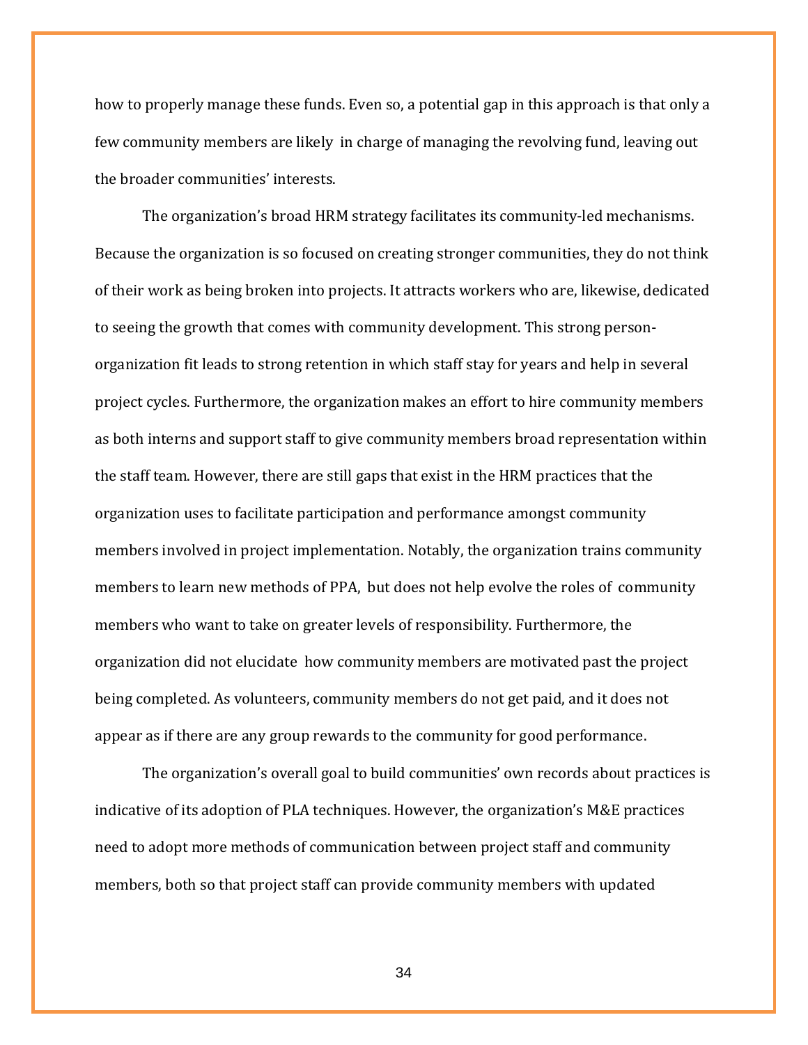how to properly manage these funds. Even so, a potential gap in this approach is that only a few community members are likely in charge of managing the revolving fund, leaving out the broader communities' interests.

The organization's broad HRM strategy facilitates its community-led mechanisms. Because the organization is so focused on creating stronger communities, they do not think of their work as being broken into projects. It attracts workers who are, likewise, dedicated to seeing the growth that comes with community development. This strong person-organization fit leads to strong retention in which staff stay for years and help in several project cycles. Furthermore, the organization makes an effort to hire community members as both interns and support staff to give community members broad representation within the staff team. However, there are still gaps that exist in the HRM practices that the organization uses to facilitate participation and performance amongst community members involved in project implementation. Notably, the organization trains community members to learn new methods of PPA, but does not help evolve the roles of community members who want to take on greater levels of responsibility. Furthermore, the organization did not elucidate how community members are motivated past the project being completed. As volunteers, community members do not get paid, and it does not appear as if there are any group rewards to the community for good performance.

The organization's overall goal to build communities' own records about practices is indicative of its adoption of PLA techniques. However, the organization's M&E practices need to adopt more methods of communication between project staff and community members, both so that project staff can provide community members with updated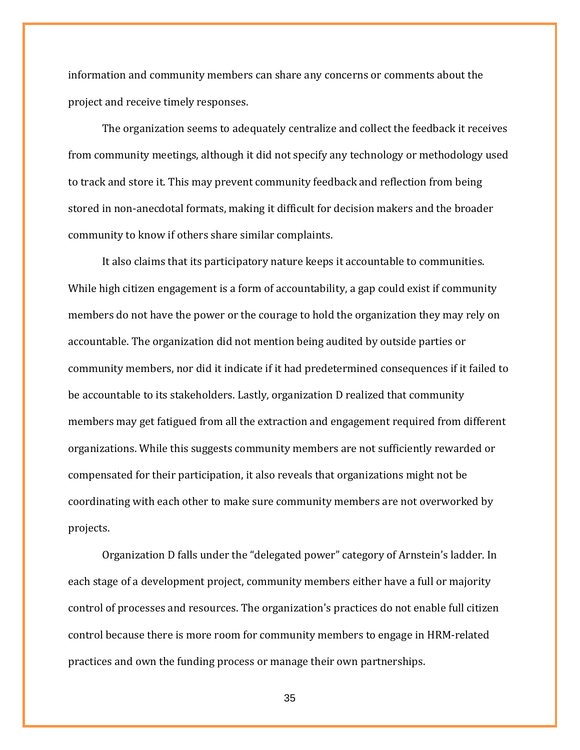information and community members can share any concerns or comments about the project and receive timely responses.

The organization seems to adequately centralize and collect the feedback it receives from community meetings, although it did not specify any technology or methodology used to track and store it. This may prevent community feedback and reflection from being stored in non-anecdotal formats, making it difficult for decision makers and the broader community to know if others share similar complaints.

It also claims that its participatory nature keeps it accountable to communities. While high citizen engagement is a form of accountability, a gap could exist if community members do not have the power or the courage to hold the organization they may rely on accountable. The organization did not mention being audited by outside parties or community members, nor did it indicate if it had predetermined consequences if it failed to be accountable to its stakeholders. Lastly, organization D realized that community members may get fatigued from all the extraction and engagement required from different organizations. While this suggests community members are not sufficiently rewarded or compensated for their participation, it also reveals that organizations might not be coordinating with each other to make sure community members are not overworked by projects.

Organization D falls under the “delegated power” category of Arnstein’s ladder. In each stage of a development project, community members either have a full or majority control of processes and resources. The organization's practices do not enable full citizen control because there is more room for community members to engage in HRM-related practices and own the funding process or manage their own partnerships.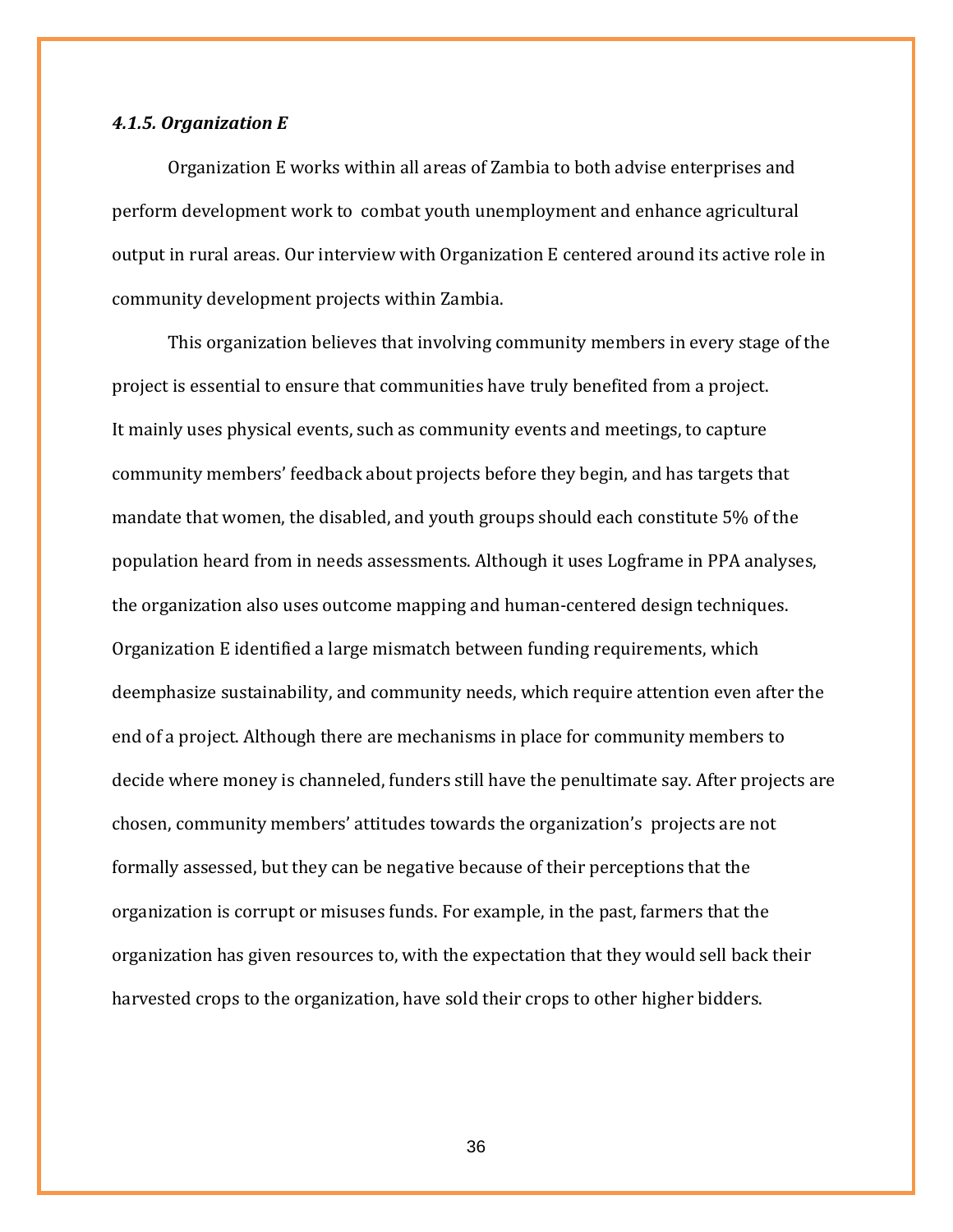#### *4.1.5. Organization E*

Organization E works within all areas of Zambia to both advise enterprises and perform development work to combat youth unemployment and enhance agricultural output in rural areas. Our interview with Organization E centered around its active role in community development projects within Zambia.

This organization believes that involving community members in every stage of the project is essential to ensure that communities have truly benefited from a project. It mainly uses physical events, such as community events and meetings, to capture community members' feedback about projects before they begin, and has targets that mandate that women, the disabled, and youth groups should each constitute 5% of the population heard from in needs assessments. Although it uses Logframe in PPA analyses, the organization also uses outcome mapping and human-centered design techniques. Organization E identified a large mismatch between funding requirements, which deemphasize sustainability, and community needs, which require attention even after the end of a project. Although there are mechanisms in place for community members to decide where money is channeled, funders still have the penultimate say. After projects are chosen, community members' attitudes towards the organization's projects are not formally assessed, but they can be negative because of their perceptions that the organization is corrupt or misuses funds. For example, in the past, farmers that the organization has given resources to, with the expectation that they would sell back their harvested crops to the organization, have sold their crops to other higher bidders.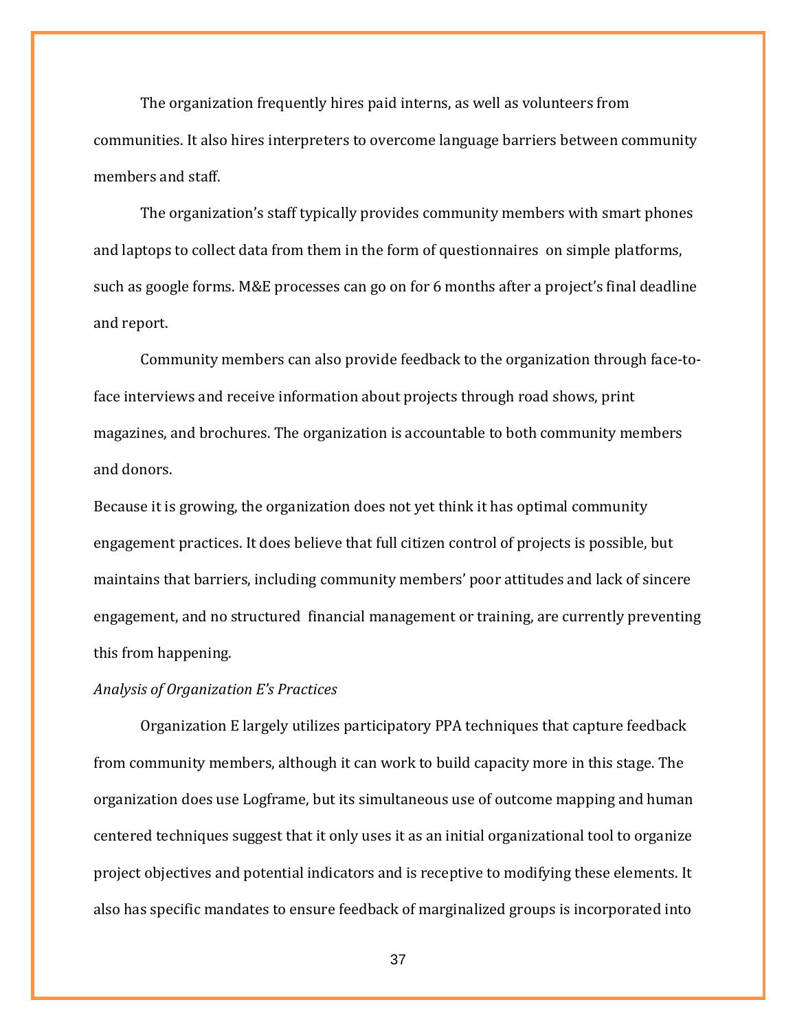The organization frequently hires paid interns, as well as volunteers from communities. It also hires interpreters to overcome language barriers between community members and staff.

The organization's staff typically provides community members with smart phones and laptops to collect data from them in the form of questionnaires on simple platforms, such as google forms. M&E processes can go on for 6 months after a project's final deadline and report.

Community members can also provide feedback to the organization through face-to-face interviews and receive information about projects through road shows, print magazines, and brochures. The organization is accountable to both community members and donors.

Because it is growing, the organization does not yet think it has optimal community engagement practices. It does believe that full citizen control of projects is possible, but maintains that barriers, including community members' poor attitudes and lack of sincere engagement, and no structured financial management or training, are currently preventing this from happening.

*Analysis of Organization E's Practices*

Organization E largely utilizes participatory PPA techniques that capture feedback from community members, although it can work to build capacity more in this stage. The organization does use Logframe, but its simultaneous use of outcome mapping and human centered techniques suggest that it only uses it as an initial organizational tool to organize project objectives and potential indicators and is receptive to modifying these elements. It also has specific mandates to ensure feedback of marginalized groups is incorporated into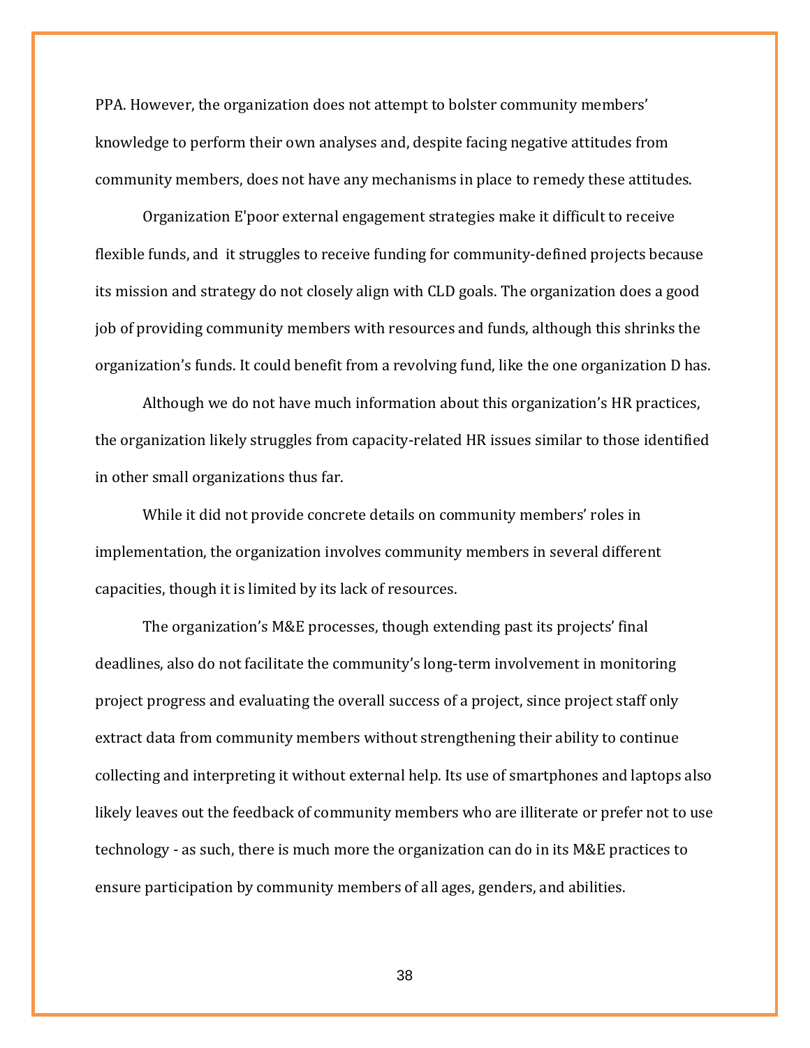PPA. However, the organization does not attempt to bolster community members' knowledge to perform their own analyses and, despite facing negative attitudes from community members, does not have any mechanisms in place to remedy these attitudes.

Organization E'poor external engagement strategies make it difficult to receive flexible funds, and it struggles to receive funding for community-defined projects because its mission and strategy do not closely align with CLD goals. The organization does a good job of providing community members with resources and funds, although this shrinks the organization's funds. It could benefit from a revolving fund, like the one organization D has.

Although we do not have much information about this organization's HR practices, the organization likely struggles from capacity-related HR issues similar to those identified in other small organizations thus far.

While it did not provide concrete details on community members' roles in implementation, the organization involves community members in several different capacities, though it is limited by its lack of resources.

The organization's M&E processes, though extending past its projects' final deadlines, also do not facilitate the community's long-term involvement in monitoring project progress and evaluating the overall success of a project, since project staff only extract data from community members without strengthening their ability to continue collecting and interpreting it without external help. Its use of smartphones and laptops also likely leaves out the feedback of community members who are illiterate or prefer not to use technology - as such, there is much more the organization can do in its M&E practices to ensure participation by community members of all ages, genders, and abilities.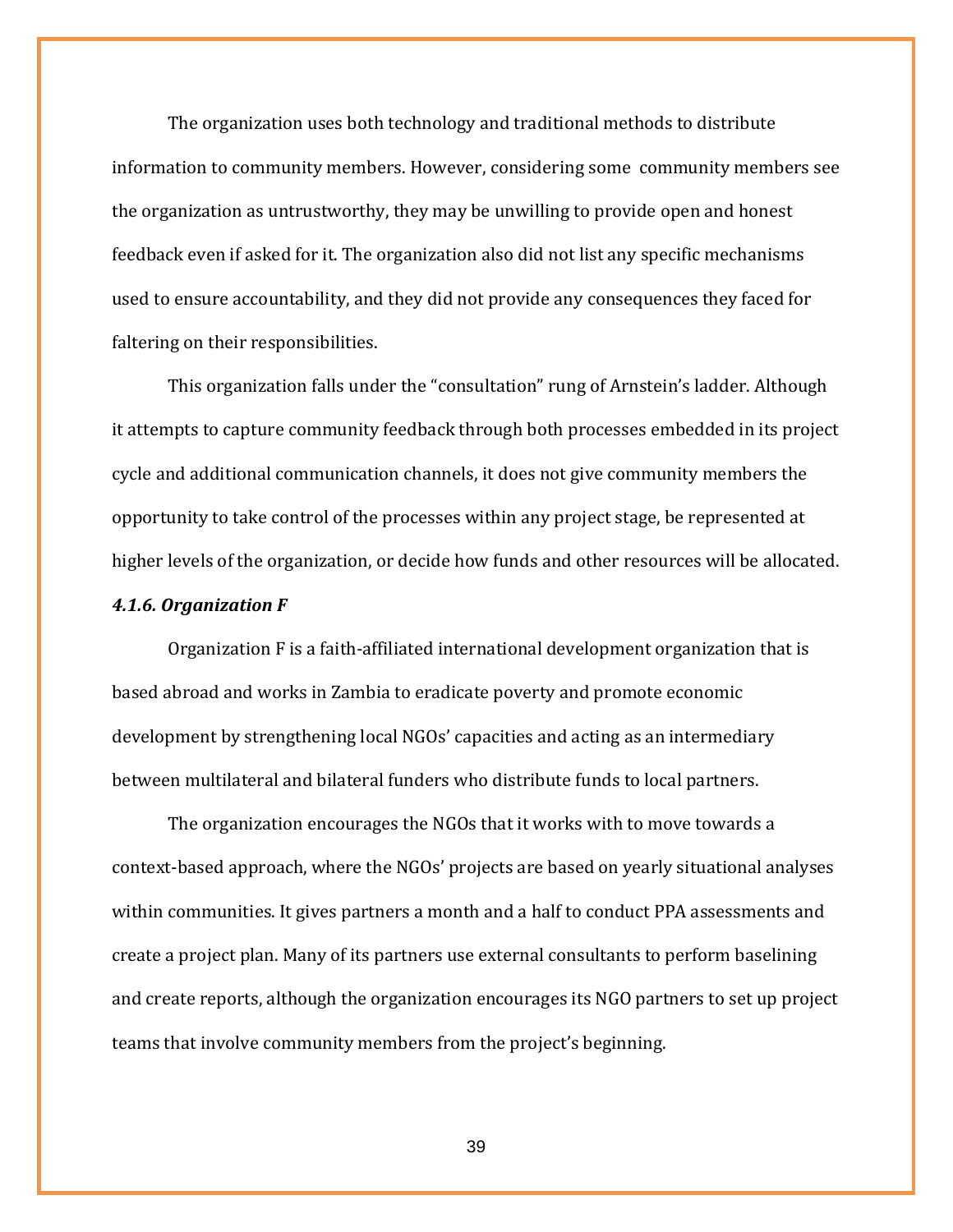The organization uses both technology and traditional methods to distribute information to community members. However, considering some community members see the organization as untrustworthy, they may be unwilling to provide open and honest feedback even if asked for it. The organization also did not list any specific mechanisms used to ensure accountability, and they did not provide any consequences they faced for faltering on their responsibilities.

This organization falls under the "consultation" rung of Arnstein's ladder. Although it attempts to capture community feedback through both processes embedded in its project cycle and additional communication channels, it does not give community members the opportunity to take control of the processes within any project stage, be represented at higher levels of the organization, or decide how funds and other resources will be allocated.

#### *4.1.6. Organization F*

Organization F is a faith-affiliated international development organization that is based abroad and works in Zambia to eradicate poverty and promote economic development by strengthening local NGOs' capacities and acting as an intermediary between multilateral and bilateral funders who distribute funds to local partners.

The organization encourages the NGOs that it works with to move towards a context-based approach, where the NGOs' projects are based on yearly situational analyses within communities. It gives partners a month and a half to conduct PPA assessments and create a project plan. Many of its partners use external consultants to perform baselining and create reports, although the organization encourages its NGO partners to set up project teams that involve community members from the project's beginning.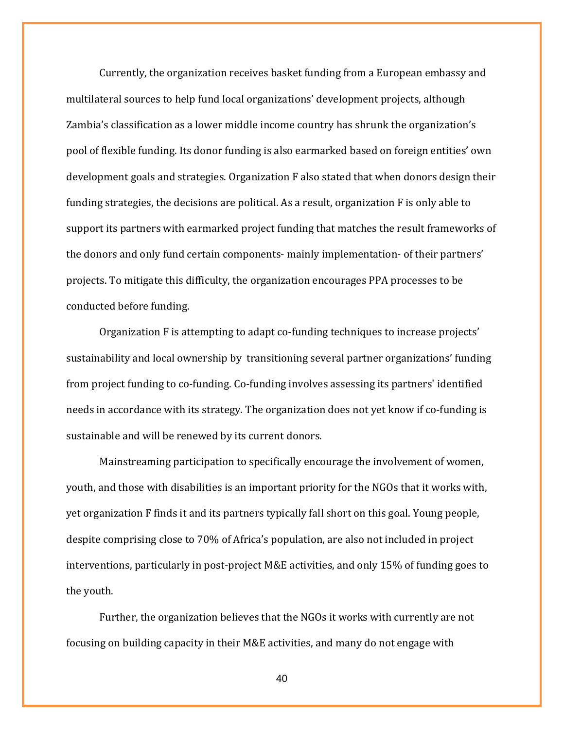Currently, the organization receives basket funding from a European embassy and multilateral sources to help fund local organizations' development projects, although Zambia's classification as a lower middle income country has shrunk the organization's pool of flexible funding. Its donor funding is also earmarked based on foreign entities' own development goals and strategies. Organization F also stated that when donors design their funding strategies, the decisions are political. As a result, organization F is only able to support its partners with earmarked project funding that matches the result frameworks of the donors and only fund certain components- mainly implementation- of their partners' projects. To mitigate this difficulty, the organization encourages PPA processes to be conducted before funding.

Organization F is attempting to adapt co-funding techniques to increase projects' sustainability and local ownership by transitioning several partner organizations' funding from project funding to co-funding. Co-funding involves assessing its partners' identified needs in accordance with its strategy. The organization does not yet know if co-funding is sustainable and will be renewed by its current donors.

Mainstreaming participation to specifically encourage the involvement of women, youth, and those with disabilities is an important priority for the NGOs that it works with, yet organization F finds it and its partners typically fall short on this goal. Young people, despite comprising close to 70% of Africa's population, are also not included in project interventions, particularly in post-project M&E activities, and only 15% of funding goes to the youth.

Further, the organization believes that the NGOs it works with currently are not focusing on building capacity in their M&E activities, and many do not engage with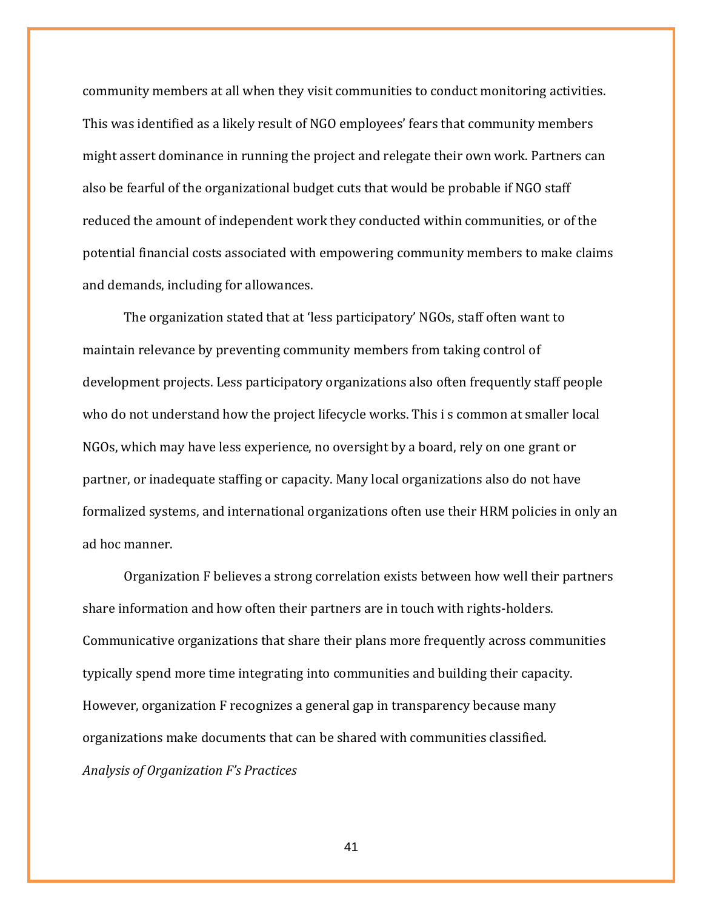community members at all when they visit communities to conduct monitoring activities. This was identified as a likely result of NGO employees' fears that community members might assert dominance in running the project and relegate their own work. Partners can also be fearful of the organizational budget cuts that would be probable if NGO staff reduced the amount of independent work they conducted within communities, or of the potential financial costs associated with empowering community members to make claims and demands, including for allowances.

The organization stated that at 'less participatory' NGOs, staff often want to maintain relevance by preventing community members from taking control of development projects. Less participatory organizations also often frequently staff people who do not understand how the project lifecycle works. This i s common at smaller local NGOs, which may have less experience, no oversight by a board, rely on one grant or partner, or inadequate staffing or capacity. Many local organizations also do not have formalized systems, and international organizations often use their HRM policies in only an ad hoc manner.

Organization F believes a strong correlation exists between how well their partners share information and how often their partners are in touch with rights-holders. Communicative organizations that share their plans more frequently across communities typically spend more time integrating into communities and building their capacity. However, organization F recognizes a general gap in transparency because many organizations make documents that can be shared with communities classified.

*Analysis of Organization F's Practices*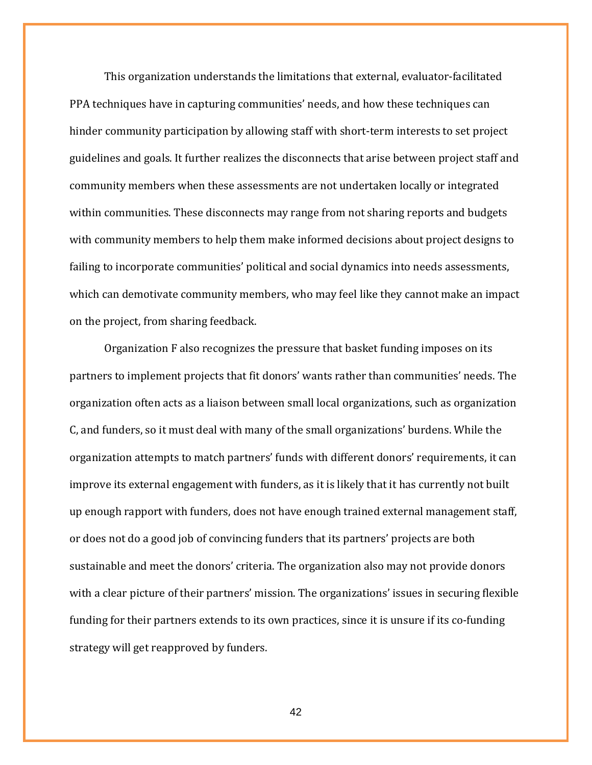This organization understands the limitations that external, evaluator-facilitated PPA techniques have in capturing communities' needs, and how these techniques can hinder community participation by allowing staff with short-term interests to set project guidelines and goals. It further realizes the disconnects that arise between project staff and community members when these assessments are not undertaken locally or integrated within communities. These disconnects may range from not sharing reports and budgets with community members to help them make informed decisions about project designs to failing to incorporate communities' political and social dynamics into needs assessments, which can demotivate community members, who may feel like they cannot make an impact on the project, from sharing feedback.

Organization F also recognizes the pressure that basket funding imposes on its partners to implement projects that fit donors' wants rather than communities' needs. The organization often acts as a liaison between small local organizations, such as organization C, and funders, so it must deal with many of the small organizations' burdens. While the organization attempts to match partners' funds with different donors' requirements, it can improve its external engagement with funders, as it is likely that it has currently not built up enough rapport with funders, does not have enough trained external management staff, or does not do a good job of convincing funders that its partners' projects are both sustainable and meet the donors' criteria. The organization also may not provide donors with a clear picture of their partners' mission. The organizations' issues in securing flexible funding for their partners extends to its own practices, since it is unsure if its co-funding strategy will get reapproved by funders.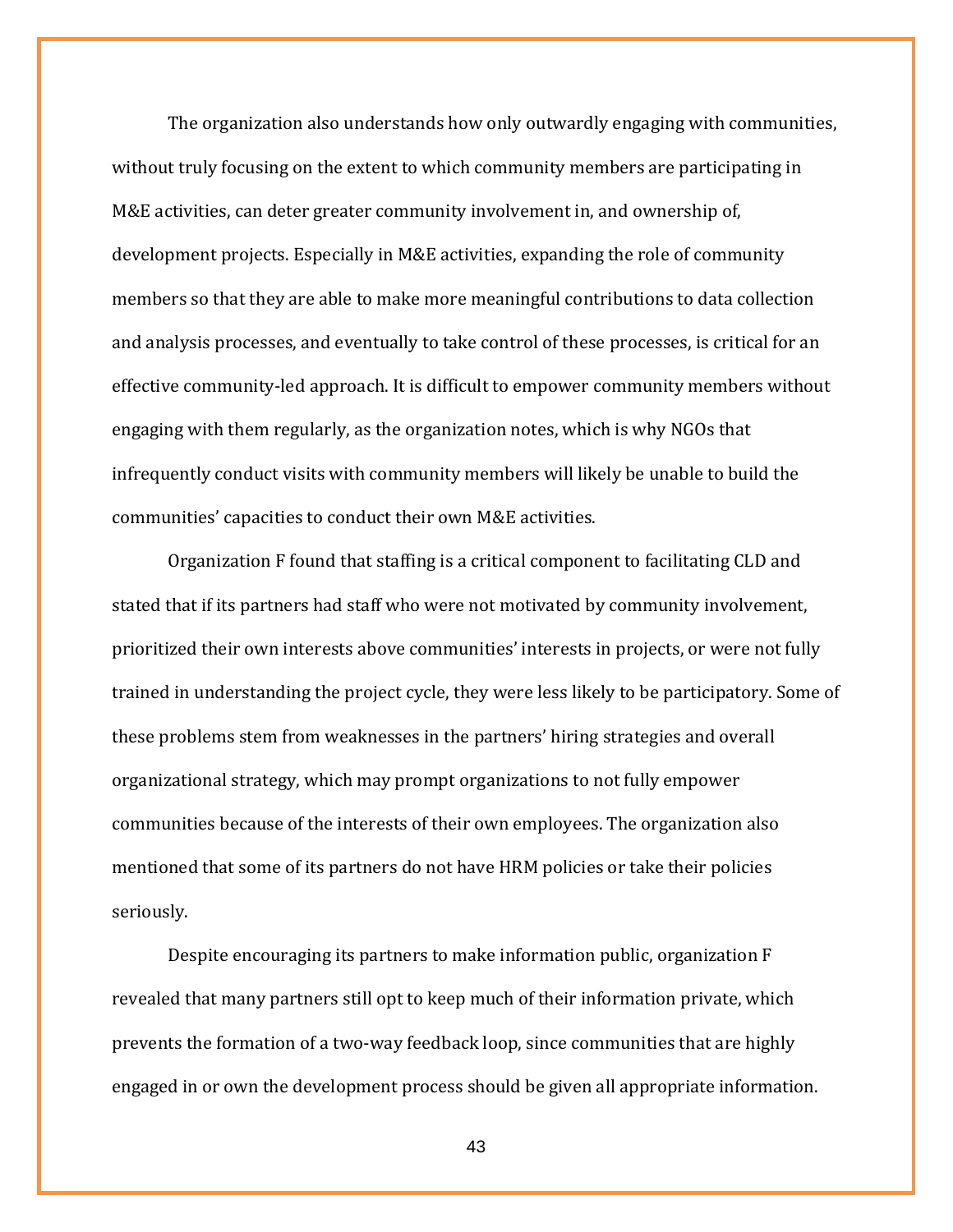The organization also understands how only outwardly engaging with communities, without truly focusing on the extent to which community members are participating in M&E activities, can deter greater community involvement in, and ownership of, development projects. Especially in M&E activities, expanding the role of community members so that they are able to make more meaningful contributions to data collection and analysis processes, and eventually to take control of these processes, is critical for an effective community-led approach. It is difficult to empower community members without engaging with them regularly, as the organization notes, which is why NGOs that infrequently conduct visits with community members will likely be unable to build the communities' capacities to conduct their own M&E activities.

Organization F found that staffing is a critical component to facilitating CLD and stated that if its partners had staff who were not motivated by community involvement, prioritized their own interests above communities' interests in projects, or were not fully trained in understanding the project cycle, they were less likely to be participatory. Some of these problems stem from weaknesses in the partners' hiring strategies and overall organizational strategy, which may prompt organizations to not fully empower communities because of the interests of their own employees. The organization also mentioned that some of its partners do not have HRM policies or take their policies seriously.

Despite encouraging its partners to make information public, organization F revealed that many partners still opt to keep much of their information private, which prevents the formation of a two-way feedback loop, since communities that are highly engaged in or own the development process should be given all appropriate information.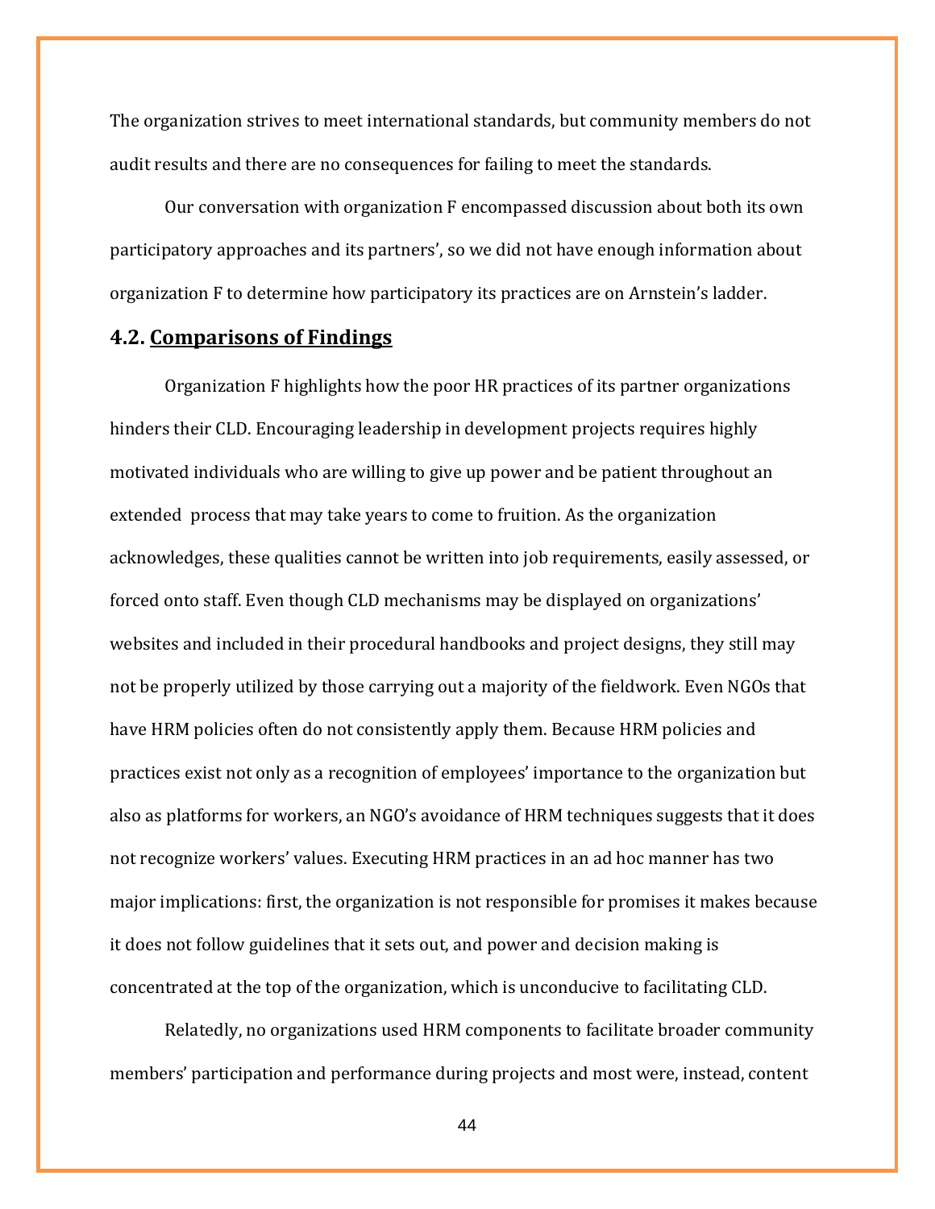The organization strives to meet international standards, but community members do not audit results and there are no consequences for failing to meet the standards.

Our conversation with organization F encompassed discussion about both its own participatory approaches and its partners', so we did not have enough information about organization F to determine how participatory its practices are on Arnstein's ladder.

## 4.2. <u>Comparisons of Findings</u>

Organization F highlights how the poor HR practices of its partner organizations hinders their CLD. Encouraging leadership in development projects requires highly motivated individuals who are willing to give up power and be patient throughout an extended process that may take years to come to fruition. As the organization acknowledges, these qualities cannot be written into job requirements, easily assessed, or forced onto staff. Even though CLD mechanisms may be displayed on organizations' websites and included in their procedural handbooks and project designs, they still may not be properly utilized by those carrying out a majority of the fieldwork. Even NGOs that have HRM policies often do not consistently apply them. Because HRM policies and practices exist not only as a recognition of employees' importance to the organization but also as platforms for workers, an NGO's avoidance of HRM techniques suggests that it does not recognize workers' values. Executing HRM practices in an ad hoc manner has two major implications: first, the organization is not responsible for promises it makes because it does not follow guidelines that it sets out, and power and decision making is concentrated at the top of the organization, which is unconducive to facilitating CLD.

Relatedly, no organizations used HRM components to facilitate broader community members' participation and performance during projects and most were, instead, content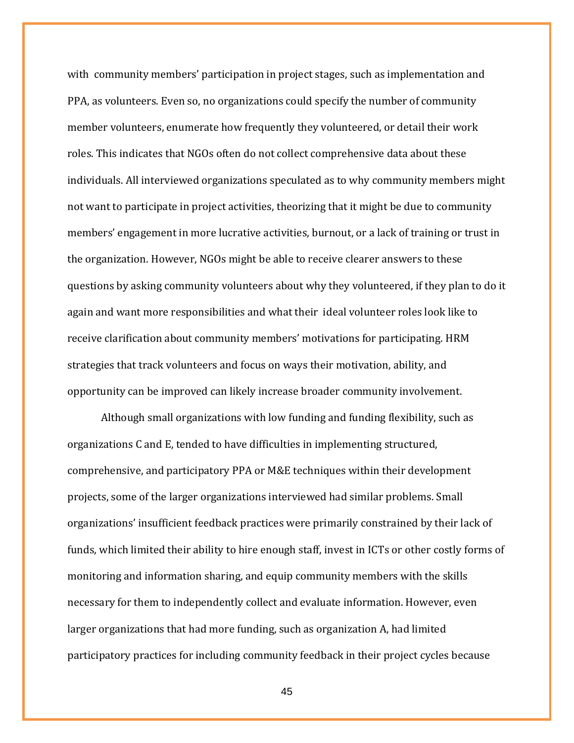with community members' participation in project stages, such as implementation and PPA, as volunteers. Even so, no organizations could specify the number of community member volunteers, enumerate how frequently they volunteered, or detail their work roles. This indicates that NGOs often do not collect comprehensive data about these individuals. All interviewed organizations speculated as to why community members might not want to participate in project activities, theorizing that it might be due to community members' engagement in more lucrative activities, burnout, or a lack of training or trust in the organization. However, NGOs might be able to receive clearer answers to these questions by asking community volunteers about why they volunteered, if they plan to do it again and want more responsibilities and what their ideal volunteer roles look like to receive clarification about community members' motivations for participating. HRM strategies that track volunteers and focus on ways their motivation, ability, and opportunity can be improved can likely increase broader community involvement.

Although small organizations with low funding and funding flexibility, such as organizations C and E, tended to have difficulties in implementing structured, comprehensive, and participatory PPA or M&E techniques within their development projects, some of the larger organizations interviewed had similar problems. Small organizations' insufficient feedback practices were primarily constrained by their lack of funds, which limited their ability to hire enough staff, invest in ICTs or other costly forms of monitoring and information sharing, and equip community members with the skills necessary for them to independently collect and evaluate information. However, even larger organizations that had more funding, such as organization A, had limited participatory practices for including community feedback in their project cycles because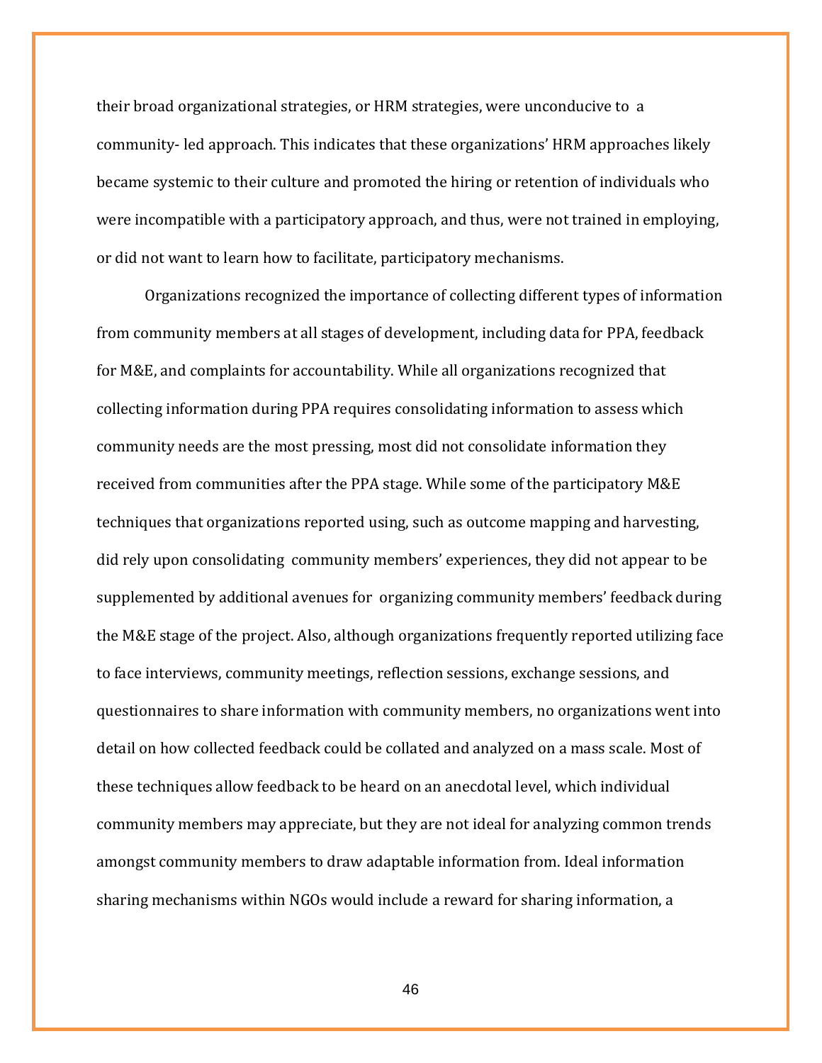their broad organizational strategies, or HRM strategies, were unconducive to a community- led approach. This indicates that these organizations' HRM approaches likely became systemic to their culture and promoted the hiring or retention of individuals who were incompatible with a participatory approach, and thus, were not trained in employing, or did not want to learn how to facilitate, participatory mechanisms.

Organizations recognized the importance of collecting different types of information from community members at all stages of development, including data for PPA, feedback for M&E, and complaints for accountability. While all organizations recognized that collecting information during PPA requires consolidating information to assess which community needs are the most pressing, most did not consolidate information they received from communities after the PPA stage. While some of the participatory M&E techniques that organizations reported using, such as outcome mapping and harvesting, did rely upon consolidating community members' experiences, they did not appear to be supplemented by additional avenues for organizing community members' feedback during the M&E stage of the project. Also, although organizations frequently reported utilizing face to face interviews, community meetings, reflection sessions, exchange sessions, and questionnaires to share information with community members, no organizations went into detail on how collected feedback could be collated and analyzed on a mass scale. Most of these techniques allow feedback to be heard on an anecdotal level, which individual community members may appreciate, but they are not ideal for analyzing common trends amongst community members to draw adaptable information from. Ideal information sharing mechanisms within NGOs would include a reward for sharing information, a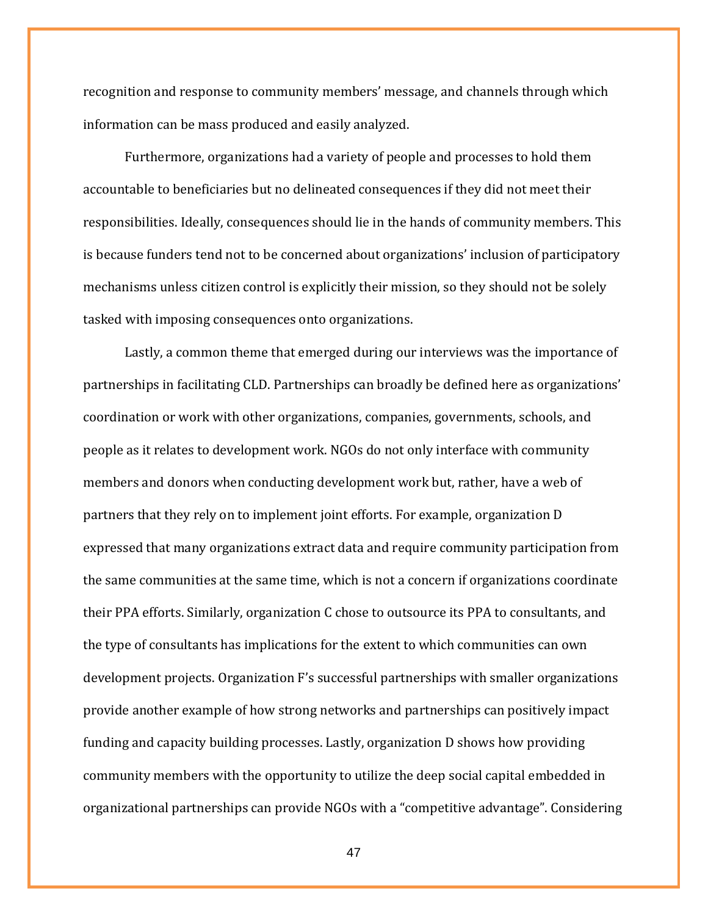recognition and response to community members' message, and channels through which information can be mass produced and easily analyzed.

Furthermore, organizations had a variety of people and processes to hold them accountable to beneficiaries but no delineated consequences if they did not meet their responsibilities. Ideally, consequences should lie in the hands of community members. This is because funders tend not to be concerned about organizations' inclusion of participatory mechanisms unless citizen control is explicitly their mission, so they should not be solely tasked with imposing consequences onto organizations.

Lastly, a common theme that emerged during our interviews was the importance of partnerships in facilitating CLD. Partnerships can broadly be defined here as organizations' coordination or work with other organizations, companies, governments, schools, and people as it relates to development work. NGOs do not only interface with community members and donors when conducting development work but, rather, have a web of partners that they rely on to implement joint efforts. For example, organization D expressed that many organizations extract data and require community participation from the same communities at the same time, which is not a concern if organizations coordinate their PPA efforts. Similarly, organization C chose to outsource its PPA to consultants, and the type of consultants has implications for the extent to which communities can own development projects. Organization F's successful partnerships with smaller organizations provide another example of how strong networks and partnerships can positively impact funding and capacity building processes. Lastly, organization D shows how providing community members with the opportunity to utilize the deep social capital embedded in organizational partnerships can provide NGOs with a "competitive advantage". Considering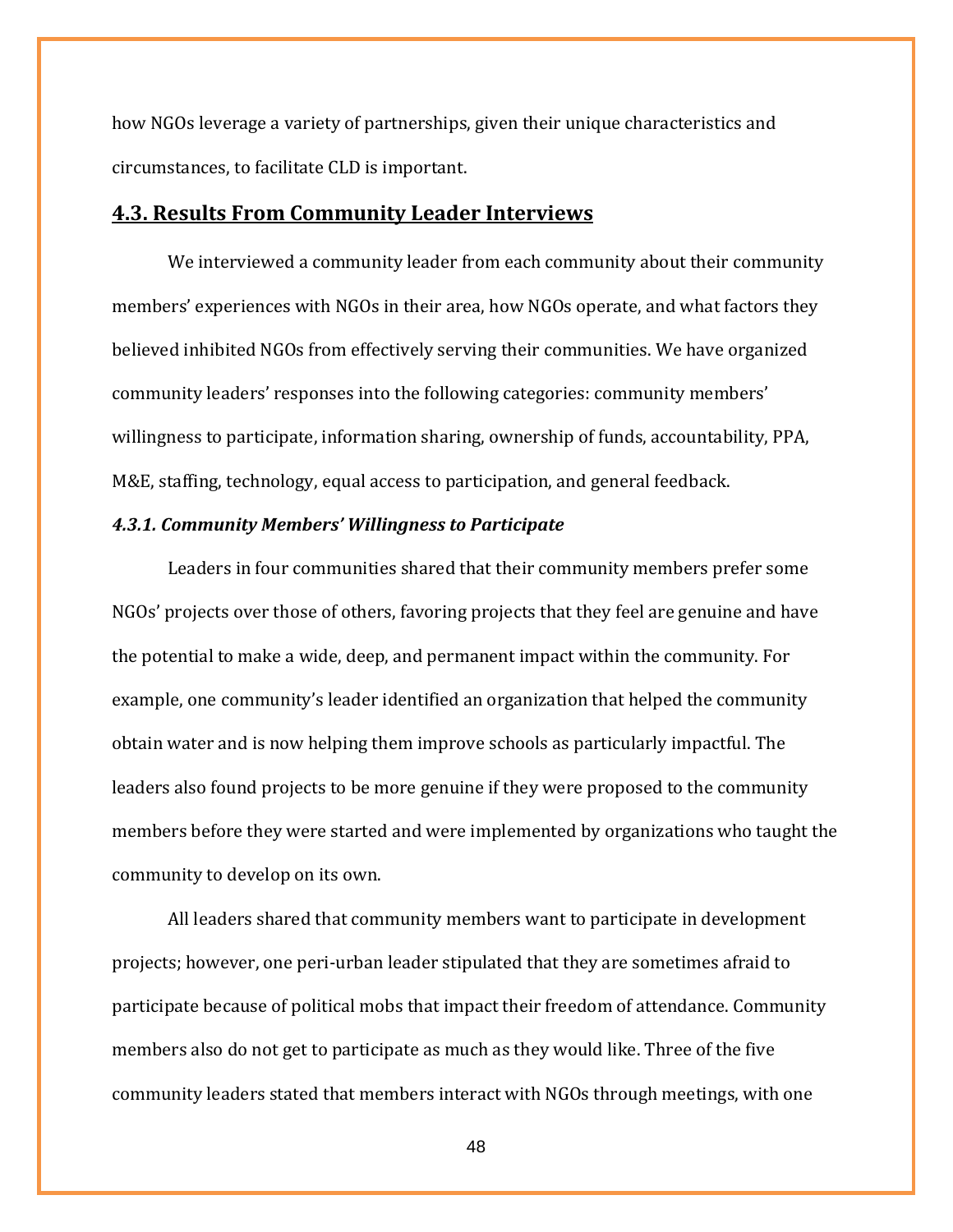how NGOs leverage a variety of partnerships, given their unique characteristics and circumstances, to facilitate CLD is important.

## 4.3. Results From Community Leader Interviews

We interviewed a community leader from each community about their community members' experiences with NGOs in their area, how NGOs operate, and what factors they believed inhibited NGOs from effectively serving their communities. We have organized community leaders' responses into the following categories: community members' willingness to participate, information sharing, ownership of funds, accountability, PPA, M&E, staffing, technology, equal access to participation, and general feedback.

### *4.3.1. Community Members' Willingness to Participate*

Leaders in four communities shared that their community members prefer some NGOs' projects over those of others, favoring projects that they feel are genuine and have the potential to make a wide, deep, and permanent impact within the community. For example, one community's leader identified an organization that helped the community obtain water and is now helping them improve schools as particularly impactful. The leaders also found projects to be more genuine if they were proposed to the community members before they were started and were implemented by organizations who taught the community to develop on its own.

All leaders shared that community members want to participate in development projects; however, one peri-urban leader stipulated that they are sometimes afraid to participate because of political mobs that impact their freedom of attendance. Community members also do not get to participate as much as they would like. Three of the five community leaders stated that members interact with NGOs through meetings, with one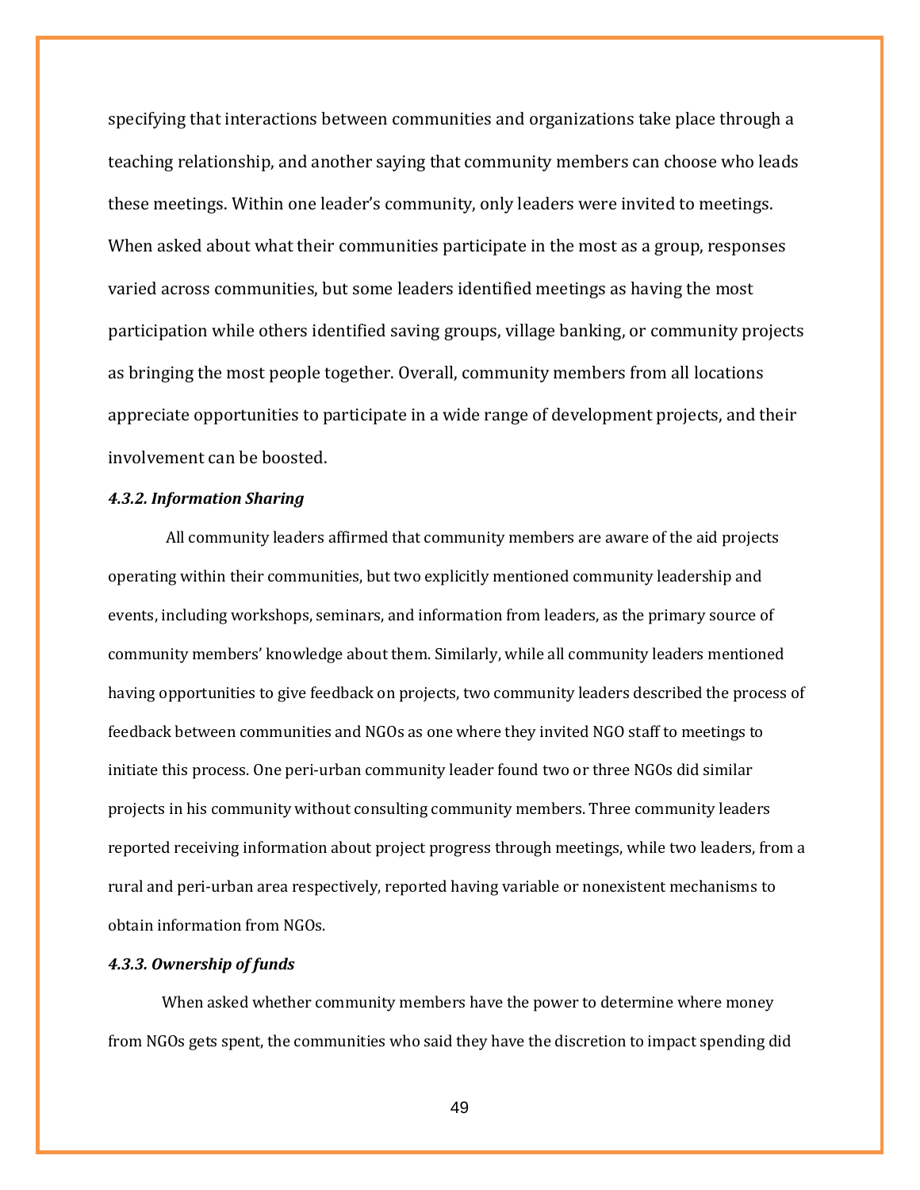specifying that interactions between communities and organizations take place through a teaching relationship, and another saying that community members can choose who leads these meetings. Within one leader's community, only leaders were invited to meetings. When asked about what their communities participate in the most as a group, responses varied across communities, but some leaders identified meetings as having the most participation while others identified saving groups, village banking, or community projects as bringing the most people together. Overall, community members from all locations appreciate opportunities to participate in a wide range of development projects, and their involvement can be boosted.

#### *4.3.2. Information Sharing*

All community leaders affirmed that community members are aware of the aid projects operating within their communities, but two explicitly mentioned community leadership and events, including workshops, seminars, and information from leaders, as the primary source of community members' knowledge about them. Similarly, while all community leaders mentioned having opportunities to give feedback on projects, two community leaders described the process of feedback between communities and NGOs as one where they invited NGO staff to meetings to initiate this process. One peri-urban community leader found two or three NGOs did similar projects in his community without consulting community members. Three community leaders reported receiving information about project progress through meetings, while two leaders, from a rural and peri-urban area respectively, reported having variable or nonexistent mechanisms to obtain information from NGOs.

#### *4.3.3. Ownership of funds*

When asked whether community members have the power to determine where money from NGOs gets spent, the communities who said they have the discretion to impact spending did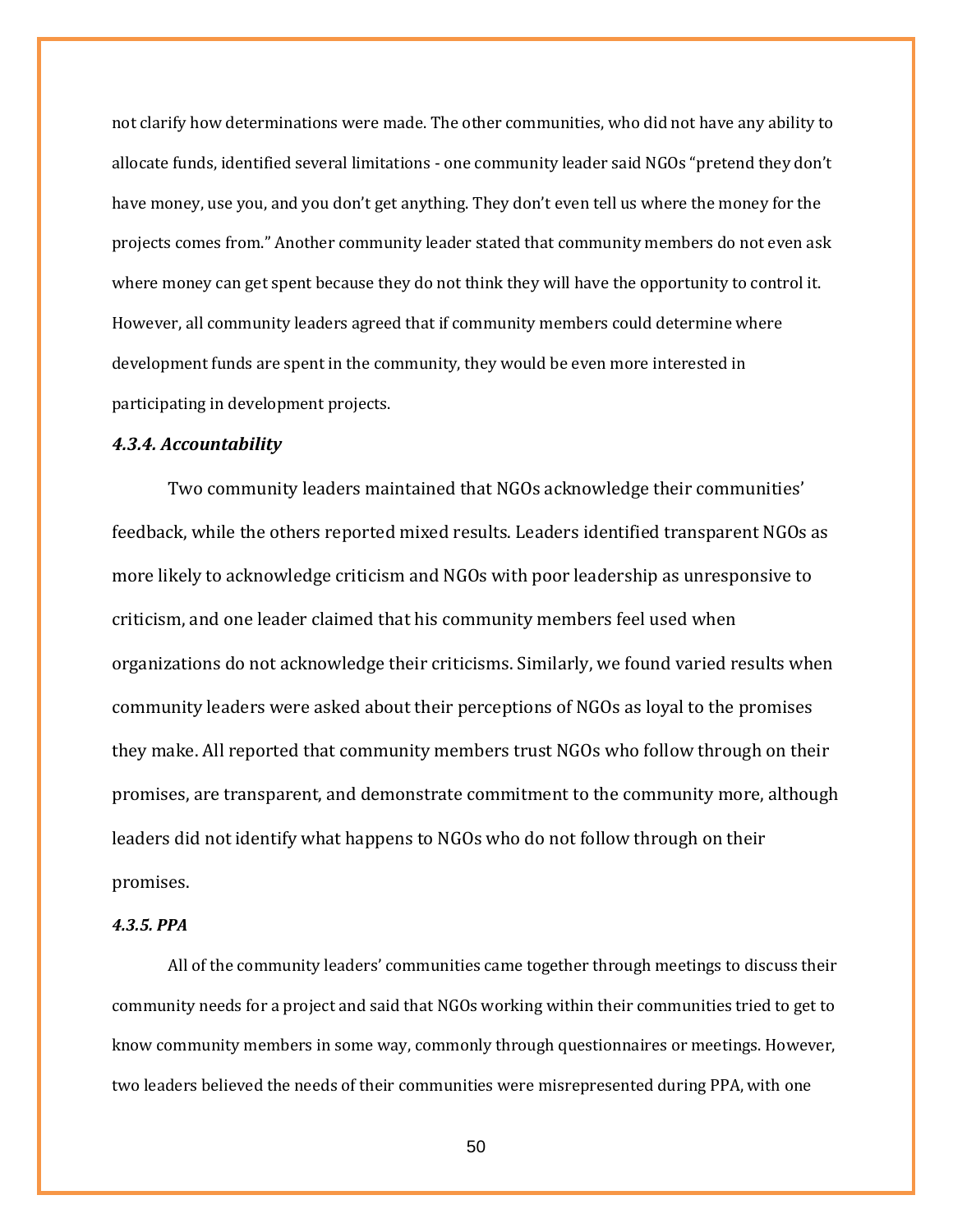not clarify how determinations were made. The other communities, who did not have any ability to allocate funds, identified several limitations - one community leader said NGOs "pretend they don't have money, use you, and you don't get anything. They don't even tell us where the money for the projects comes from." Another community leader stated that community members do not even ask where money can get spent because they do not think they will have the opportunity to control it. However, all community leaders agreed that if community members could determine where development funds are spent in the community, they would be even more interested in participating in development projects.

#### *4.3.4. Accountability*

Two community leaders maintained that NGOs acknowledge their communities' feedback, while the others reported mixed results. Leaders identified transparent NGOs as more likely to acknowledge criticism and NGOs with poor leadership as unresponsive to criticism, and one leader claimed that his community members feel used when organizations do not acknowledge their criticisms. Similarly, we found varied results when community leaders were asked about their perceptions of NGOs as loyal to the promises they make. All reported that community members trust NGOs who follow through on their promises, are transparent, and demonstrate commitment to the community more, although leaders did not identify what happens to NGOs who do not follow through on their promises.

#### *4.3.5. PPA*

All of the community leaders' communities came together through meetings to discuss their community needs for a project and said that NGOs working within their communities tried to get to know community members in some way, commonly through questionnaires or meetings. However, two leaders believed the needs of their communities were misrepresented during PPA, with one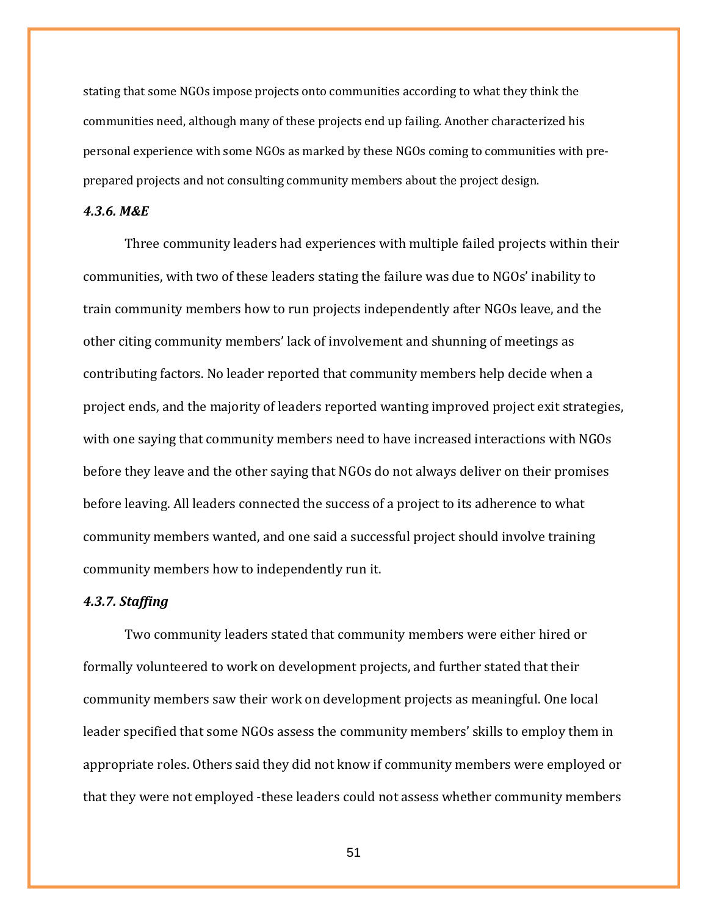stating that some NGOs impose projects onto communities according to what they think the communities need, although many of these projects end up failing. Another characterized his personal experience with some NGOs as marked by these NGOs coming to communities with pre-prepared projects and not consulting community members about the project design.

#### *4.3.6. M&E*

Three community leaders had experiences with multiple failed projects within their communities, with two of these leaders stating the failure was due to NGOs' inability to train community members how to run projects independently after NGOs leave, and the other citing community members' lack of involvement and shunning of meetings as contributing factors. No leader reported that community members help decide when a project ends, and the majority of leaders reported wanting improved project exit strategies, with one saying that community members need to have increased interactions with NGOs before they leave and the other saying that NGOs do not always deliver on their promises before leaving. All leaders connected the success of a project to its adherence to what community members wanted, and one said a successful project should involve training community members how to independently run it.

#### *4.3.7. Staffing*

Two community leaders stated that community members were either hired or formally volunteered to work on development projects, and further stated that their community members saw their work on development projects as meaningful. One local leader specified that some NGOs assess the community members' skills to employ them in appropriate roles. Others said they did not know if community members were employed or that they were not employed -these leaders could not assess whether community members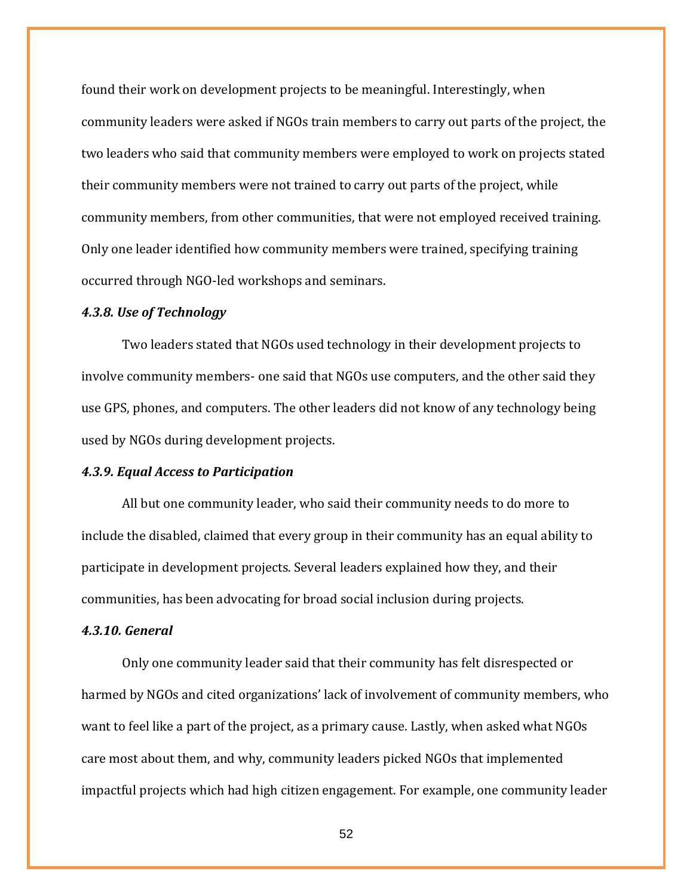found their work on development projects to be meaningful. Interestingly, when community leaders were asked if NGOs train members to carry out parts of the project, the two leaders who said that community members were employed to work on projects stated their community members were not trained to carry out parts of the project, while community members, from other communities, that were not employed received training. Only one leader identified how community members were trained, specifying training occurred through NGO-led workshops and seminars.

#### ***4.3.8. Use of Technology***

Two leaders stated that NGOs used technology in their development projects to involve community members- one said that NGOs use computers, and the other said they use GPS, phones, and computers. The other leaders did not know of any technology being used by NGOs during development projects.

#### ***4.3.9. Equal Access to Participation***

All but one community leader, who said their community needs to do more to include the disabled, claimed that every group in their community has an equal ability to participate in development projects. Several leaders explained how they, and their communities, has been advocating for broad social inclusion during projects.

#### ***4.3.10. General***

Only one community leader said that their community has felt disrespected or harmed by NGOs and cited organizations' lack of involvement of community members, who want to feel like a part of the project, as a primary cause. Lastly, when asked what NGOs care most about them, and why, community leaders picked NGOs that implemented impactful projects which had high citizen engagement. For example, one community leader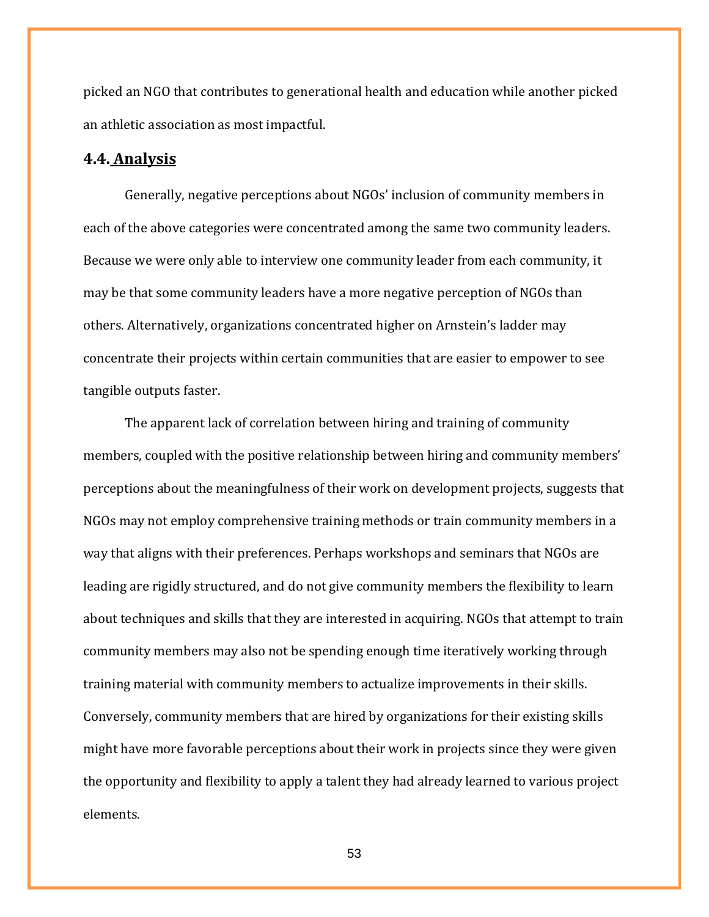picked an NGO that contributes to generational health and education while another picked an athletic association as most impactful.

### 4.4. Analysis

Generally, negative perceptions about NGOs' inclusion of community members in each of the above categories were concentrated among the same two community leaders. Because we were only able to interview one community leader from each community, it may be that some community leaders have a more negative perception of NGOs than others. Alternatively, organizations concentrated higher on Arnstein's ladder may concentrate their projects within certain communities that are easier to empower to see tangible outputs faster.

The apparent lack of correlation between hiring and training of community members, coupled with the positive relationship between hiring and community members' perceptions about the meaningfulness of their work on development projects, suggests that NGOs may not employ comprehensive training methods or train community members in a way that aligns with their preferences. Perhaps workshops and seminars that NGOs are leading are rigidly structured, and do not give community members the flexibility to learn about techniques and skills that they are interested in acquiring. NGOs that attempt to train community members may also not be spending enough time iteratively working through training material with community members to actualize improvements in their skills. Conversely, community members that are hired by organizations for their existing skills might have more favorable perceptions about their work in projects since they were given the opportunity and flexibility to apply a talent they had already learned to various project elements.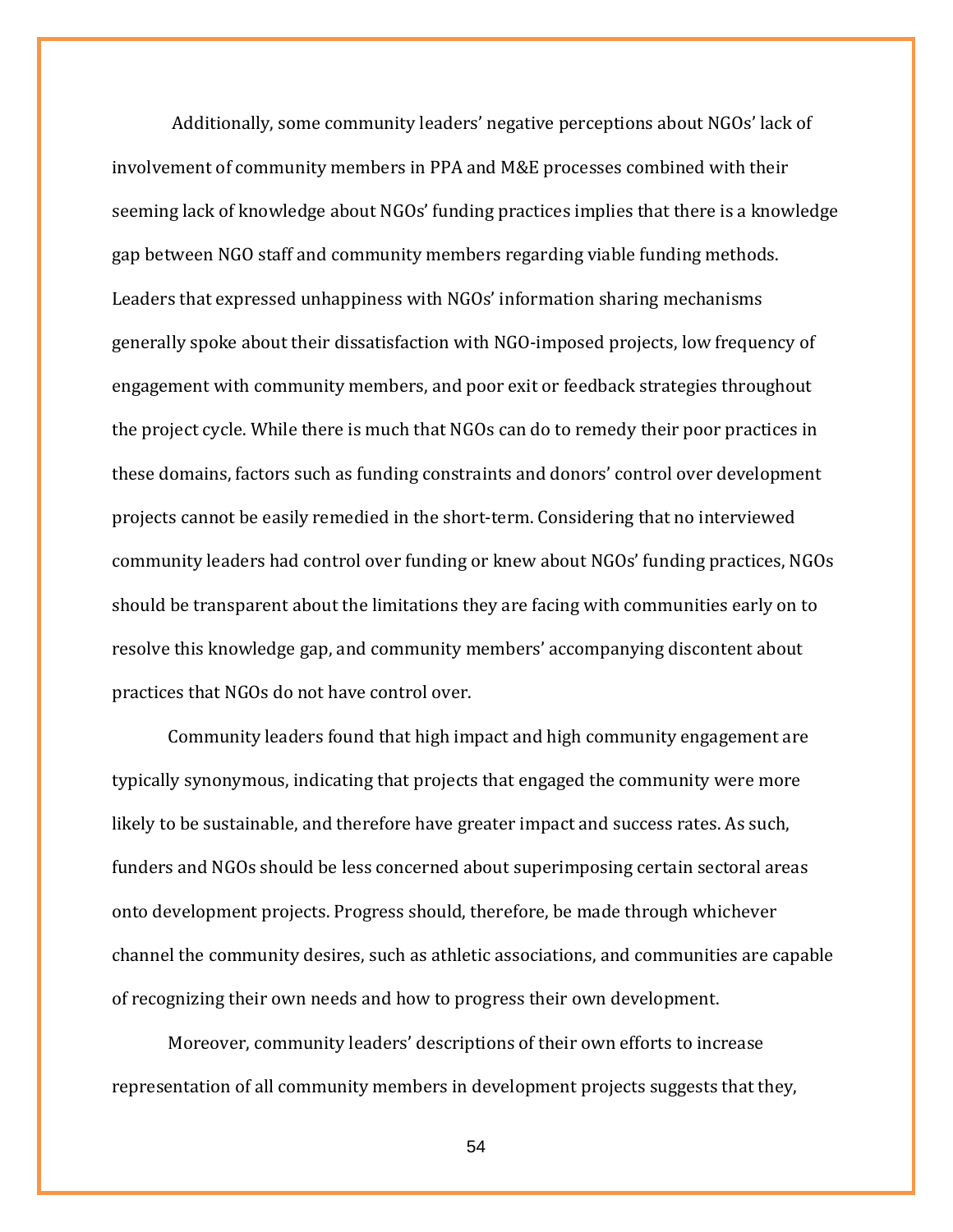Additionally, some community leaders' negative perceptions about NGOs' lack of involvement of community members in PPA and M&E processes combined with their seeming lack of knowledge about NGOs' funding practices implies that there is a knowledge gap between NGO staff and community members regarding viable funding methods. Leaders that expressed unhappiness with NGOs' information sharing mechanisms generally spoke about their dissatisfaction with NGO-imposed projects, low frequency of engagement with community members, and poor exit or feedback strategies throughout the project cycle. While there is much that NGOs can do to remedy their poor practices in these domains, factors such as funding constraints and donors' control over development projects cannot be easily remedied in the short-term. Considering that no interviewed community leaders had control over funding or knew about NGOs' funding practices, NGOs should be transparent about the limitations they are facing with communities early on to resolve this knowledge gap, and community members' accompanying discontent about practices that NGOs do not have control over.

Community leaders found that high impact and high community engagement are typically synonymous, indicating that projects that engaged the community were more likely to be sustainable, and therefore have greater impact and success rates. As such, funders and NGOs should be less concerned about superimposing certain sectoral areas onto development projects. Progress should, therefore, be made through whichever channel the community desires, such as athletic associations, and communities are capable of recognizing their own needs and how to progress their own development.

Moreover, community leaders' descriptions of their own efforts to increase representation of all community members in development projects suggests that they,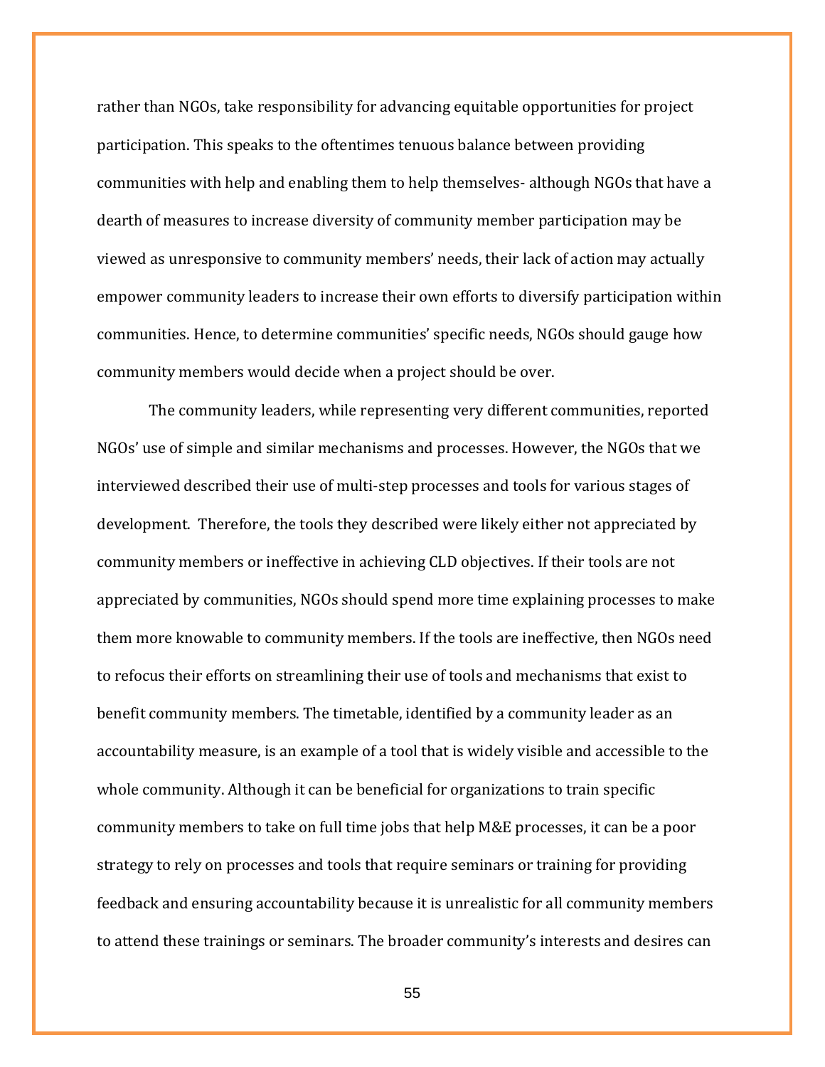rather than NGOs, take responsibility for advancing equitable opportunities for project participation. This speaks to the oftentimes tenuous balance between providing communities with help and enabling them to help themselves- although NGOs that have a dearth of measures to increase diversity of community member participation may be viewed as unresponsive to community members' needs, their lack of action may actually empower community leaders to increase their own efforts to diversify participation within communities. Hence, to determine communities' specific needs, NGOs should gauge how community members would decide when a project should be over.

The community leaders, while representing very different communities, reported NGOs' use of simple and similar mechanisms and processes. However, the NGOs that we interviewed described their use of multi-step processes and tools for various stages of development. Therefore, the tools they described were likely either not appreciated by community members or ineffective in achieving CLD objectives. If their tools are not appreciated by communities, NGOs should spend more time explaining processes to make them more knowable to community members. If the tools are ineffective, then NGOs need to refocus their efforts on streamlining their use of tools and mechanisms that exist to benefit community members. The timetable, identified by a community leader as an accountability measure, is an example of a tool that is widely visible and accessible to the whole community. Although it can be beneficial for organizations to train specific community members to take on full time jobs that help M&E processes, it can be a poor strategy to rely on processes and tools that require seminars or training for providing feedback and ensuring accountability because it is unrealistic for all community members to attend these trainings or seminars. The broader community's interests and desires can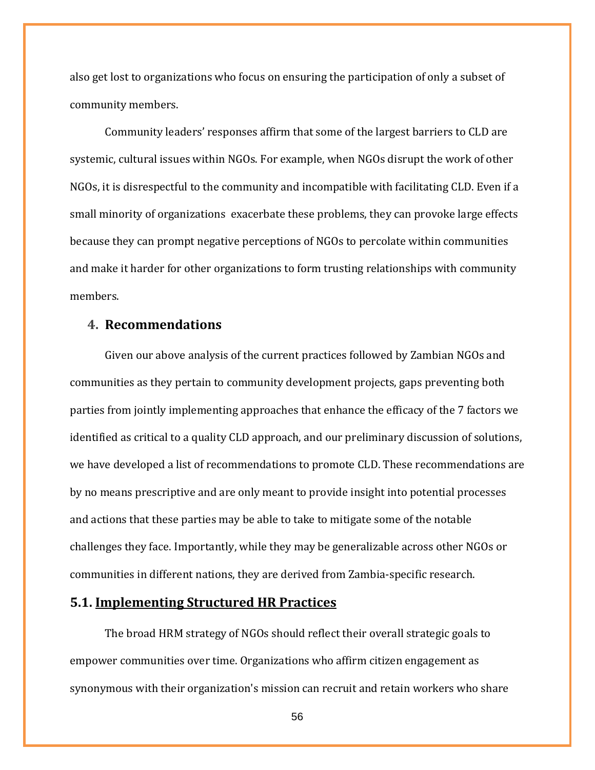also get lost to organizations who focus on ensuring the participation of only a subset of community members.

Community leaders' responses affirm that some of the largest barriers to CLD are systemic, cultural issues within NGOs. For example, when NGOs disrupt the work of other NGOs, it is disrespectful to the community and incompatible with facilitating CLD. Even if a small minority of organizations exacerbate these problems, they can provoke large effects because they can prompt negative perceptions of NGOs to percolate within communities and make it harder for other organizations to form trusting relationships with community members.

## 4. Recommendations

Given our above analysis of the current practices followed by Zambian NGOs and communities as they pertain to community development projects, gaps preventing both parties from jointly implementing approaches that enhance the efficacy of the 7 factors we identified as critical to a quality CLD approach, and our preliminary discussion of solutions, we have developed a list of recommendations to promote CLD. These recommendations are by no means prescriptive and are only meant to provide insight into potential processes and actions that these parties may be able to take to mitigate some of the notable challenges they face. Importantly, while they may be generalizable across other NGOs or communities in different nations, they are derived from Zambia-specific research.

### 5.1. Implementing Structured HR Practices

The broad HRM strategy of NGOs should reflect their overall strategic goals to empower communities over time. Organizations who affirm citizen engagement as synonymous with their organization's mission can recruit and retain workers who share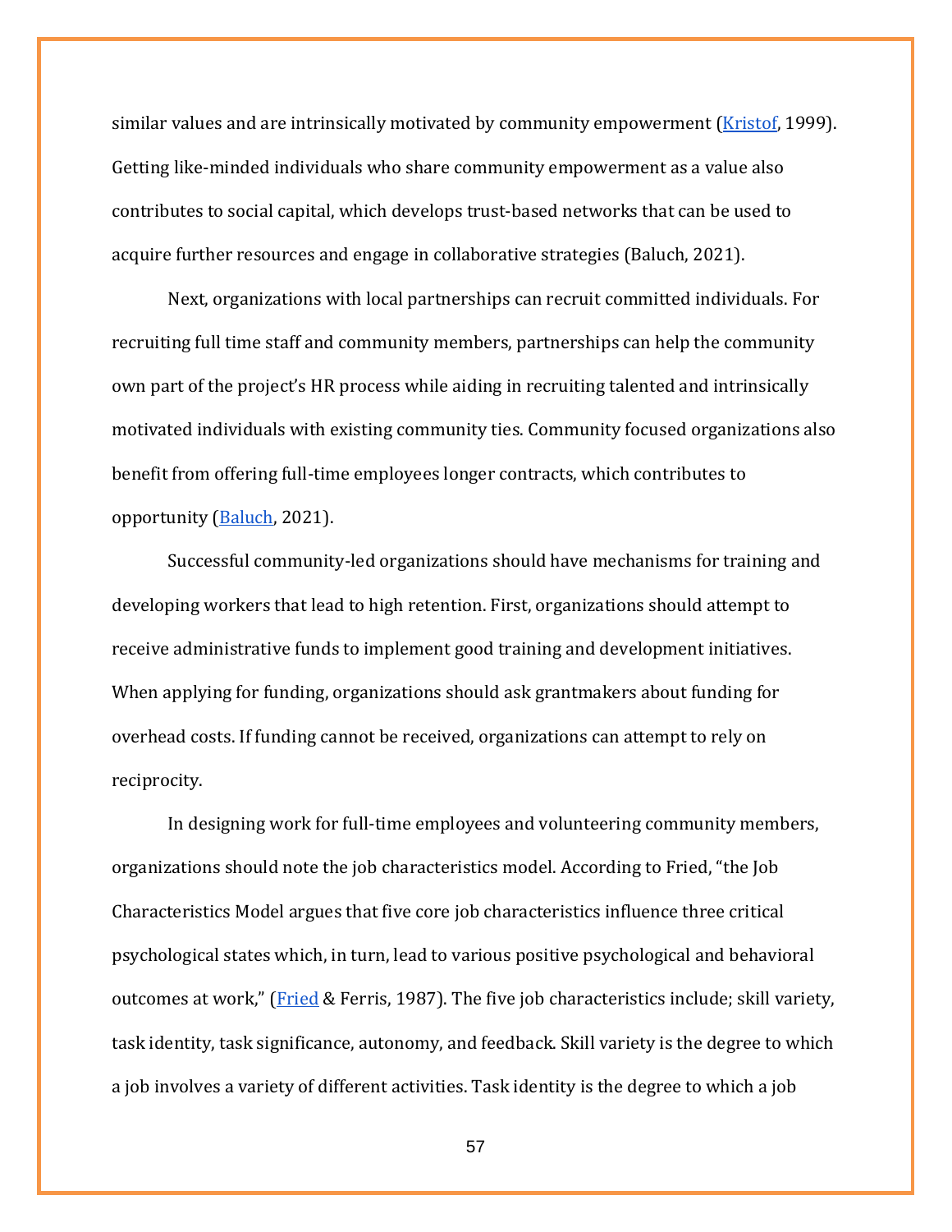similar values and are intrinsically motivated by community empowerment (Kristof, 1999). Getting like-minded individuals who share community empowerment as a value also contributes to social capital, which develops trust-based networks that can be used to acquire further resources and engage in collaborative strategies (Baluch, 2021).

Next, organizations with local partnerships can recruit committed individuals. For recruiting full time staff and community members, partnerships can help the community own part of the project's HR process while aiding in recruiting talented and intrinsically motivated individuals with existing community ties. Community focused organizations also benefit from offering full-time employees longer contracts, which contributes to opportunity (Baluch, 2021).

Successful community-led organizations should have mechanisms for training and developing workers that lead to high retention. First, organizations should attempt to receive administrative funds to implement good training and development initiatives. When applying for funding, organizations should ask grantmakers about funding for overhead costs. If funding cannot be received, organizations can attempt to rely on reciprocity.

In designing work for full-time employees and volunteering community members, organizations should note the job characteristics model. According to Fried, "the Job Characteristics Model argues that five core job characteristics influence three critical psychological states which, in turn, lead to various positive psychological and behavioral outcomes at work," (Fried & Ferris, 1987). The five job characteristics include; skill variety, task identity, task significance, autonomy, and feedback. Skill variety is the degree to which a job involves a variety of different activities. Task identity is the degree to which a job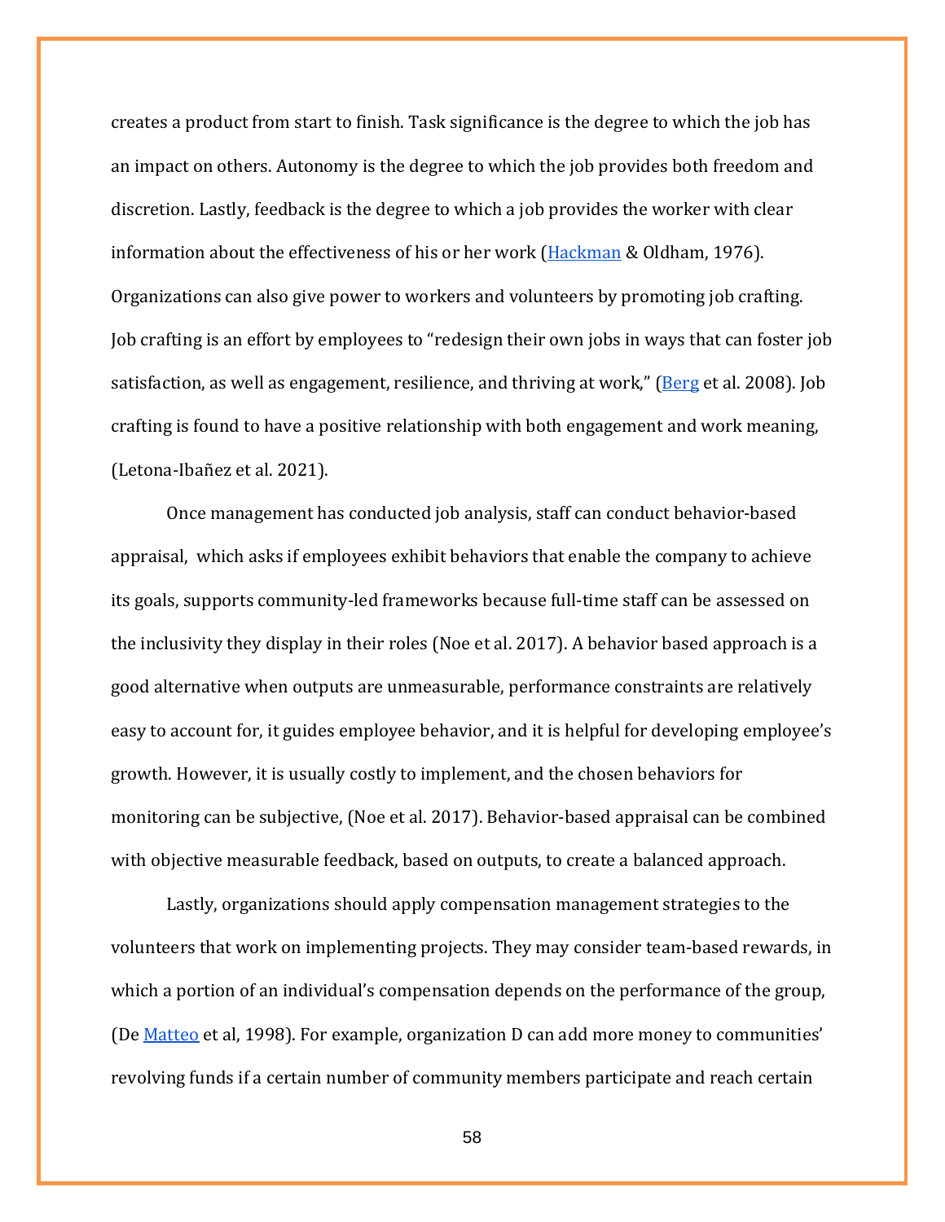creates a product from start to finish. Task significance is the degree to which the job has an impact on others. Autonomy is the degree to which the job provides both freedom and discretion. Lastly, feedback is the degree to which a job provides the worker with clear information about the effectiveness of his or her work (Hackman & Oldham, 1976). Organizations can also give power to workers and volunteers by promoting job crafting. Job crafting is an effort by employees to "redesign their own jobs in ways that can foster job satisfaction, as well as engagement, resilience, and thriving at work," (Berg et al. 2008). Job crafting is found to have a positive relationship with both engagement and work meaning, (Letona-Ibañez et al. 2021).

Once management has conducted job analysis, staff can conduct behavior-based appraisal,  which asks if employees exhibit behaviors that enable the company to achieve its goals, supports community-led frameworks because full-time staff can be assessed on the inclusivity they display in their roles (Noe et al. 2017). A behavior based approach is a good alternative when outputs are unmeasurable, performance constraints are relatively easy to account for, it guides employee behavior, and it is helpful for developing employee's growth. However, it is usually costly to implement, and the chosen behaviors for monitoring can be subjective, (Noe et al. 2017). Behavior-based appraisal can be combined with objective measurable feedback, based on outputs, to create a balanced approach.

Lastly, organizations should apply compensation management strategies to the volunteers that work on implementing projects. They may consider team-based rewards, in which a portion of an individual's compensation depends on the performance of the group, (De Matteo et al, 1998). For example, organization D can add more money to communities' revolving funds if a certain number of community members participate and reach certain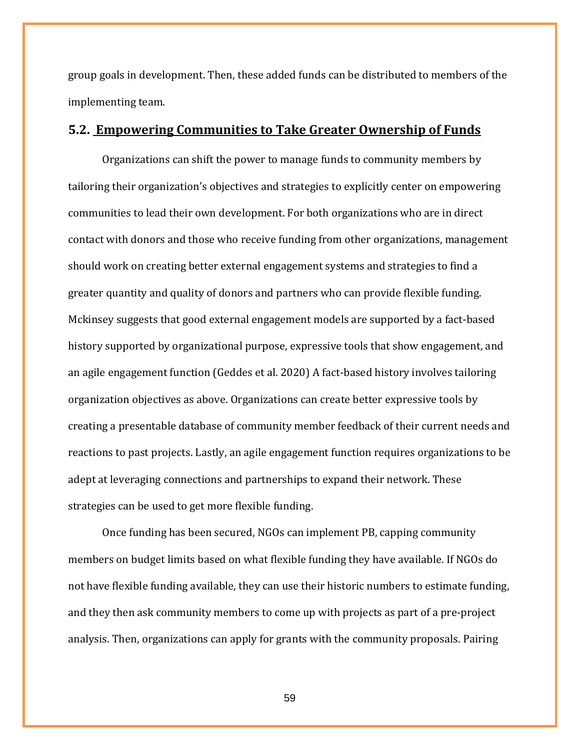group goals in development. Then, these added funds can be distributed to members of the implementing team.

## 5.2. Empowering Communities to Take Greater Ownership of Funds

Organizations can shift the power to manage funds to community members by tailoring their organization's objectives and strategies to explicitly center on empowering communities to lead their own development. For both organizations who are in direct contact with donors and those who receive funding from other organizations, management should work on creating better external engagement systems and strategies to find a greater quantity and quality of donors and partners who can provide flexible funding. Mckinsey suggests that good external engagement models are supported by a fact-based history supported by organizational purpose, expressive tools that show engagement, and an agile engagement function (Geddes et al. 2020) A fact-based history involves tailoring organization objectives as above. Organizations can create better expressive tools by creating a presentable database of community member feedback of their current needs and reactions to past projects. Lastly, an agile engagement function requires organizations to be adept at leveraging connections and partnerships to expand their network. These strategies can be used to get more flexible funding.

Once funding has been secured, NGOs can implement PB, capping community members on budget limits based on what flexible funding they have available. If NGOs do not have flexible funding available, they can use their historic numbers to estimate funding, and they then ask community members to come up with projects as part of a pre-project analysis. Then, organizations can apply for grants with the community proposals. Pairing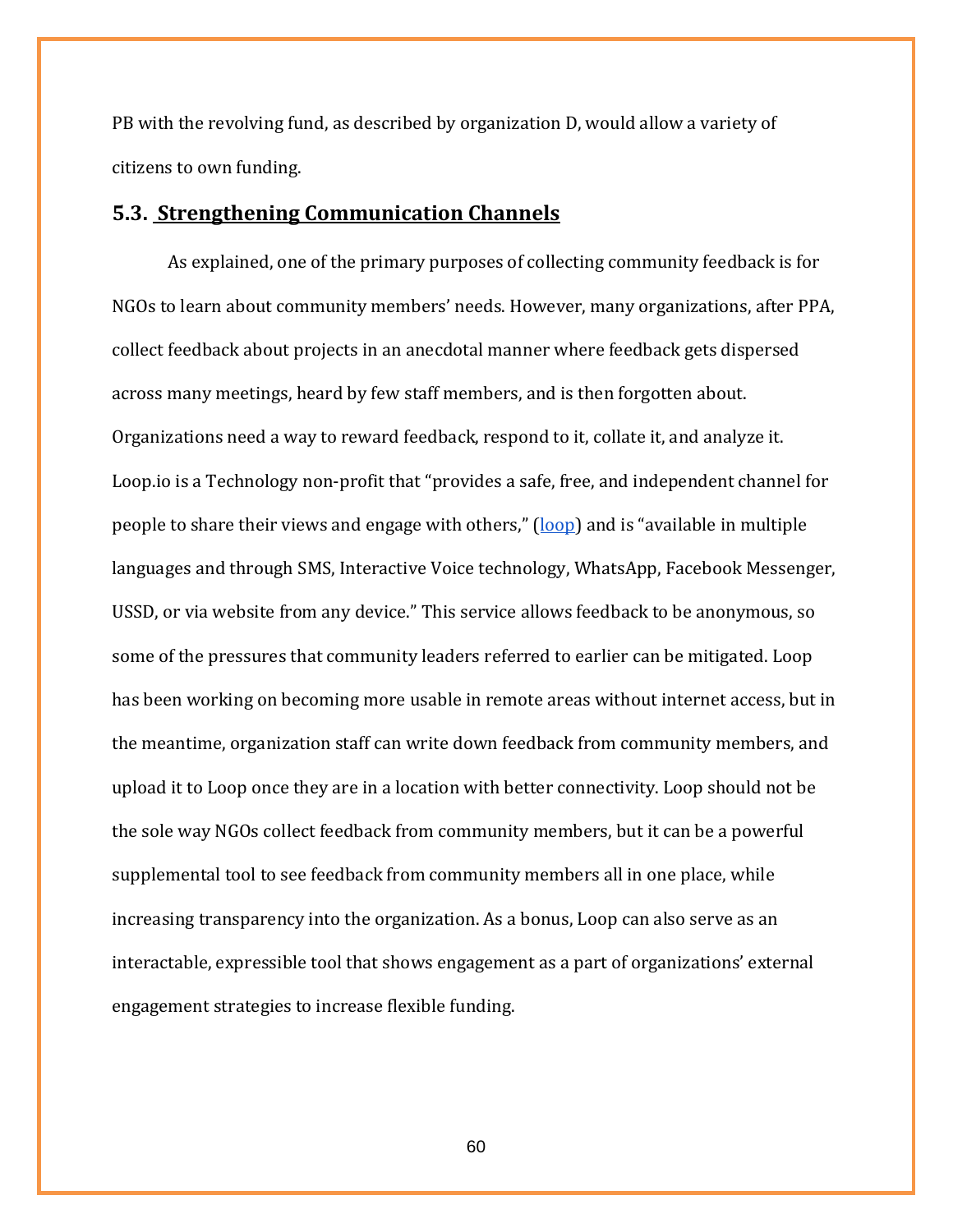PB with the revolving fund, as described by organization D, would allow a variety of citizens to own funding.

## 5.3. Strengthening Communication Channels

As explained, one of the primary purposes of collecting community feedback is for NGOs to learn about community members' needs. However, many organizations, after PPA, collect feedback about projects in an anecdotal manner where feedback gets dispersed across many meetings, heard by few staff members, and is then forgotten about. Organizations need a way to reward feedback, respond to it, collate it, and analyze it. Loop.io is a Technology non-profit that "provides a safe, free, and independent channel for people to share their views and engage with others," (loop) and is "available in multiple languages and through SMS, Interactive Voice technology, WhatsApp, Facebook Messenger, USSD, or via website from any device." This service allows feedback to be anonymous, so some of the pressures that community leaders referred to earlier can be mitigated. Loop has been working on becoming more usable in remote areas without internet access, but in the meantime, organization staff can write down feedback from community members, and upload it to Loop once they are in a location with better connectivity. Loop should not be the sole way NGOs collect feedback from community members, but it can be a powerful supplemental tool to see feedback from community members all in one place, while increasing transparency into the organization. As a bonus, Loop can also serve as an interactable, expressible tool that shows engagement as a part of organizations' external engagement strategies to increase flexible funding.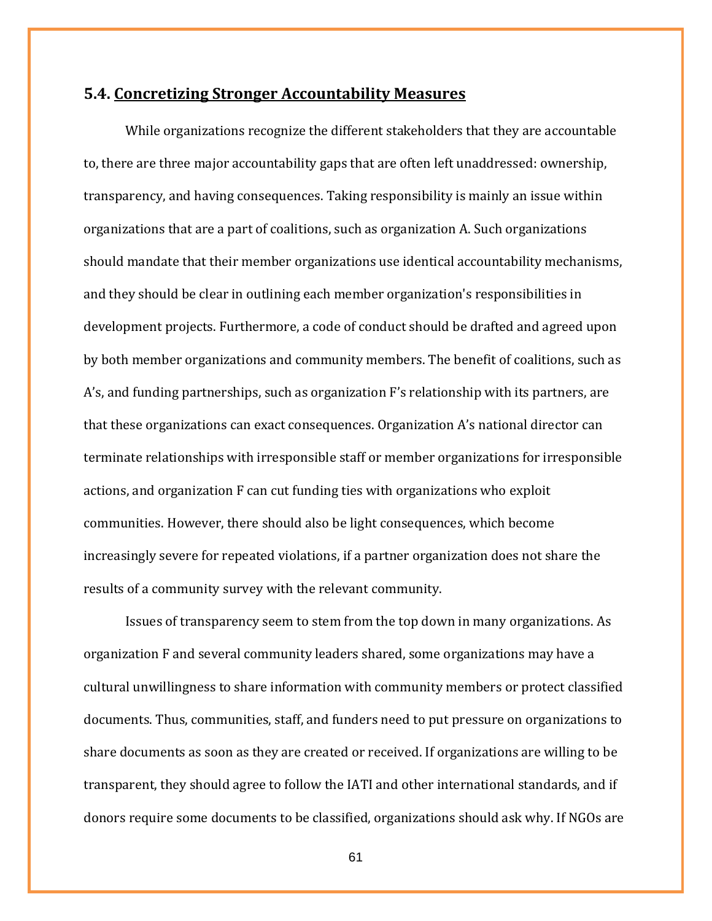## 5.4. Concretizing Stronger Accountability Measures

While organizations recognize the different stakeholders that they are accountable to, there are three major accountability gaps that are often left unaddressed: ownership, transparency, and having consequences. Taking responsibility is mainly an issue within organizations that are a part of coalitions, such as organization A. Such organizations should mandate that their member organizations use identical accountability mechanisms, and they should be clear in outlining each member organization's responsibilities in development projects. Furthermore, a code of conduct should be drafted and agreed upon by both member organizations and community members. The benefit of coalitions, such as A's, and funding partnerships, such as organization F's relationship with its partners, are that these organizations can exact consequences. Organization A's national director can terminate relationships with irresponsible staff or member organizations for irresponsible actions, and organization F can cut funding ties with organizations who exploit communities. However, there should also be light consequences, which become increasingly severe for repeated violations, if a partner organization does not share the results of a community survey with the relevant community.

Issues of transparency seem to stem from the top down in many organizations. As organization F and several community leaders shared, some organizations may have a cultural unwillingness to share information with community members or protect classified documents. Thus, communities, staff, and funders need to put pressure on organizations to share documents as soon as they are created or received. If organizations are willing to be transparent, they should agree to follow the IATI and other international standards, and if donors require some documents to be classified, organizations should ask why. If NGOs are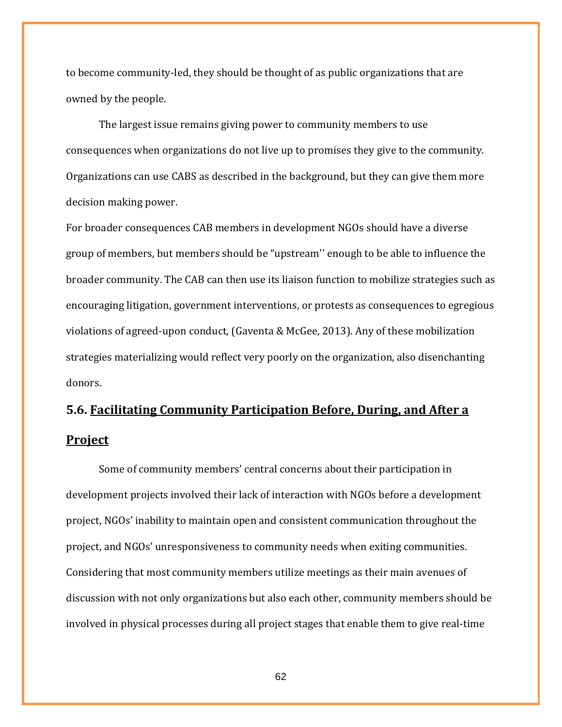to become community-led, they should be thought of as public organizations that are owned by the people.

The largest issue remains giving power to community members to use consequences when organizations do not live up to promises they give to the community. Organizations can use CABS as described in the background, but they can give them more decision making power.

For broader consequences CAB members in development NGOs should have a diverse group of members, but members should be “upstream'' enough to be able to influence the broader community. The CAB can then use its liaison function to mobilize strategies such as encouraging litigation, government interventions, or protests as consequences to egregious violations of agreed-upon conduct, (Gaventa & McGee, 2013). Any of these mobilization strategies materializing would reflect very poorly on the organization, also disenchanting donors.

### 5.6. Facilitating Community Participation Before, During, and After a Project

Some of community members’ central concerns about their participation in development projects involved their lack of interaction with NGOs before a development project, NGOs’ inability to maintain open and consistent communication throughout the project, and NGOs’ unresponsiveness to community needs when exiting communities. Considering that most community members utilize meetings as their main avenues of discussion with not only organizations but also each other, community members should be involved in physical processes during all project stages that enable them to give real-time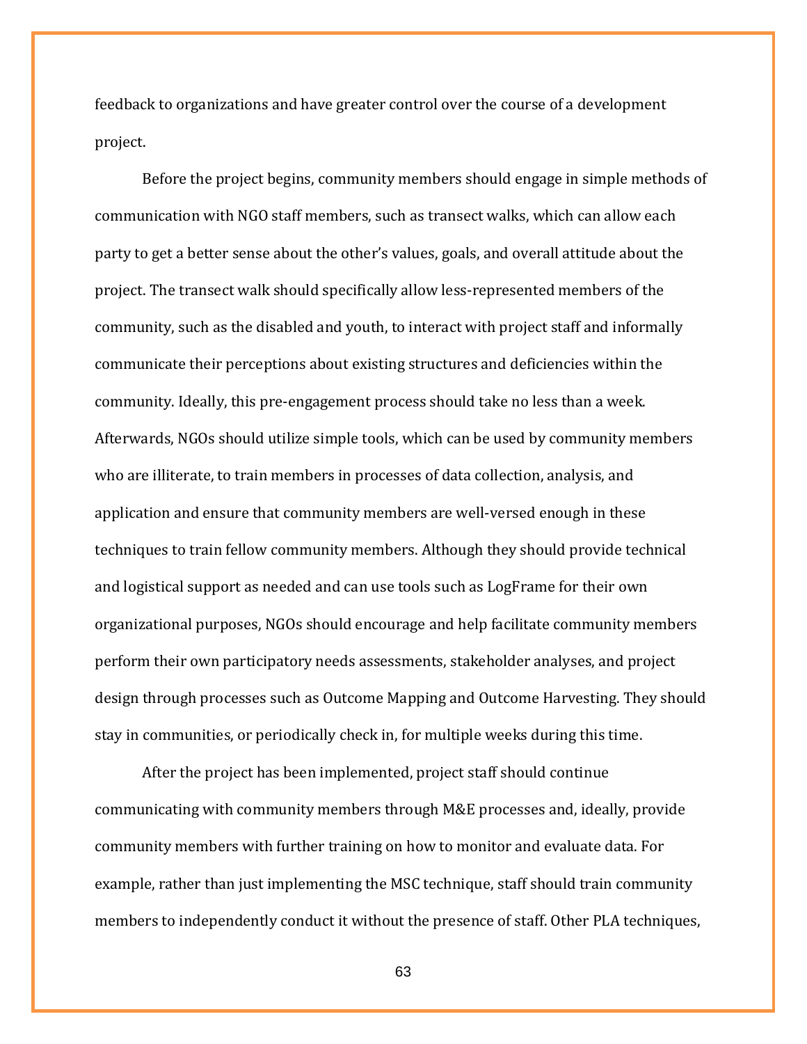feedback to organizations and have greater control over the course of a development project.

Before the project begins, community members should engage in simple methods of communication with NGO staff members, such as transect walks, which can allow each party to get a better sense about the other's values, goals, and overall attitude about the project. The transect walk should specifically allow less-represented members of the community, such as the disabled and youth, to interact with project staff and informally communicate their perceptions about existing structures and deficiencies within the community. Ideally, this pre-engagement process should take no less than a week. Afterwards, NGOs should utilize simple tools, which can be used by community members who are illiterate, to train members in processes of data collection, analysis, and application and ensure that community members are well-versed enough in these techniques to train fellow community members. Although they should provide technical and logistical support as needed and can use tools such as LogFrame for their own organizational purposes, NGOs should encourage and help facilitate community members perform their own participatory needs assessments, stakeholder analyses, and project design through processes such as Outcome Mapping and Outcome Harvesting. They should stay in communities, or periodically check in, for multiple weeks during this time.

After the project has been implemented, project staff should continue communicating with community members through M&E processes and, ideally, provide community members with further training on how to monitor and evaluate data. For example, rather than just implementing the MSC technique, staff should train community members to independently conduct it without the presence of staff. Other PLA techniques,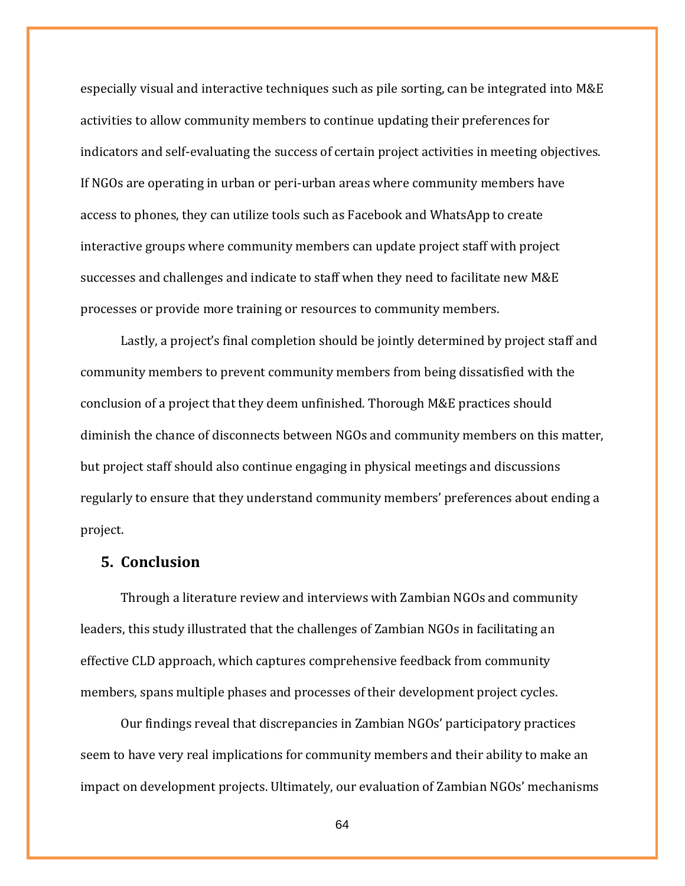especially visual and interactive techniques such as pile sorting, can be integrated into M&E activities to allow community members to continue updating their preferences for indicators and self-evaluating the success of certain project activities in meeting objectives. If NGOs are operating in urban or peri-urban areas where community members have access to phones, they can utilize tools such as Facebook and WhatsApp to create interactive groups where community members can update project staff with project successes and challenges and indicate to staff when they need to facilitate new M&E processes or provide more training or resources to community members.

Lastly, a project's final completion should be jointly determined by project staff and community members to prevent community members from being dissatisfied with the conclusion of a project that they deem unfinished. Thorough M&E practices should diminish the chance of disconnects between NGOs and community members on this matter, but project staff should also continue engaging in physical meetings and discussions regularly to ensure that they understand community members' preferences about ending a project.

## 5. Conclusion

Through a literature review and interviews with Zambian NGOs and community leaders, this study illustrated that the challenges of Zambian NGOs in facilitating an effective CLD approach, which captures comprehensive feedback from community members, spans multiple phases and processes of their development project cycles.

Our findings reveal that discrepancies in Zambian NGOs' participatory practices seem to have very real implications for community members and their ability to make an impact on development projects. Ultimately, our evaluation of Zambian NGOs' mechanisms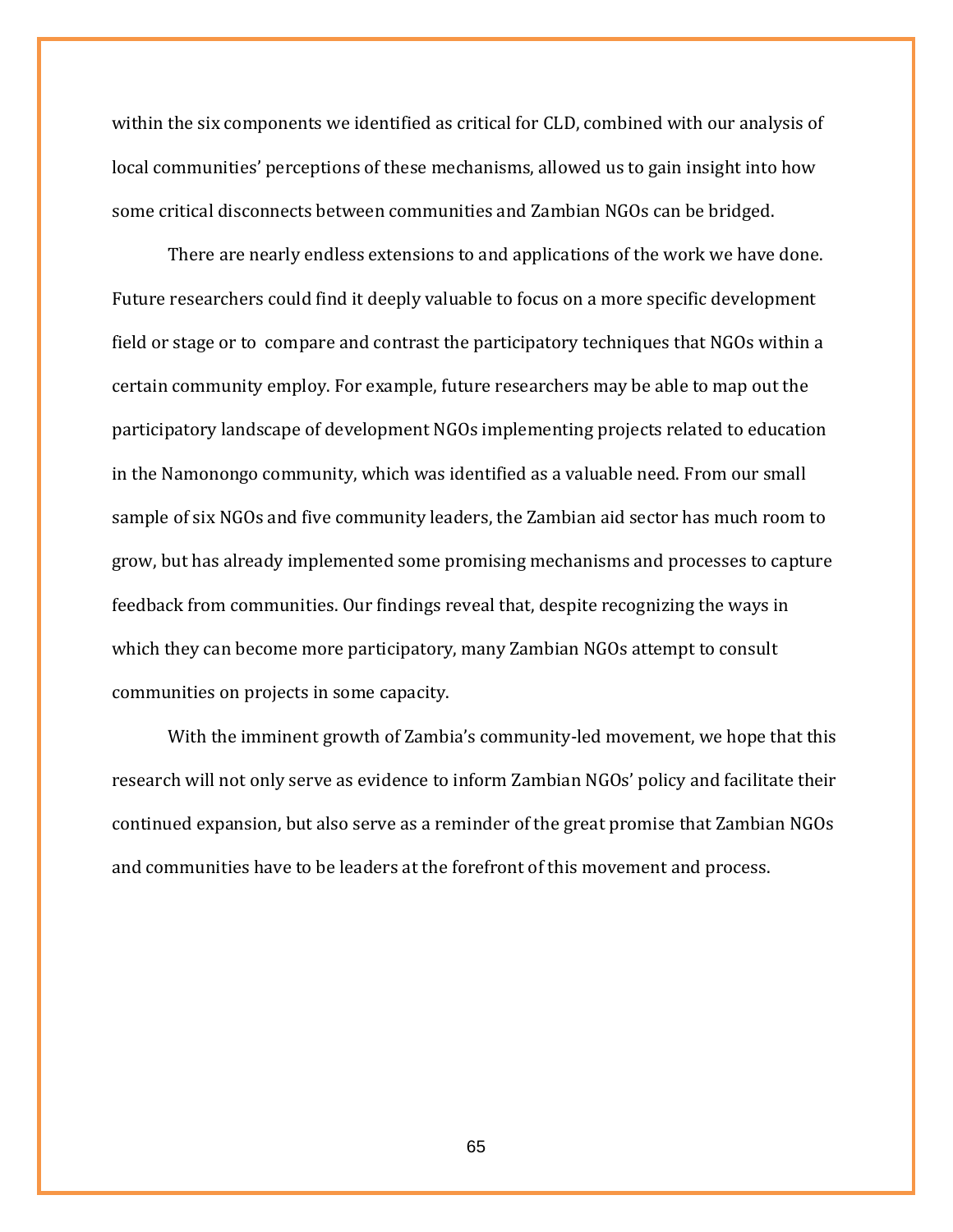within the six components we identified as critical for CLD, combined with our analysis of local communities' perceptions of these mechanisms, allowed us to gain insight into how some critical disconnects between communities and Zambian NGOs can be bridged.

There are nearly endless extensions to and applications of the work we have done. Future researchers could find it deeply valuable to focus on a more specific development field or stage or to compare and contrast the participatory techniques that NGOs within a certain community employ. For example, future researchers may be able to map out the participatory landscape of development NGOs implementing projects related to education in the Namonongo community, which was identified as a valuable need. From our small sample of six NGOs and five community leaders, the Zambian aid sector has much room to grow, but has already implemented some promising mechanisms and processes to capture feedback from communities. Our findings reveal that, despite recognizing the ways in which they can become more participatory, many Zambian NGOs attempt to consult communities on projects in some capacity.

With the imminent growth of Zambia's community-led movement, we hope that this research will not only serve as evidence to inform Zambian NGOs' policy and facilitate their continued expansion, but also serve as a reminder of the great promise that Zambian NGOs and communities have to be leaders at the forefront of this movement and process.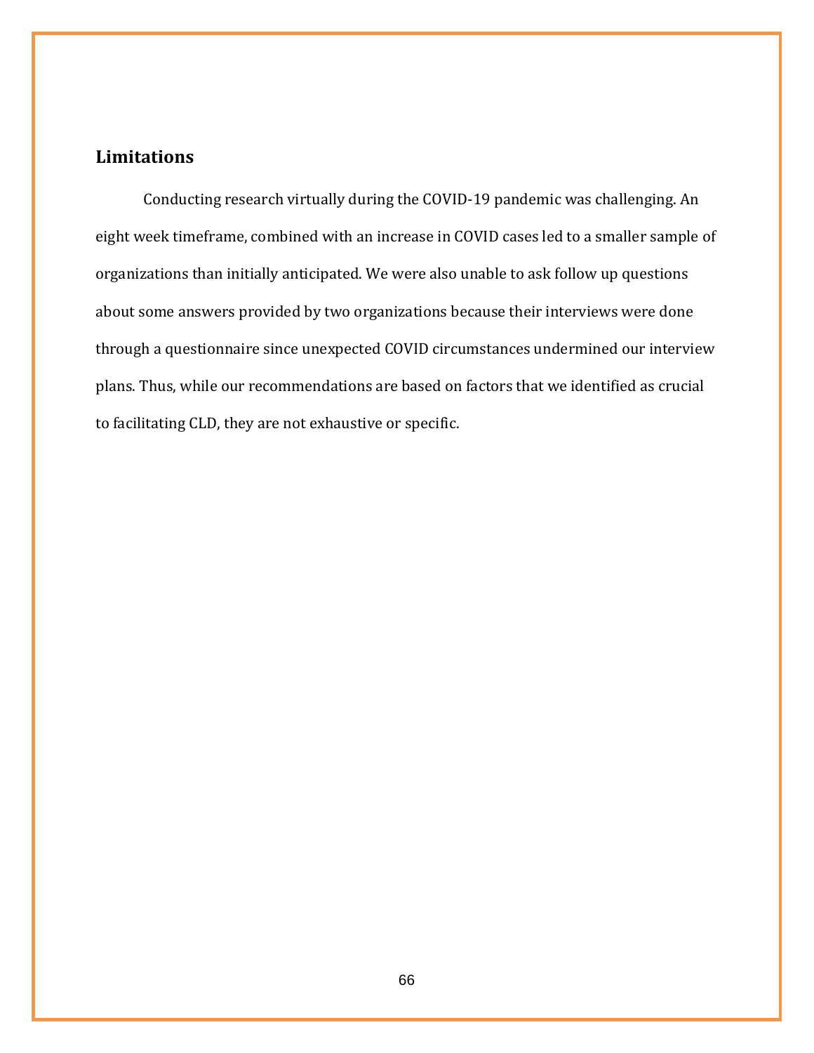## Limitations

Conducting research virtually during the COVID-19 pandemic was challenging. An eight week timeframe, combined with an increase in COVID cases led to a smaller sample of organizations than initially anticipated. We were also unable to ask follow up questions about some answers provided by two organizations because their interviews were done through a questionnaire since unexpected COVID circumstances undermined our interview plans. Thus, while our recommendations are based on factors that we identified as crucial to facilitating CLD, they are not exhaustive or specific.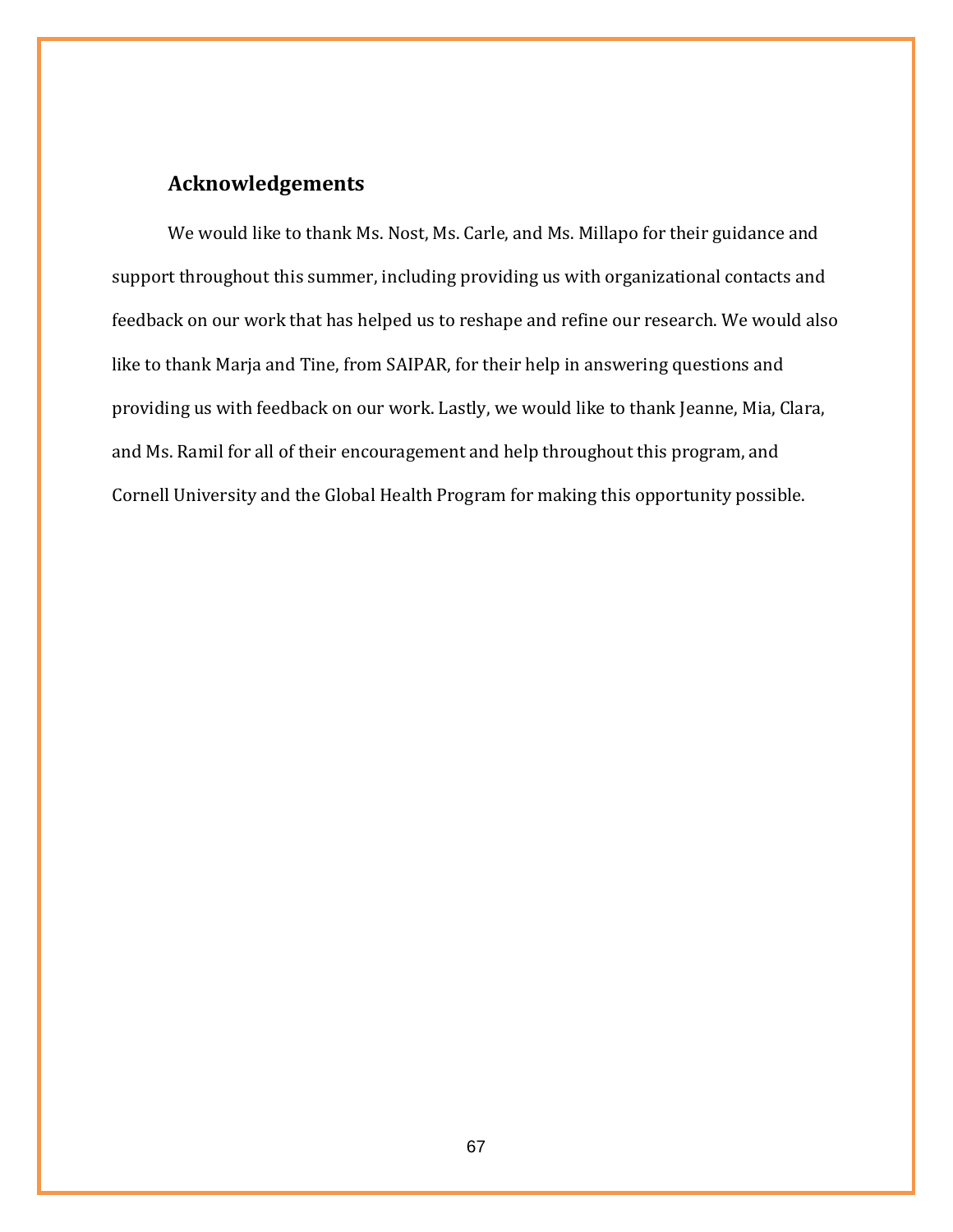## Acknowledgements

We would like to thank Ms. Nost, Ms. Carle, and Ms. Millapo for their guidance and support throughout this summer, including providing us with organizational contacts and feedback on our work that has helped us to reshape and refine our research. We would also like to thank Marja and Tine, from SAIPAR, for their help in answering questions and providing us with feedback on our work. Lastly, we would like to thank Jeanne, Mia, Clara, and Ms. Ramil for all of their encouragement and help throughout this program, and Cornell University and the Global Health Program for making this opportunity possible.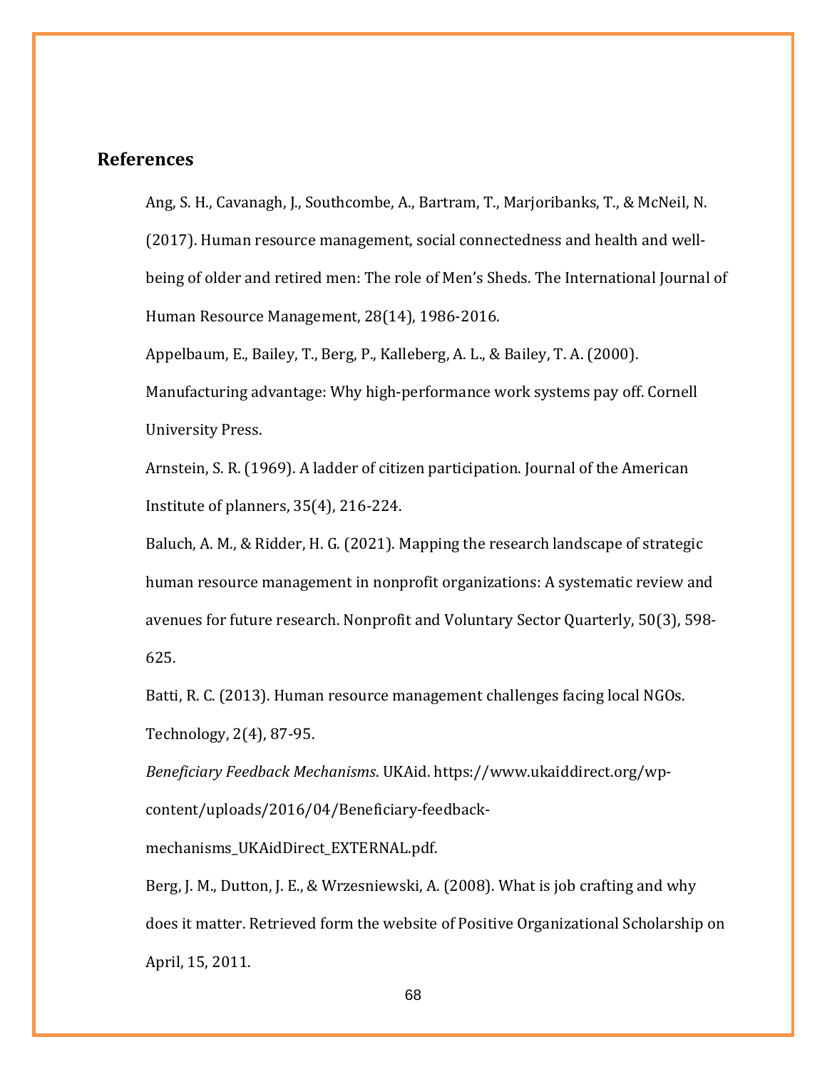## References

Ang, S. H., Cavanagh, J., Southcombe, A., Bartram, T., Marjoribanks, T., & McNeil, N. (2017). Human resource management, social connectedness and health and well-being of older and retired men: The role of Men's Sheds. The International Journal of Human Resource Management, 28(14), 1986-2016.

Appelbaum, E., Bailey, T., Berg, P., Kalleberg, A. L., & Bailey, T. A. (2000). Manufacturing advantage: Why high-performance work systems pay off. Cornell University Press.

Arnstein, S. R. (1969). A ladder of citizen participation. Journal of the American Institute of planners, 35(4), 216-224.

Baluch, A. M., & Ridder, H. G. (2021). Mapping the research landscape of strategic human resource management in nonprofit organizations: A systematic review and avenues for future research. Nonprofit and Voluntary Sector Quarterly, 50(3), 598-625.

Batti, R. C. (2013). Human resource management challenges facing local NGOs. Technology, 2(4), 87-95.

*Beneficiary Feedback Mechanisms*. UKAid. https://www.ukaiddirect.org/wp-content/uploads/2016/04/Beneficiary-feedback-mechanisms_UKAidDirect_EXTERNAL.pdf.

Berg, J. M., Dutton, J. E., & Wrzesniewski, A. (2008). What is job crafting and why does it matter. Retrieved form the website of Positive Organizational Scholarship on April, 15, 2011.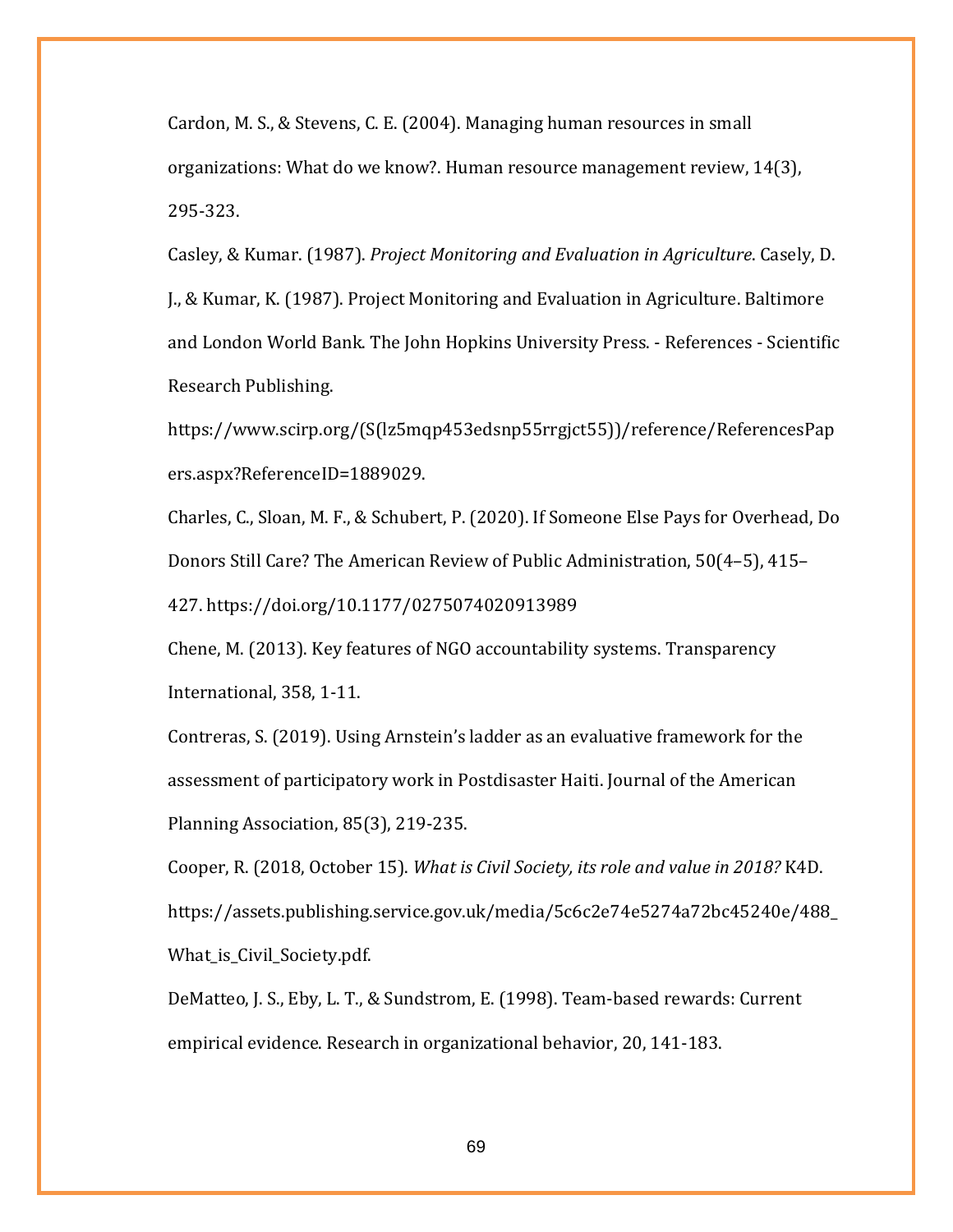Cardon, M. S., & Stevens, C. E. (2004). Managing human resources in small organizations: What do we know?. Human resource management review, 14(3), 295-323.

Casley, & Kumar. (1987). *Project Monitoring and Evaluation in Agriculture*. Casely, D. J., & Kumar, K. (1987). Project Monitoring and Evaluation in Agriculture. Baltimore and London World Bank. The John Hopkins University Press. - References - Scientific Research Publishing. https://www.scirp.org/(S(lz5mqp453edsnp55rrgjct55))/reference/ReferencesPapers.aspx?ReferenceID=1889029.

Charles, C., Sloan, M. F., & Schubert, P. (2020). If Someone Else Pays for Overhead, Do Donors Still Care? The American Review of Public Administration, 50(4–5), 415–427. https://doi.org/10.1177/0275074020913989

Chene, M. (2013). Key features of NGO accountability systems. Transparency International, 358, 1-11.

Contreras, S. (2019). Using Arnstein's ladder as an evaluative framework for the assessment of participatory work in Postdisaster Haiti. Journal of the American Planning Association, 85(3), 219-235.

Cooper, R. (2018, October 15). *What is Civil Society, its role and value in 2018?* K4D. https://assets.publishing.service.gov.uk/media/5c6c2e74e5274a72bc45240e/488_What_is_Civil_Society.pdf.

DeMatteo, J. S., Eby, L. T., & Sundstrom, E. (1998). Team-based rewards: Current empirical evidence. Research in organizational behavior, 20, 141-183.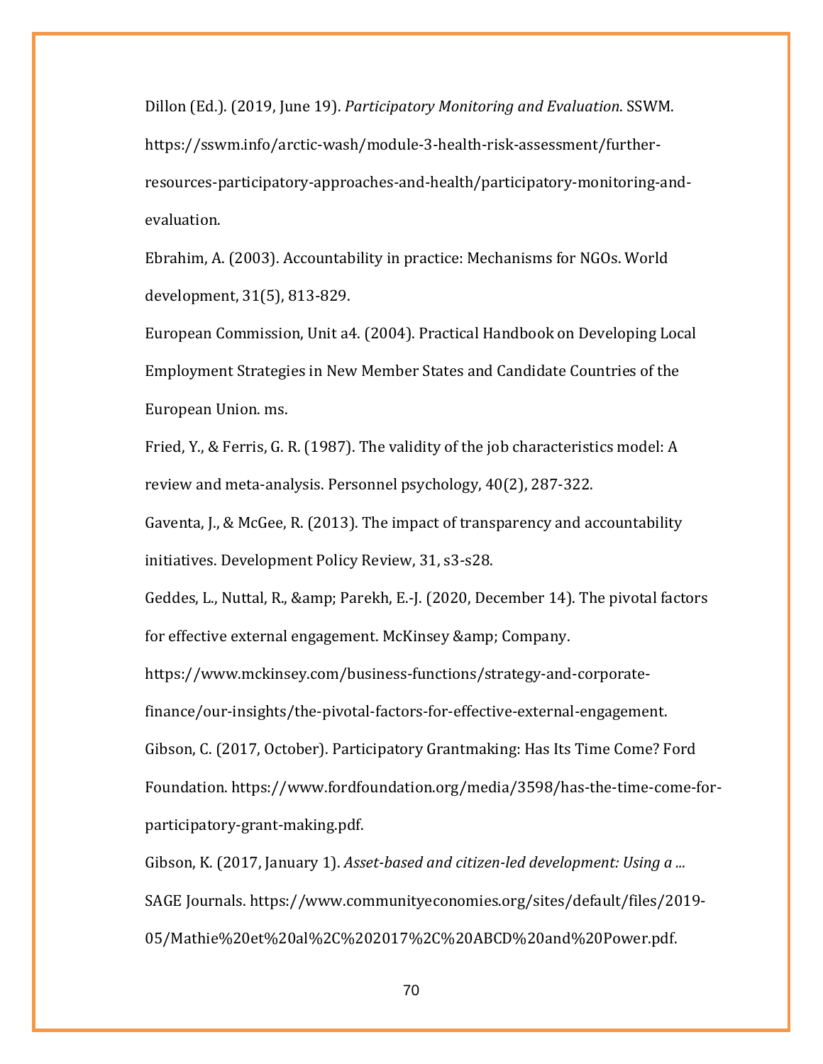Dillon (Ed.). (2019, June 19). *Participatory Monitoring and Evaluation*. SSWM. https://sswm.info/arctic-wash/module-3-health-risk-assessment/further-resources-participatory-approaches-and-health/participatory-monitoring-and-evaluation.

Ebrahim, A. (2003). Accountability in practice: Mechanisms for NGOs. World development, 31(5), 813-829.

European Commission, Unit a4. (2004). Practical Handbook on Developing Local Employment Strategies in New Member States and Candidate Countries of the European Union. ms.

Fried, Y., & Ferris, G. R. (1987). The validity of the job characteristics model: A review and meta-analysis. Personnel psychology, 40(2), 287-322.

Gaventa, J., & McGee, R. (2013). The impact of transparency and accountability initiatives. Development Policy Review, 31, s3-s28.

Geddes, L., Nuttal, R., &amp; Parekh, E.-J. (2020, December 14). The pivotal factors for effective external engagement. McKinsey &amp; Company. https://www.mckinsey.com/business-functions/strategy-and-corporate-finance/our-insights/the-pivotal-factors-for-effective-external-engagement.

Gibson, C. (2017, October). Participatory Grantmaking: Has Its Time Come? Ford Foundation. https://www.fordfoundation.org/media/3598/has-the-time-come-for-participatory-grant-making.pdf.

Gibson, K. (2017, January 1). *Asset-based and citizen-led development: Using a ...* SAGE Journals. https://www.communityeconomies.org/sites/default/files/2019-05/Mathie%20et%20al%2C%202017%2C%20ABCD%20and%20Power.pdf.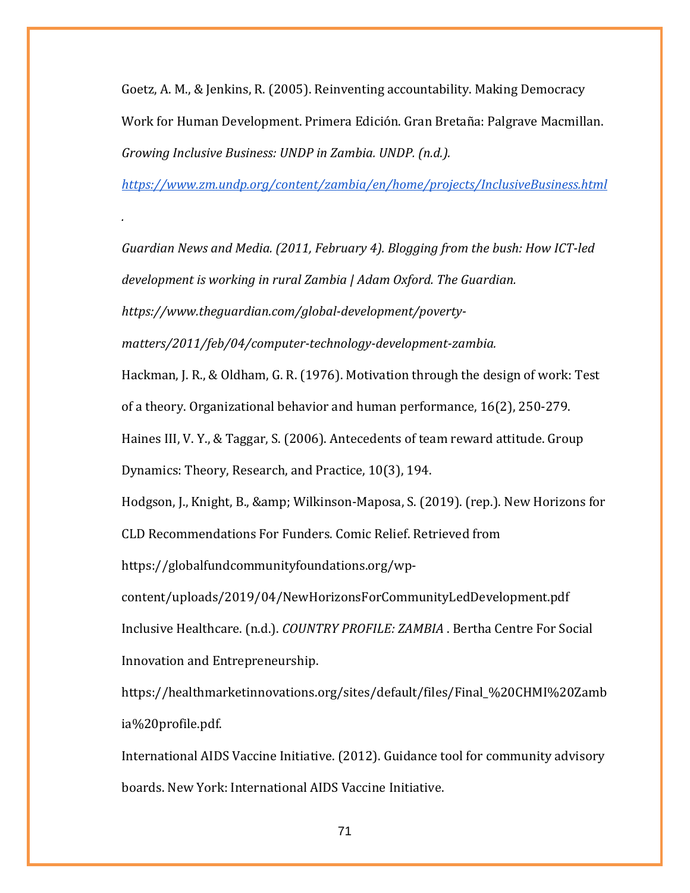Goetz, A. M., & Jenkins, R. (2005). Reinventing accountability. Making Democracy Work for Human Development. Primera Edición. Gran Bretaña: Palgrave Macmillan.

*Growing Inclusive Business: UNDP in Zambia. UNDP. (n.d.). [https://www.zm.undp.org/content/zambia/en/home/projects/InclusiveBusiness.html](https://www.zm.undp.org/content/zambia/en/home/projects/InclusiveBusiness.html).*

*Guardian News and Media. (2011, February 4). Blogging from the bush: How ICT-led development is working in rural Zambia | Adam Oxford. The Guardian. https://www.theguardian.com/global-development/poverty-matters/2011/feb/04/computer-technology-development-zambia.*

Hackman, J. R., & Oldham, G. R. (1976). Motivation through the design of work: Test of a theory. Organizational behavior and human performance, 16(2), 250-279.

Haines III, V. Y., & Taggar, S. (2006). Antecedents of team reward attitude. Group Dynamics: Theory, Research, and Practice, 10(3), 194.

Hodgson, J., Knight, B., &amp; Wilkinson-Maposa, S. (2019). (rep.). New Horizons for CLD Recommendations For Funders. Comic Relief. Retrieved from https://globalfundcommunityfoundations.org/wp-content/uploads/2019/04/NewHorizonsForCommunityLedDevelopment.pdf

Inclusive Healthcare. (n.d.). *COUNTRY PROFILE: ZAMBIA* . Bertha Centre For Social Innovation and Entrepreneurship. https://healthmarketinnovations.org/sites/default/files/Final_%20CHMI%20Zambia%20profile.pdf.

International AIDS Vaccine Initiative. (2012). Guidance tool for community advisory boards. New York: International AIDS Vaccine Initiative.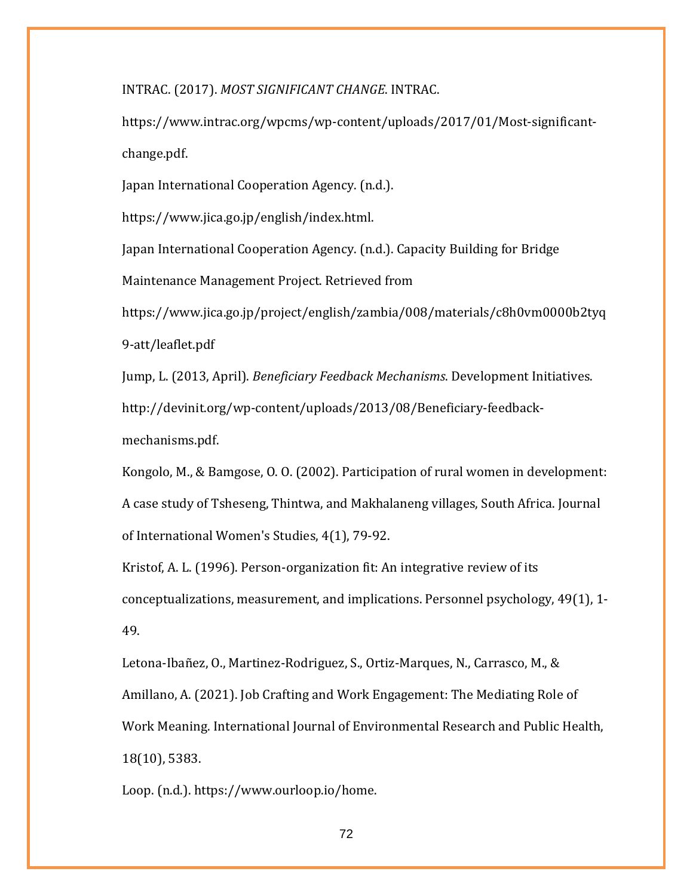INTRAC. (2017). *MOST SIGNIFICANT CHANGE*. INTRAC. https://www.intrac.org/wpcms/wp-content/uploads/2017/01/Most-significant-change.pdf.

Japan International Cooperation Agency. (n.d.). https://www.jica.go.jp/english/index.html.

Japan International Cooperation Agency. (n.d.). Capacity Building for Bridge Maintenance Management Project. Retrieved from https://www.jica.go.jp/project/english/zambia/008/materials/c8h0vm0000b2tyq9-att/leaflet.pdf

Jump, L. (2013, April). *Beneficiary Feedback Mechanisms*. Development Initiatives. http://devinit.org/wp-content/uploads/2013/08/Beneficiary-feedback-mechanisms.pdf.

Kongolo, M., & Bamgose, O. O. (2002). Participation of rural women in development: A case study of Tsheseng, Thintwa, and Makhalaneng villages, South Africa. Journal of International Women's Studies, 4(1), 79-92.

Kristof, A. L. (1996). Person-organization fit: An integrative review of its conceptualizations, measurement, and implications. Personnel psychology, 49(1), 1-49.

Letona-Ibañez, O., Martinez-Rodriguez, S., Ortiz-Marques, N., Carrasco, M., & Amillano, A. (2021). Job Crafting and Work Engagement: The Mediating Role of Work Meaning. International Journal of Environmental Research and Public Health, 18(10), 5383.

Loop. (n.d.). https://www.ourloop.io/home.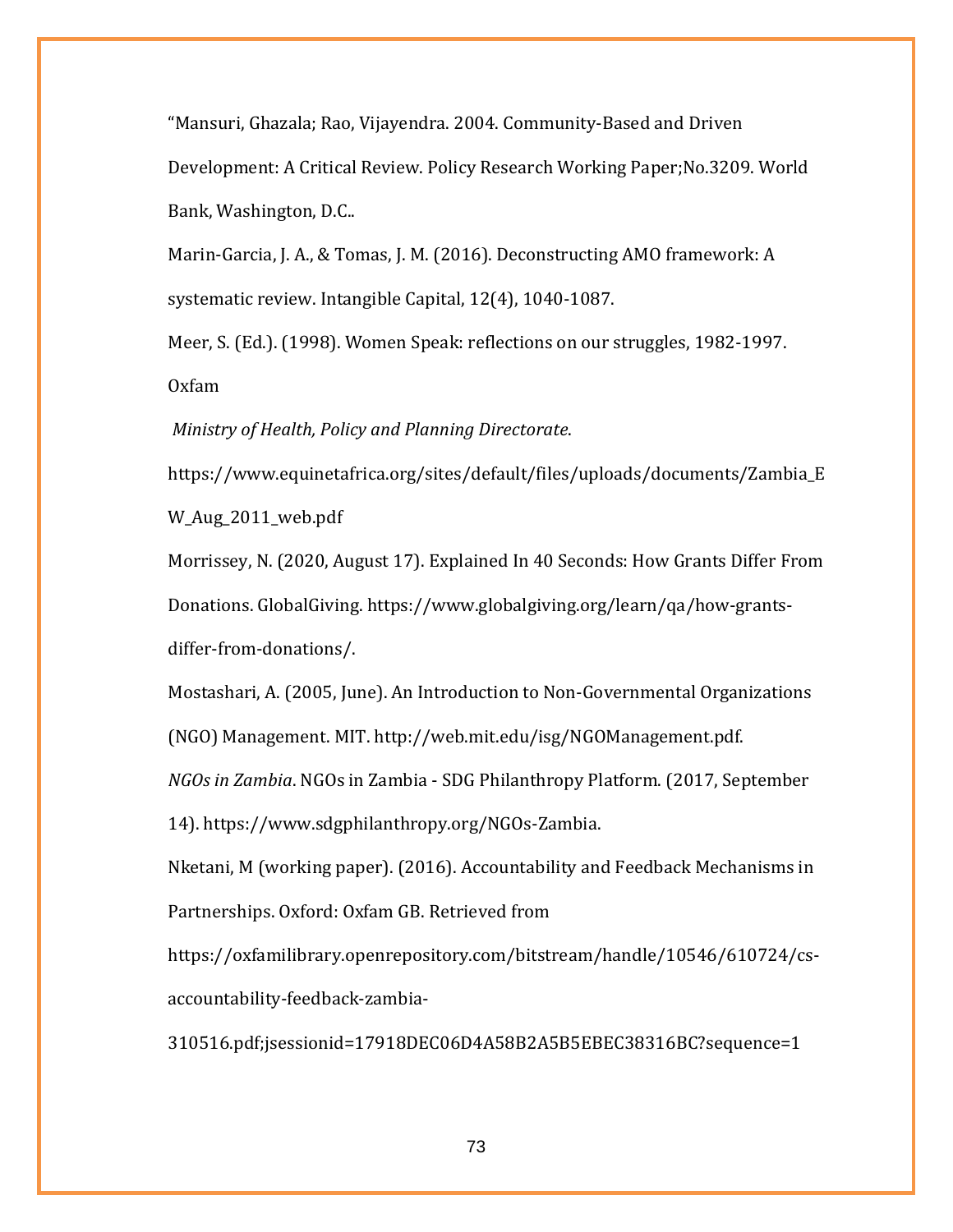"Mansuri, Ghazala; Rao, Vijayendra. 2004. Community-Based and Driven Development: A Critical Review. Policy Research Working Paper;No.3209. World Bank, Washington, D.C..

Marin-Garcia, J. A., & Tomas, J. M. (2016). Deconstructing AMO framework: A systematic review. Intangible Capital, 12(4), 1040-1087.

Meer, S. (Ed.). (1998). Women Speak: reflections on our struggles, 1982-1997. Oxfam

*Ministry of Health, Policy and Planning Directorate*. https://www.equinetafrica.org/sites/default/files/uploads/documents/Zambia_EW_Aug_2011_web.pdf

Morrissey, N. (2020, August 17). Explained In 40 Seconds: How Grants Differ From Donations. GlobalGiving. https://www.globalgiving.org/learn/qa/how-grants-differ-from-donations/.

Mostashari, A. (2005, June). An Introduction to Non-Governmental Organizations (NGO) Management. MIT. http://web.mit.edu/isg/NGOManagement.pdf.

*NGOs in Zambia*. NGOs in Zambia - SDG Philanthropy Platform. (2017, September 14). https://www.sdgphilanthropy.org/NGOs-Zambia.

Nketani, M (working paper). (2016). Accountability and Feedback Mechanisms in Partnerships. Oxford: Oxfam GB. Retrieved from https://oxfamilibrary.openrepository.com/bitstream/handle/10546/610724/cs-accountability-feedback-zambia-310516.pdf;jsessionid=17918DEC06D4A58B2A5B5EBEC38316BC?sequence=1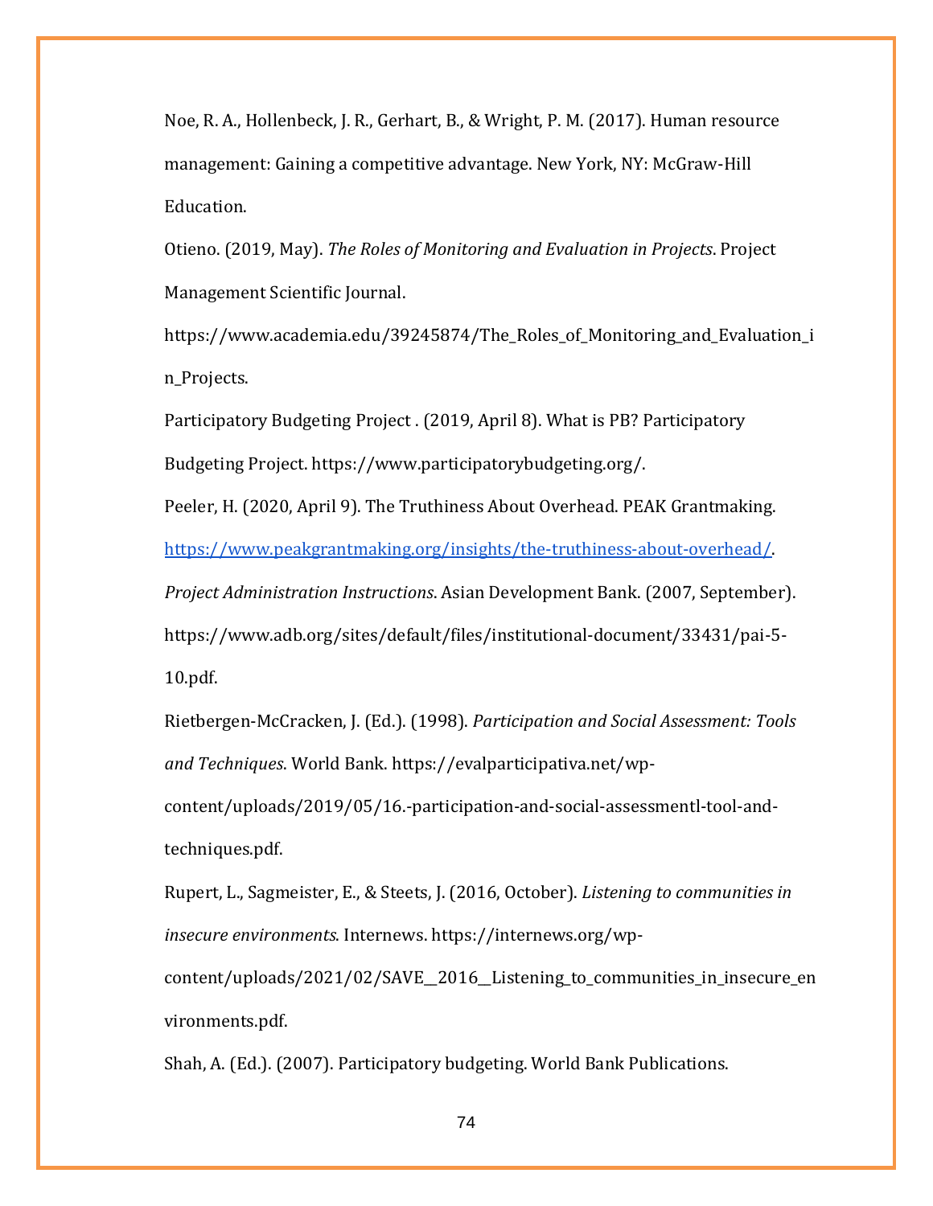Noe, R. A., Hollenbeck, J. R., Gerhart, B., & Wright, P. M. (2017). Human resource management: Gaining a competitive advantage. New York, NY: McGraw-Hill Education.

Otieno. (2019, May). *The Roles of Monitoring and Evaluation in Projects*. Project Management Scientific Journal. https://www.academia.edu/39245874/The_Roles_of_Monitoring_and_Evaluation_in_Projects.

Participatory Budgeting Project . (2019, April 8). What is PB? Participatory Budgeting Project. https://www.participatorybudgeting.org/.

Peeler, H. (2020, April 9). The Truthiness About Overhead. PEAK Grantmaking. https://www.peakgrantmaking.org/insights/the-truthiness-about-overhead/.

*Project Administration Instructions*. Asian Development Bank. (2007, September). https://www.adb.org/sites/default/files/institutional-document/33431/pai-5-10.pdf.

Rietbergen-McCracken, J. (Ed.). (1998). *Participation and Social Assessment: Tools and Techniques*. World Bank. https://evalparticipativa.net/wp-content/uploads/2019/05/16.-participation-and-social-assessmentl-tool-and-techniques.pdf.

Rupert, L., Sagmeister, E., & Steets, J. (2016, October). *Listening to communities in insecure environments.* Internews. https://internews.org/wp-content/uploads/2021/02/SAVE__2016__Listening_to_communities_in_insecure_environments.pdf.

Shah, A. (Ed.). (2007). Participatory budgeting. World Bank Publications.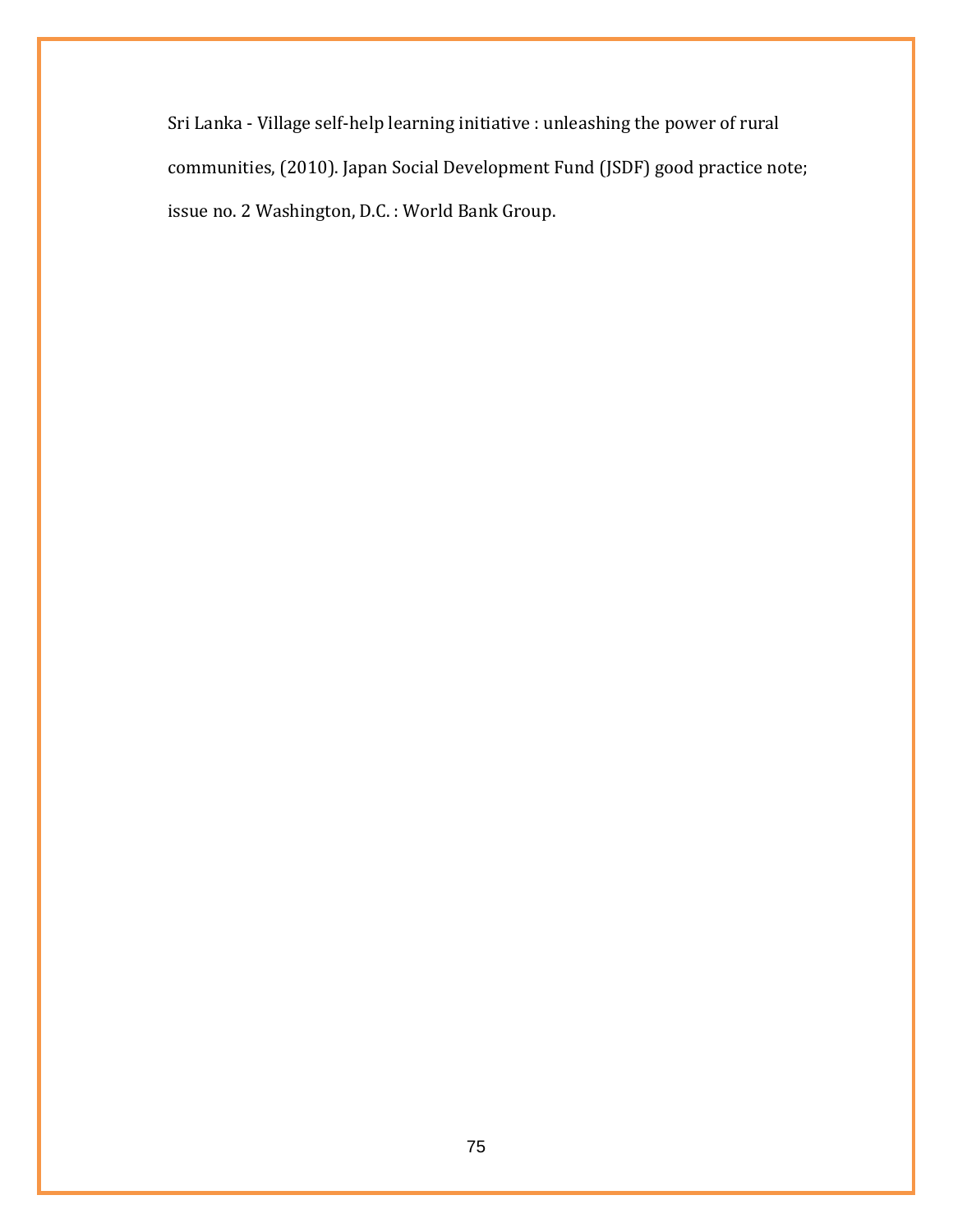Sri Lanka - Village self-help learning initiative : unleashing the power of rural communities, (2010). Japan Social Development Fund (JSDF) good practice note; issue no. 2 Washington, D.C. : World Bank Group.